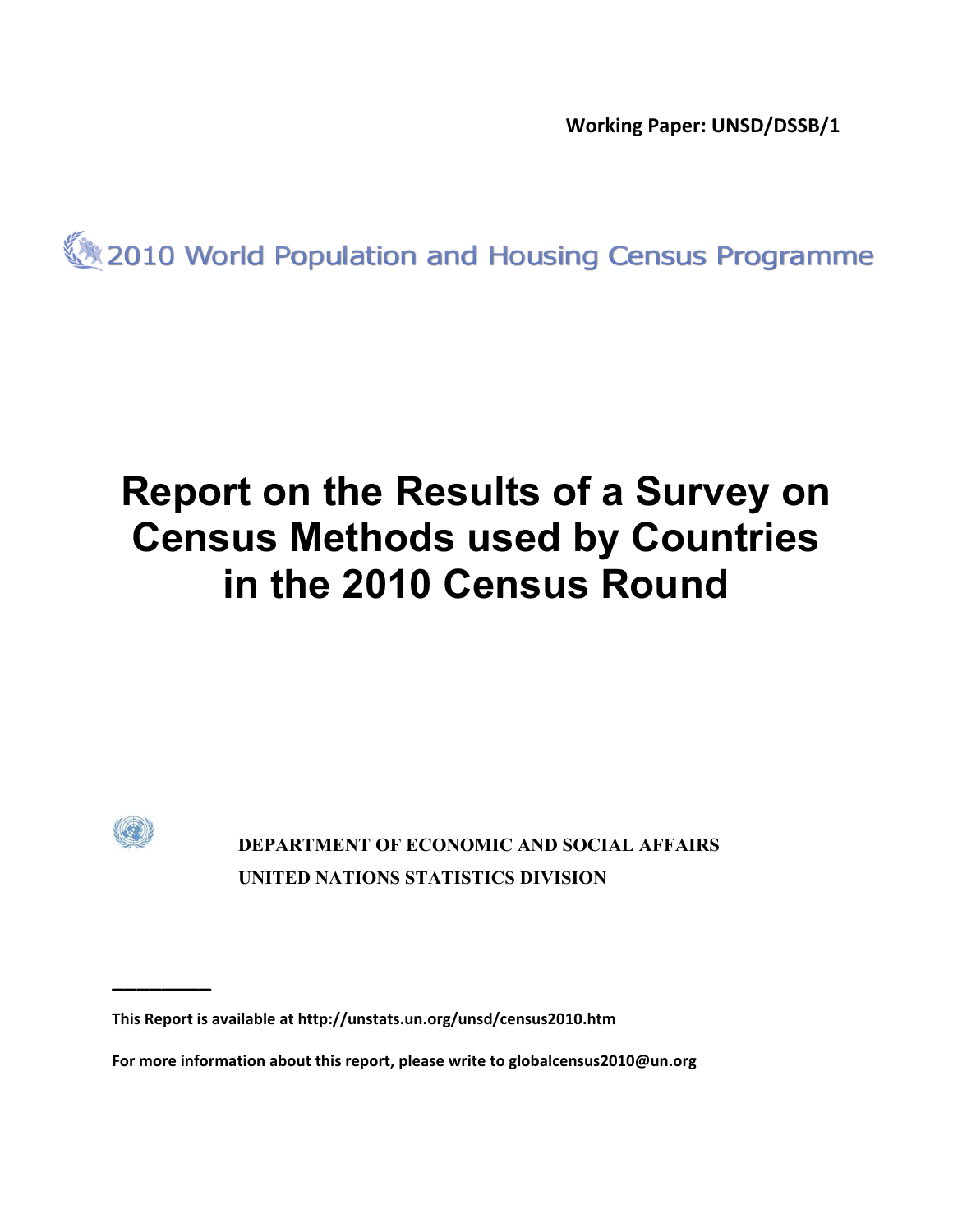**Working Paper: UNSD/DSSB/1**

2010 World Population and Housing Census Programme

# Report on the Results of a Survey on Census Methods used by Countries in the 2010 Census Round

**DEPARTMENT OF ECONOMIC AND SOCIAL AFFAIRS**

**UNITED NATIONS STATISTICS DIVISION**

---

**This Report is available at http://unstats.un.org/unsd/census2010.htm**

**For more information about this report, please write to globalcensus2010@un.org**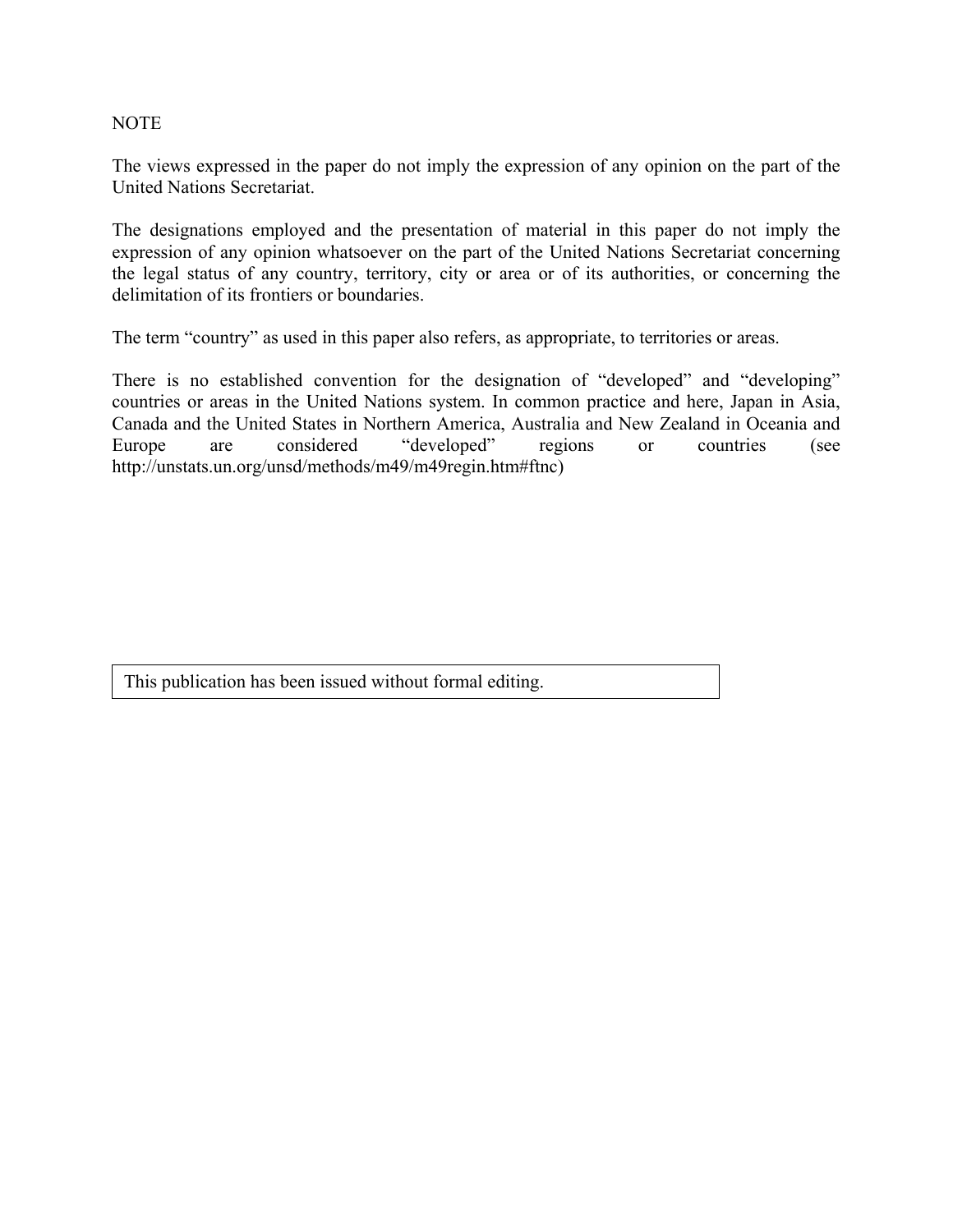NOTE

The views expressed in the paper do not imply the expression of any opinion on the part of the United Nations Secretariat.

The designations employed and the presentation of material in this paper do not imply the expression of any opinion whatsoever on the part of the United Nations Secretariat concerning the legal status of any country, territory, city or area or of its authorities, or concerning the delimitation of its frontiers or boundaries.

The term "country" as used in this paper also refers, as appropriate, to territories or areas.

There is no established convention for the designation of "developed" and "developing" countries or areas in the United Nations system. In common practice and here, Japan in Asia, Canada and the United States in Northern America, Australia and New Zealand in Oceania and Europe are considered "developed" regions or countries (see http://unstats.un.org/unsd/methods/m49/m49regin.htm#ftnc)

This publication has been issued without formal editing.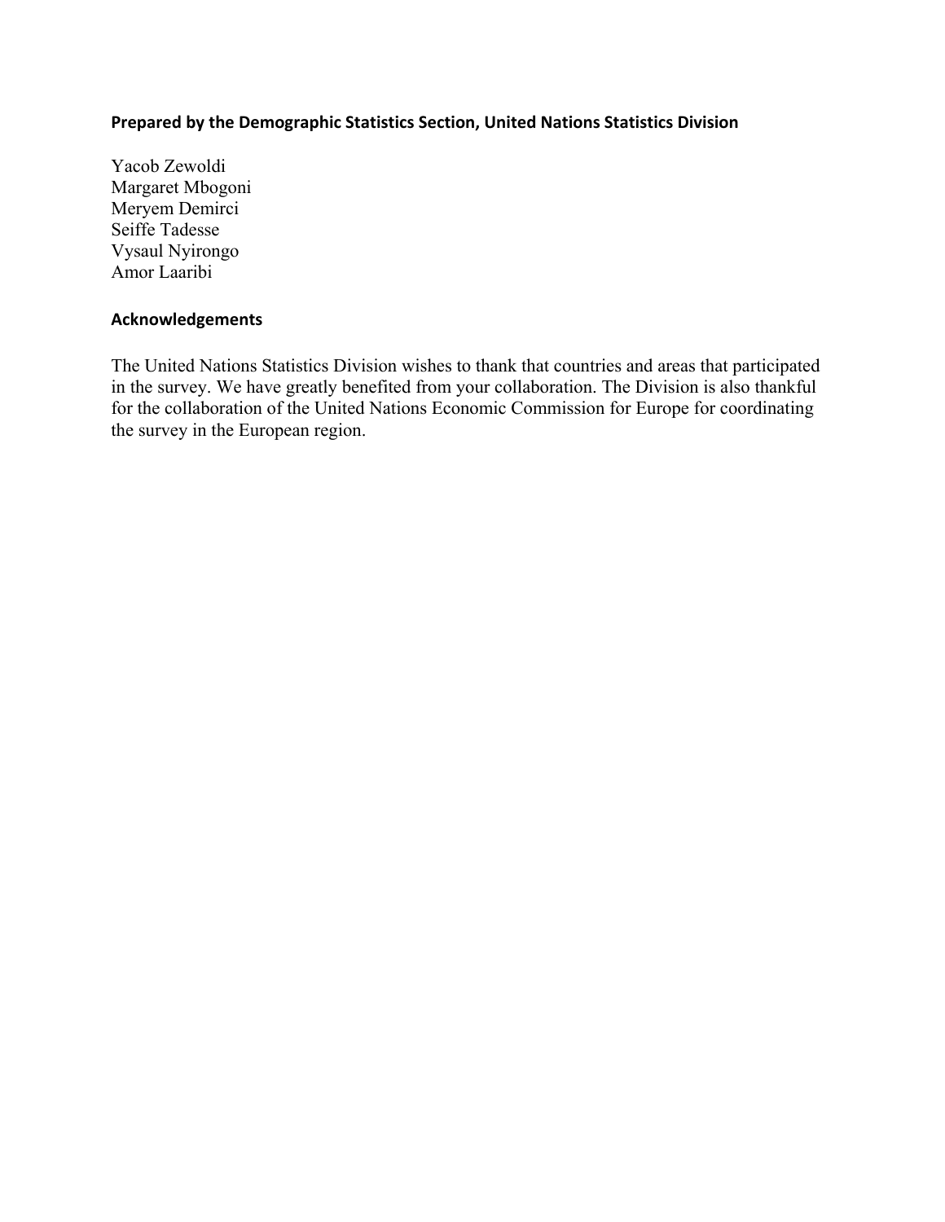**Prepared by the Demographic Statistics Section, United Nations Statistics Division**

Yacob Zewoldi
Margaret Mbogoni
Meryem Demirci
Seiffe Tadesse
Vysaul Nyirongo
Amor Laaribi

**Acknowledgements**

The United Nations Statistics Division wishes to thank that countries and areas that participated in the survey. We have greatly benefited from your collaboration. The Division is also thankful for the collaboration of the United Nations Economic Commission for Europe for coordinating the survey in the European region.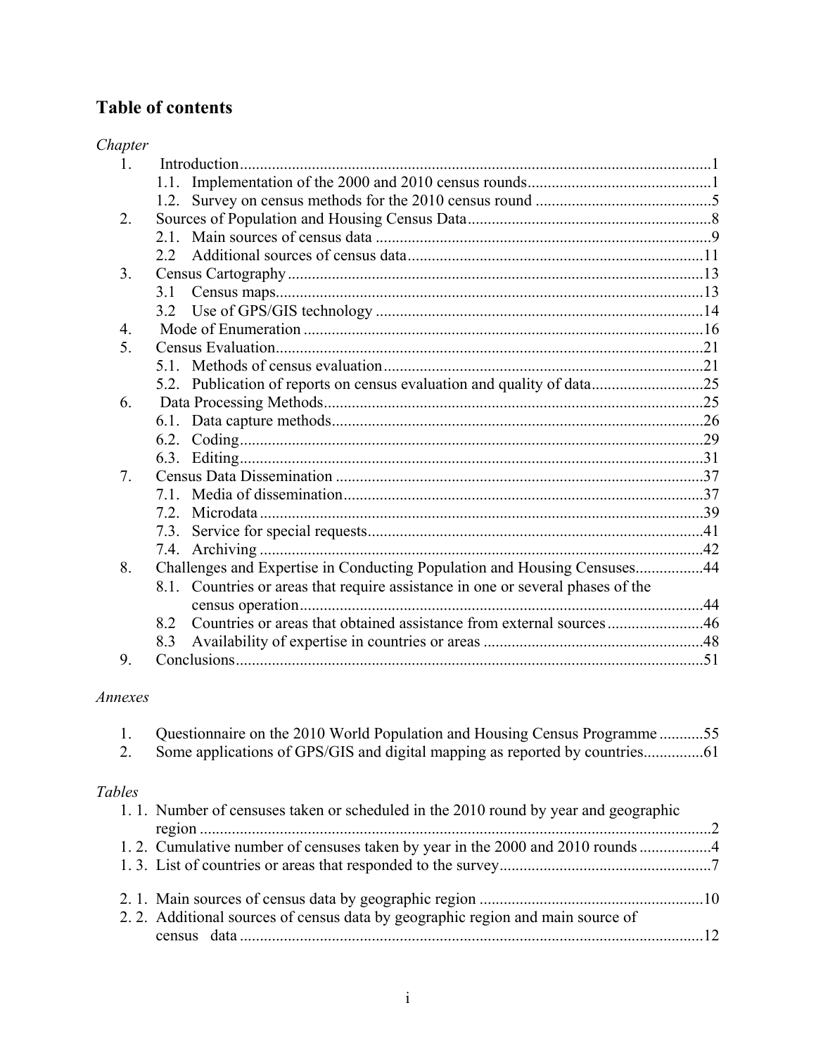# Table of contents

*Chapter*

1. Introduction ... 1
   - 1.1. Implementation of the 2000 and 2010 census rounds ... 1
   - 1.2. Survey on census methods for the 2010 census round ... 5
2. Sources of Population and Housing Census Data ... 8
   - 2.1. Main sources of census data ... 9
   - 2.2 Additional sources of census data ... 11
3. Census Cartography ... 13
   - 3.1 Census maps ... 13
   - 3.2 Use of GPS/GIS technology ... 14
4. Mode of Enumeration ... 16
5. Census Evaluation ... 21
   - 5.1. Methods of census evaluation ... 21
   - 5.2. Publication of reports on census evaluation and quality of data ... 25
6. Data Processing Methods ... 25
   - 6.1. Data capture methods ... 26
   - 6.2. Coding ... 29
   - 6.3. Editing ... 31
7. Census Data Dissemination ... 37
   - 7.1. Media of dissemination ... 37
   - 7.2. Microdata ... 39
   - 7.3. Service for special requests ... 41
   - 7.4. Archiving ... 42
8. Challenges and Expertise in Conducting Population and Housing Censuses ... 44
   - 8.1. Countries or areas that require assistance in one or several phases of the census operation ... 44
   - 8.2 Countries or areas that obtained assistance from external sources ... 46
   - 8.3 Availability of expertise in countries or areas ... 48
9. Conclusions ... 51

*Annexes*

1. Questionnaire on the 2010 World Population and Housing Census Programme ... 55
2. Some applications of GPS/GIS and digital mapping as reported by countries ... 61

*Tables*

- 1. 1. Number of censuses taken or scheduled in the 2010 round by year and geographic region ... 2
- 1. 2. Cumulative number of censuses taken by year in the 2000 and 2010 rounds ... 4
- 1. 3. List of countries or areas that responded to the survey ... 7

- 2. 1. Main sources of census data by geographic region ... 10
- 2. 2. Additional sources of census data by geographic region and main source of census data ... 12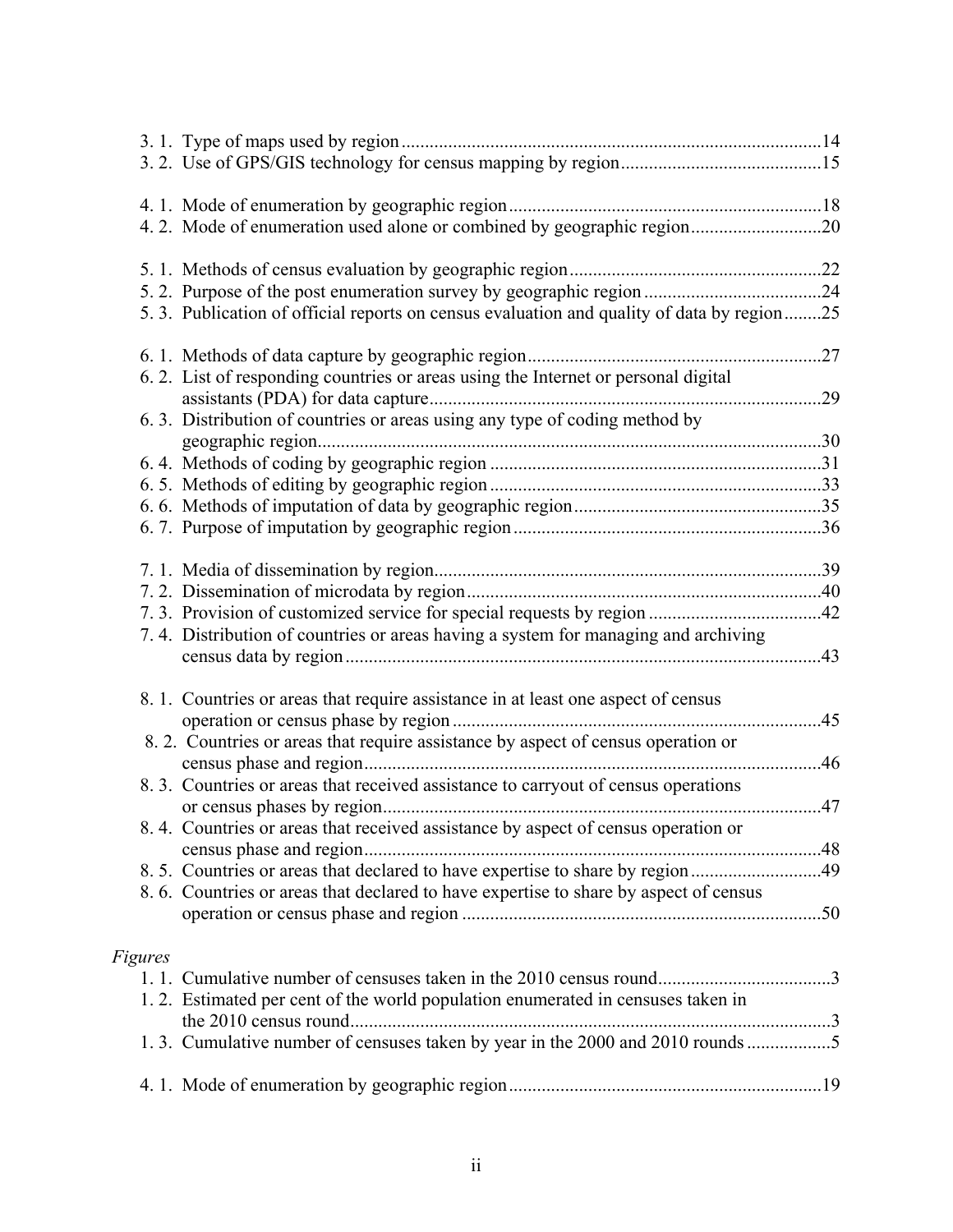3. 1. Type of maps used by region ....................................................................................14
3. 2. Use of GPS/GIS technology for census mapping by region..........................................15

4. 1. Mode of enumeration by geographic region...................................................................18
4. 2. Mode of enumeration used alone or combined by geographic region............................20

5. 1. Methods of census evaluation by geographic region......................................................22
5. 2. Purpose of the post enumeration survey by geographic region......................................24
5. 3. Publication of official reports on census evaluation and quality of data by region........25

6. 1. Methods of data capture by geographic region...............................................................27
6. 2. List of responding countries or areas using the Internet or personal digital assistants (PDA) for data capture....................................................................................29
6. 3. Distribution of countries or areas using any type of coding method by geographic region...........................................................................................................30
6. 4. Methods of coding by geographic region .......................................................................31
6. 5. Methods of editing by geographic region.......................................................................33
6. 6. Methods of imputation of data by geographic region.....................................................35
6. 7. Purpose of imputation by geographic region..................................................................36

7. 1. Media of dissemination by region...................................................................................39
7. 2. Dissemination of microdata by region............................................................................40
7. 3. Provision of customized service for special requests by region.....................................42
7. 4. Distribution of countries or areas having a system for managing and archiving census data by region......................................................................................................43

8. 1. Countries or areas that require assistance in at least one aspect of census operation or census phase by region...............................................................................45
8. 2. Countries or areas that require assistance by aspect of census operation or census phase and region..................................................................................................46
8. 3. Countries or areas that received assistance to carryout of census operations or census phases by region.............................................................................................47
8. 4. Countries or areas that received assistance by aspect of census operation or census phase and region..................................................................................................48
8. 5. Countries or areas that declared to have expertise to share by region............................49
8. 6. Countries or areas that declared to have expertise to share by aspect of census operation or census phase and region .............................................................................50

*Figures*

1. 1. Cumulative number of censuses taken in the 2010 census round.....................................3
1. 2. Estimated per cent of the world population enumerated in censuses taken in the 2010 census round......................................................................................................3
1. 3. Cumulative number of censuses taken by year in the 2000 and 2010 rounds..................5

4. 1. Mode of enumeration by geographic region...................................................................19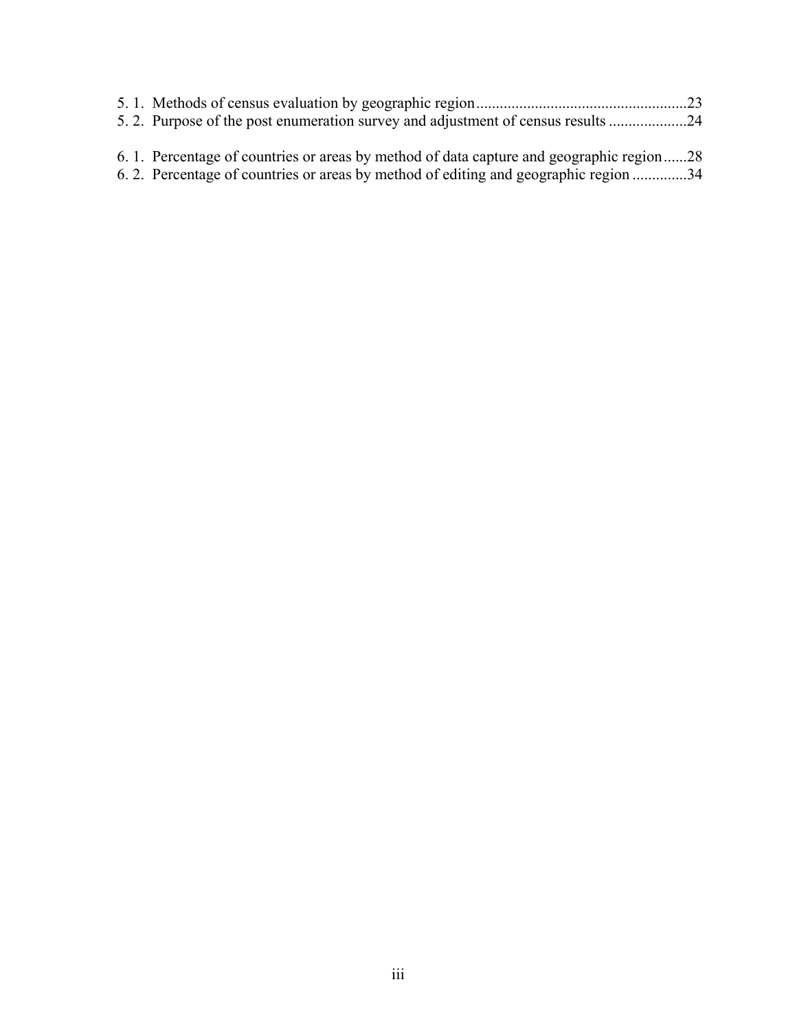5. 1. Methods of census evaluation by geographic region.....................................................23
5. 2. Purpose of the post enumeration survey and adjustment of census results ....................24

6. 1. Percentage of countries or areas by method of data capture and geographic region......28
6. 2. Percentage of countries or areas by method of editing and geographic region ..............34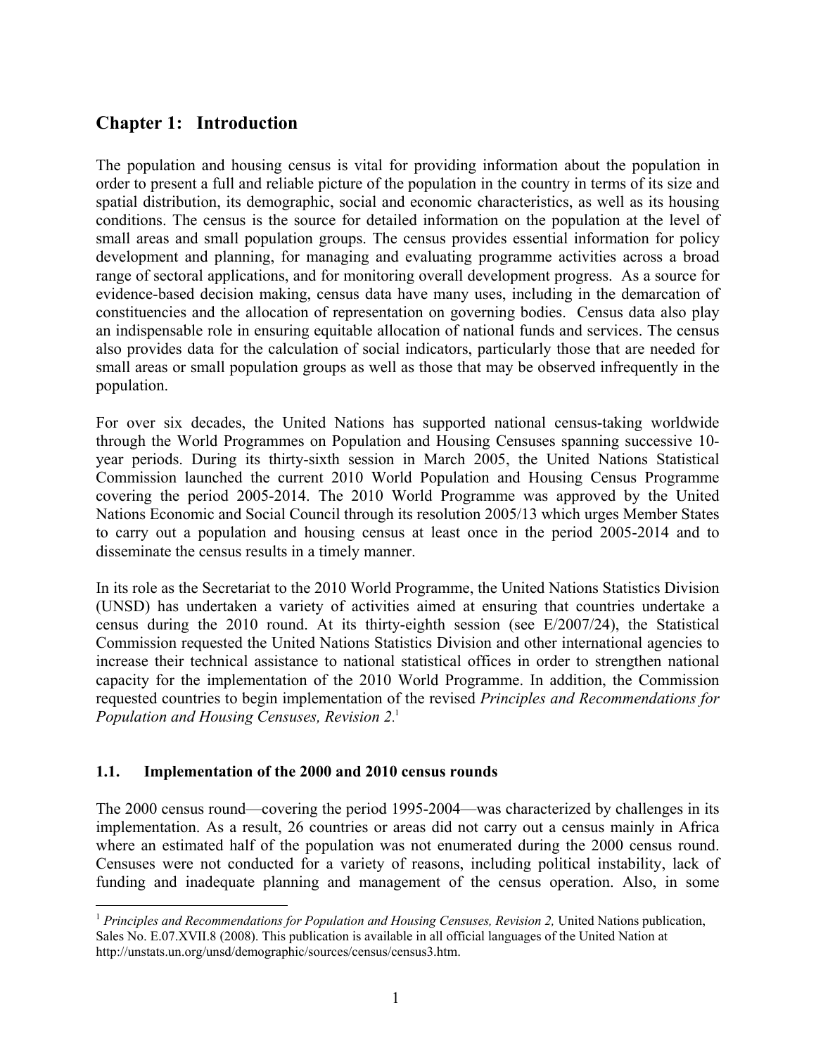# Chapter 1: Introduction

The population and housing census is vital for providing information about the population in order to present a full and reliable picture of the population in the country in terms of its size and spatial distribution, its demographic, social and economic characteristics, as well as its housing conditions. The census is the source for detailed information on the population at the level of small areas and small population groups. The census provides essential information for policy development and planning, for managing and evaluating programme activities across a broad range of sectoral applications, and for monitoring overall development progress. As a source for evidence-based decision making, census data have many uses, including in the demarcation of constituencies and the allocation of representation on governing bodies. Census data also play an indispensable role in ensuring equitable allocation of national funds and services. The census also provides data for the calculation of social indicators, particularly those that are needed for small areas or small population groups as well as those that may be observed infrequently in the population.

For over six decades, the United Nations has supported national census-taking worldwide through the World Programmes on Population and Housing Censuses spanning successive 10-year periods. During its thirty-sixth session in March 2005, the United Nations Statistical Commission launched the current 2010 World Population and Housing Census Programme covering the period 2005-2014. The 2010 World Programme was approved by the United Nations Economic and Social Council through its resolution 2005/13 which urges Member States to carry out a population and housing census at least once in the period 2005-2014 and to disseminate the census results in a timely manner.

In its role as the Secretariat to the 2010 World Programme, the United Nations Statistics Division (UNSD) has undertaken a variety of activities aimed at ensuring that countries undertake a census during the 2010 round. At its thirty-eighth session (see E/2007/24), the Statistical Commission requested the United Nations Statistics Division and other international agencies to increase their technical assistance to national statistical offices in order to strengthen national capacity for the implementation of the 2010 World Programme. In addition, the Commission requested countries to begin implementation of the revised *Principles and Recommendations for Population and Housing Censuses, Revision 2.*[1]

## 1.1. Implementation of the 2000 and 2010 census rounds

The 2000 census round—covering the period 1995-2004—was characterized by challenges in its implementation. As a result, 26 countries or areas did not carry out a census mainly in Africa where an estimated half of the population was not enumerated during the 2000 census round. Censuses were not conducted for a variety of reasons, including political instability, lack of funding and inadequate planning and management of the census operation. Also, in some

---

[1] *Principles and Recommendations for Population and Housing Censuses, Revision 2,* United Nations publication, Sales No. E.07.XVII.8 (2008). This publication is available in all official languages of the United Nation at http://unstats.un.org/unsd/demographic/sources/census/census3.htm.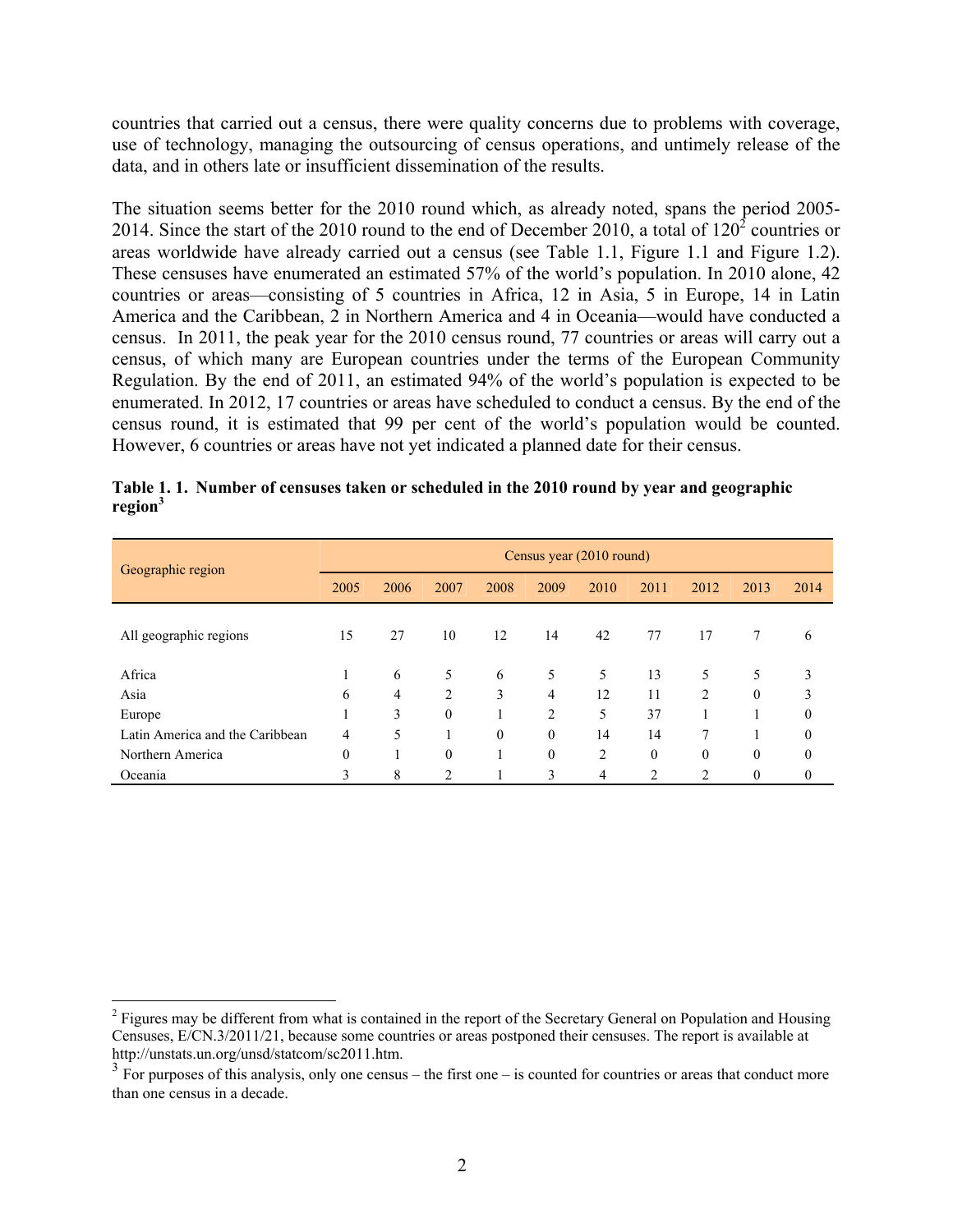countries that carried out a census, there were quality concerns due to problems with coverage, use of technology, managing the outsourcing of census operations, and untimely release of the data, and in others late or insufficient dissemination of the results.

The situation seems better for the 2010 round which, as already noted, spans the period 2005-2014. Since the start of the 2010 round to the end of December 2010, a total of 120[2] countries or areas worldwide have already carried out a census (see Table 1.1, Figure 1.1 and Figure 1.2). These censuses have enumerated an estimated 57% of the world's population. In 2010 alone, 42 countries or areas—consisting of 5 countries in Africa, 12 in Asia, 5 in Europe, 14 in Latin America and the Caribbean, 2 in Northern America and 4 in Oceania—would have conducted a census. In 2011, the peak year for the 2010 census round, 77 countries or areas will carry out a census, of which many are European countries under the terms of the European Community Regulation. By the end of 2011, an estimated 94% of the world's population is expected to be enumerated. In 2012, 17 countries or areas have scheduled to conduct a census. By the end of the census round, it is estimated that 99 per cent of the world's population would be counted. However, 6 countries or areas have not yet indicated a planned date for their census.

**Table 1. 1. Number of censuses taken or scheduled in the 2010 round by year and geographic region[3]**

| Geographic region | Census year (2010 round) | | | | | | | | | |
|---|---|---|---|---|---|---|---|---|---|---|
| | 2005 | 2006 | 2007 | 2008 | 2009 | 2010 | 2011 | 2012 | 2013 | 2014 |
| All geographic regions | 15 | 27 | 10 | 12 | 14 | 42 | 77 | 17 | 7 | 6 |
| Africa | 1 | 6 | 5 | 6 | 5 | 5 | 13 | 5 | 5 | 3 |
| Asia | 6 | 4 | 2 | 3 | 4 | 12 | 11 | 2 | 0 | 3 |
| Europe | 1 | 3 | 0 | 1 | 2 | 5 | 37 | 1 | 1 | 0 |
| Latin America and the Caribbean | 4 | 5 | 1 | 0 | 0 | 14 | 14 | 7 | 1 | 0 |
| Northern America | 0 | 1 | 0 | 1 | 0 | 2 | 0 | 0 | 0 | 0 |
| Oceania | 3 | 8 | 2 | 1 | 3 | 4 | 2 | 2 | 0 | 0 |

---

[2] Figures may be different from what is contained in the report of the Secretary General on Population and Housing Censuses, E/CN.3/2011/21, because some countries or areas postponed their censuses. The report is available at http://unstats.un.org/unsd/statcom/sc2011.htm.

[3] For purposes of this analysis, only one census – the first one – is counted for countries or areas that conduct more than one census in a decade.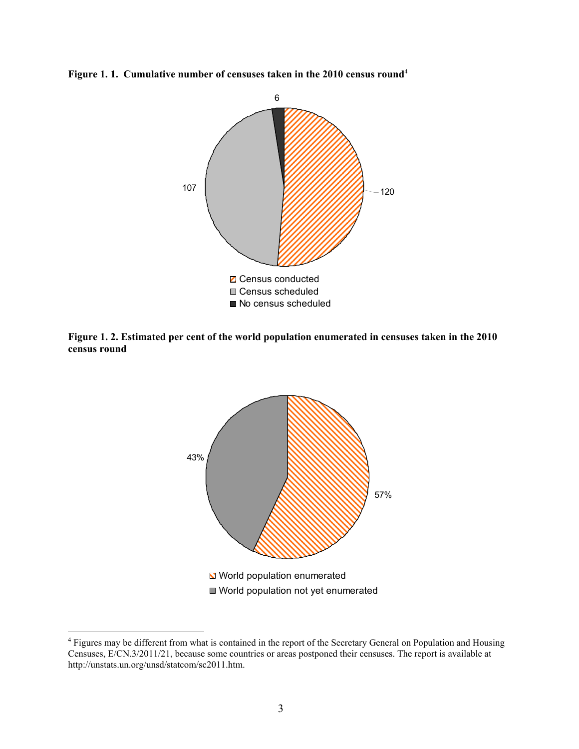**Figure 1. 1. Cumulative number of censuses taken in the 2010 census round**[4]

6

107

120

Census conducted
Census scheduled
No census scheduled

**Figure 1. 2. Estimated per cent of the world population enumerated in censuses taken in the 2010 census round**

43%

57%

World population enumerated
World population not yet enumerated

---

[4] Figures may be different from what is contained in the report of the Secretary General on Population and Housing Censuses, E/CN.3/2011/21, because some countries or areas postponed their censuses. The report is available at http://unstats.un.org/unsd/statcom/sc2011.htm.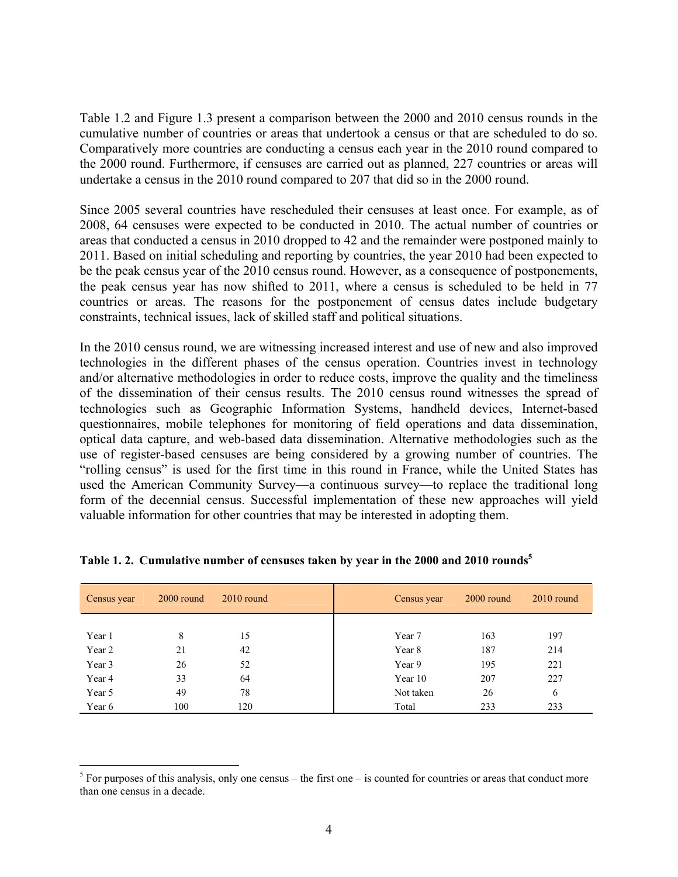Table 1.2 and Figure 1.3 present a comparison between the 2000 and 2010 census rounds in the cumulative number of countries or areas that undertook a census or that are scheduled to do so. Comparatively more countries are conducting a census each year in the 2010 round compared to the 2000 round. Furthermore, if censuses are carried out as planned, 227 countries or areas will undertake a census in the 2010 round compared to 207 that did so in the 2000 round.

Since 2005 several countries have rescheduled their censuses at least once. For example, as of 2008, 64 censuses were expected to be conducted in 2010. The actual number of countries or areas that conducted a census in 2010 dropped to 42 and the remainder were postponed mainly to 2011. Based on initial scheduling and reporting by countries, the year 2010 had been expected to be the peak census year of the 2010 census round. However, as a consequence of postponements, the peak census year has now shifted to 2011, where a census is scheduled to be held in 77 countries or areas. The reasons for the postponement of census dates include budgetary constraints, technical issues, lack of skilled staff and political situations.

In the 2010 census round, we are witnessing increased interest and use of new and also improved technologies in the different phases of the census operation. Countries invest in technology and/or alternative methodologies in order to reduce costs, improve the quality and the timeliness of the dissemination of their census results. The 2010 census round witnesses the spread of technologies such as Geographic Information Systems, handheld devices, Internet-based questionnaires, mobile telephones for monitoring of field operations and data dissemination, optical data capture, and web-based data dissemination. Alternative methodologies such as the use of register-based censuses are being considered by a growing number of countries. The "rolling census" is used for the first time in this round in France, while the United States has used the American Community Survey—a continuous survey—to replace the traditional long form of the decennial census. Successful implementation of these new approaches will yield valuable information for other countries that may be interested in adopting them.

**Table 1. 2. Cumulative number of censuses taken by year in the 2000 and 2010 rounds[5]**

| Census year | 2000 round | 2010 round | Census year | 2000 round | 2010 round |
|---|---|---|---|---|---|
| Year 1 | 8 | 15 | Year 7 | 163 | 197 |
| Year 2 | 21 | 42 | Year 8 | 187 | 214 |
| Year 3 | 26 | 52 | Year 9 | 195 | 221 |
| Year 4 | 33 | 64 | Year 10 | 207 | 227 |
| Year 5 | 49 | 78 | Not taken | 26 | 6 |
| Year 6 | 100 | 120 | Total | 233 | 233 |

[5] For purposes of this analysis, only one census – the first one – is counted for countries or areas that conduct more than one census in a decade.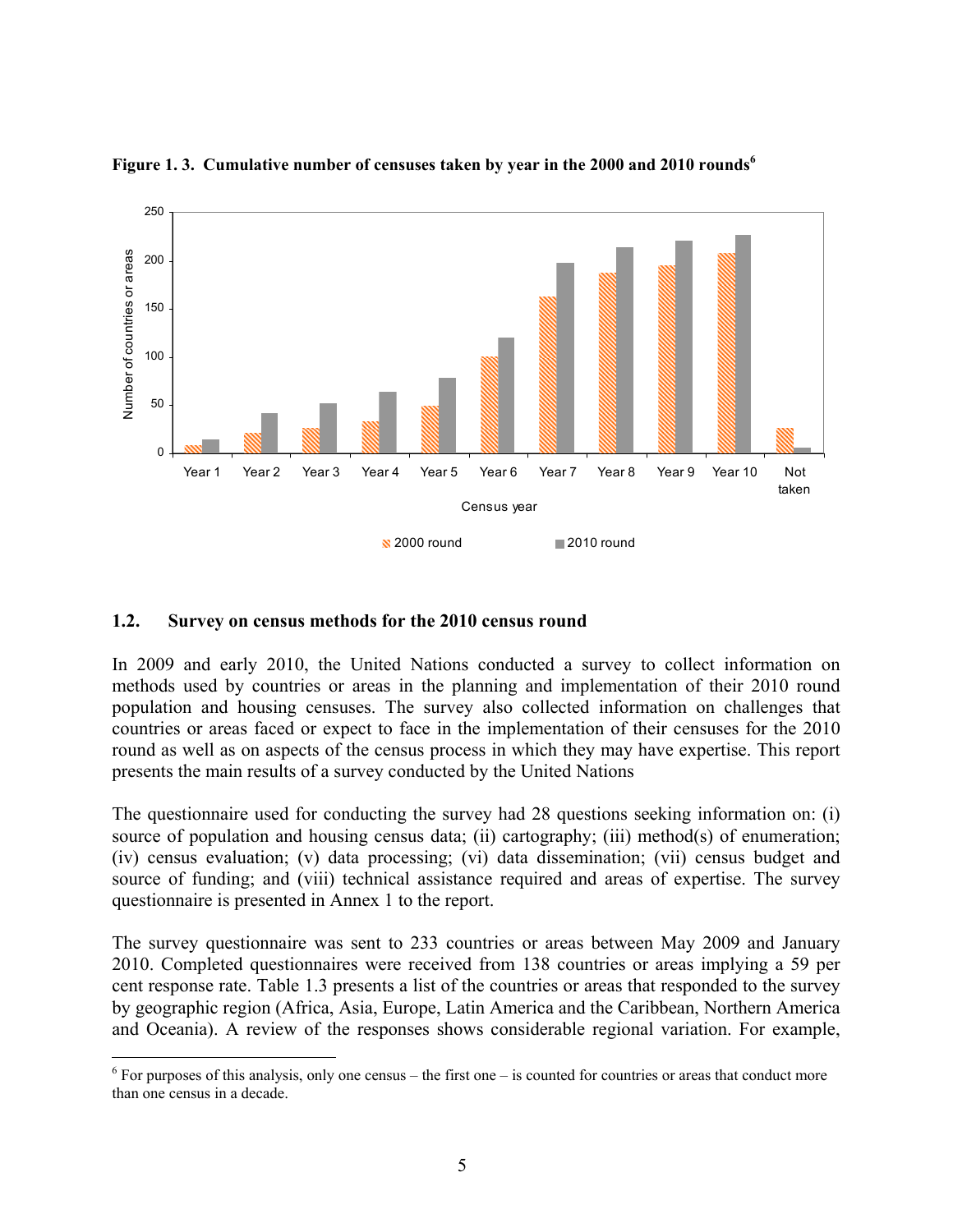**Figure 1. 3. Cumulative number of censuses taken by year in the 2000 and 2010 rounds**[6]

## 1.2. Survey on census methods for the 2010 census round

In 2009 and early 2010, the United Nations conducted a survey to collect information on methods used by countries or areas in the planning and implementation of their 2010 round population and housing censuses. The survey also collected information on challenges that countries or areas faced or expect to face in the implementation of their censuses for the 2010 round as well as on aspects of the census process in which they may have expertise. This report presents the main results of a survey conducted by the United Nations

The questionnaire used for conducting the survey had 28 questions seeking information on: (i) source of population and housing census data; (ii) cartography; (iii) method(s) of enumeration; (iv) census evaluation; (v) data processing; (vi) data dissemination; (vii) census budget and source of funding; and (viii) technical assistance required and areas of expertise. The survey questionnaire is presented in Annex 1 to the report.

The survey questionnaire was sent to 233 countries or areas between May 2009 and January 2010. Completed questionnaires were received from 138 countries or areas implying a 59 per cent response rate. Table 1.3 presents a list of the countries or areas that responded to the survey by geographic region (Africa, Asia, Europe, Latin America and the Caribbean, Northern America and Oceania). A review of the responses shows considerable regional variation. For example,

[6] For purposes of this analysis, only one census – the first one – is counted for countries or areas that conduct more than one census in a decade.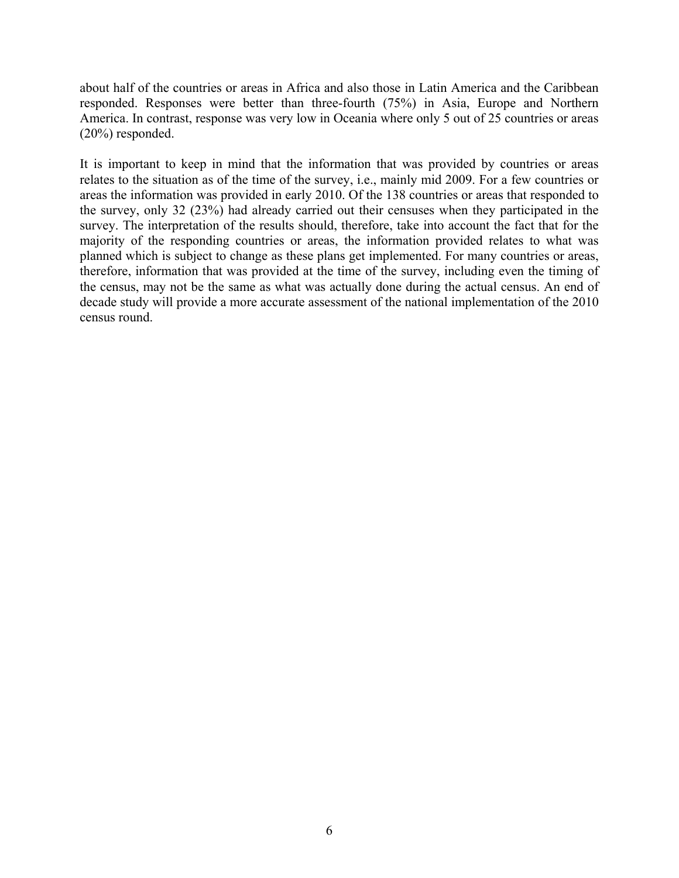about half of the countries or areas in Africa and also those in Latin America and the Caribbean responded. Responses were better than three-fourth (75%) in Asia, Europe and Northern America. In contrast, response was very low in Oceania where only 5 out of 25 countries or areas (20%) responded.

It is important to keep in mind that the information that was provided by countries or areas relates to the situation as of the time of the survey, i.e., mainly mid 2009. For a few countries or areas the information was provided in early 2010. Of the 138 countries or areas that responded to the survey, only 32 (23%) had already carried out their censuses when they participated in the survey. The interpretation of the results should, therefore, take into account the fact that for the majority of the responding countries or areas, the information provided relates to what was planned which is subject to change as these plans get implemented. For many countries or areas, therefore, information that was provided at the time of the survey, including even the timing of the census, may not be the same as what was actually done during the actual census. An end of decade study will provide a more accurate assessment of the national implementation of the 2010 census round.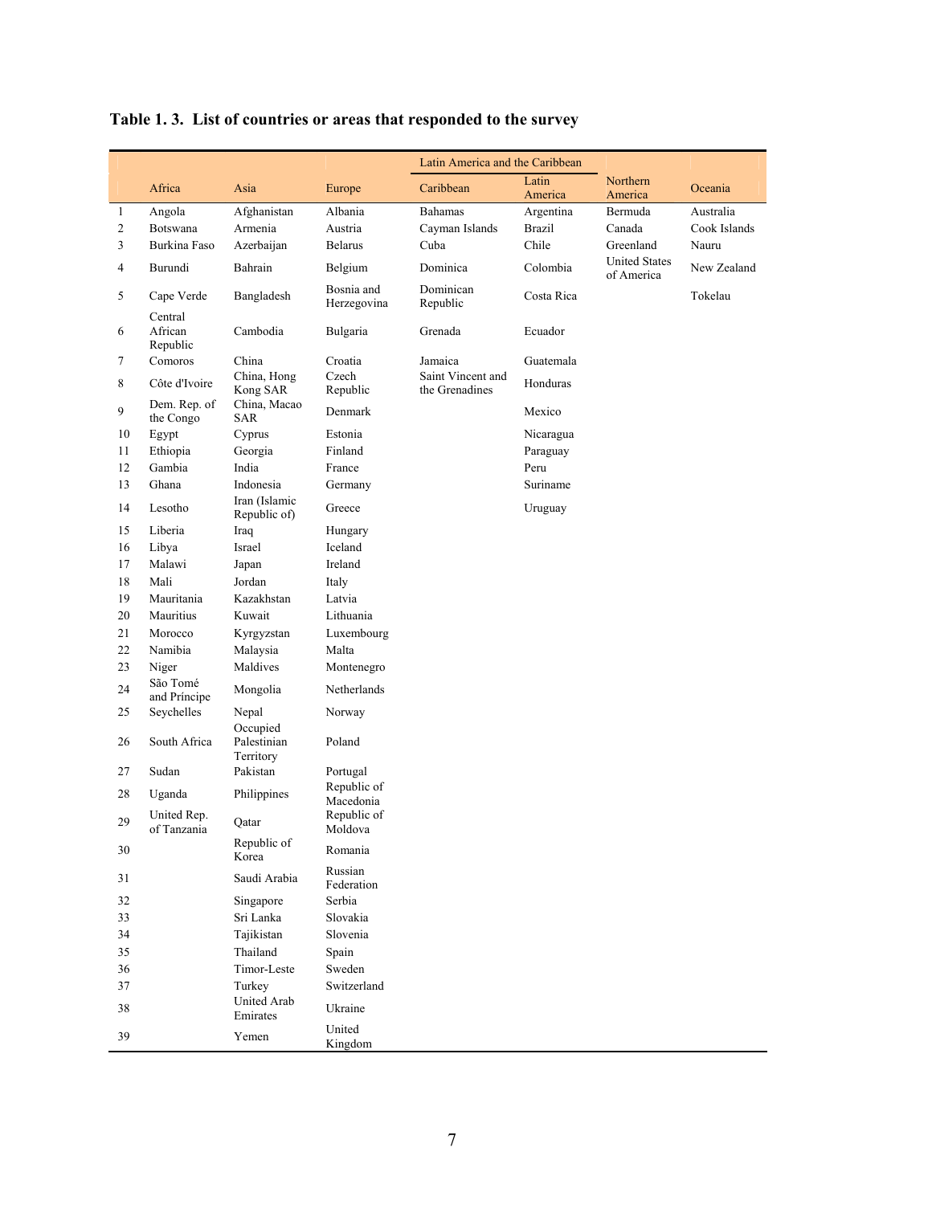**Table 1. 3. List of countries or areas that responded to the survey**

| | Africa | Asia | Europe | Latin America and the Caribbean | | Northern America | Oceania |
|---|---|---|---|---|---|---|---|
| | | | | Caribbean | Latin America | | |
| 1 | Angola | Afghanistan | Albania | Bahamas | Argentina | Bermuda | Australia |
| 2 | Botswana | Armenia | Austria | Cayman Islands | Brazil | Canada | Cook Islands |
| 3 | Burkina Faso | Azerbaijan | Belarus | Cuba | Chile | Greenland | Nauru |
| 4 | Burundi | Bahrain | Belgium | Dominica | Colombia | United States of America | New Zealand |
| 5 | Cape Verde | Bangladesh | Bosnia and Herzegovina | Dominican Republic | Costa Rica | | Tokelau |
| 6 | Central African Republic | Cambodia | Bulgaria | Grenada | Ecuador | | |
| 7 | Comoros | China | Croatia | Jamaica | Guatemala | | |
| 8 | Côte d'Ivoire | China, Hong Kong SAR | Czech Republic | Saint Vincent and the Grenadines | Honduras | | |
| 9 | Dem. Rep. of the Congo | China, Macao SAR | Denmark | | Mexico | | |
| 10 | Egypt | Cyprus | Estonia | | Nicaragua | | |
| 11 | Ethiopia | Georgia | Finland | | Paraguay | | |
| 12 | Gambia | India | France | | Peru | | |
| 13 | Ghana | Indonesia | Germany | | Suriname | | |
| 14 | Lesotho | Iran (Islamic Republic of) | Greece | | Uruguay | | |
| 15 | Liberia | Iraq | Hungary | | | | |
| 16 | Libya | Israel | Iceland | | | | |
| 17 | Malawi | Japan | Ireland | | | | |
| 18 | Mali | Jordan | Italy | | | | |
| 19 | Mauritania | Kazakhstan | Latvia | | | | |
| 20 | Mauritius | Kuwait | Lithuania | | | | |
| 21 | Morocco | Kyrgyzstan | Luxembourg | | | | |
| 22 | Namibia | Malaysia | Malta | | | | |
| 23 | Niger | Maldives | Montenegro | | | | |
| 24 | São Tomé and Príncipe | Mongolia | Netherlands | | | | |
| 25 | Seychelles | Nepal | Norway | | | | |
| 26 | South Africa | Occupied Palestinian Territory | Poland | | | | |
| 27 | Sudan | Pakistan | Portugal | | | | |
| 28 | Uganda | Philippines | Republic of Macedonia | | | | |
| 29 | United Rep. of Tanzania | Qatar | Republic of Moldova | | | | |
| 30 | | Republic of Korea | Romania | | | | |
| 31 | | Saudi Arabia | Russian Federation | | | | |
| 32 | | Singapore | Serbia | | | | |
| 33 | | Sri Lanka | Slovakia | | | | |
| 34 | | Tajikistan | Slovenia | | | | |
| 35 | | Thailand | Spain | | | | |
| 36 | | Timor-Leste | Sweden | | | | |
| 37 | | Turkey | Switzerland | | | | |
| 38 | | United Arab Emirates | Ukraine | | | | |
| 39 | | Yemen | United Kingdom | | | | |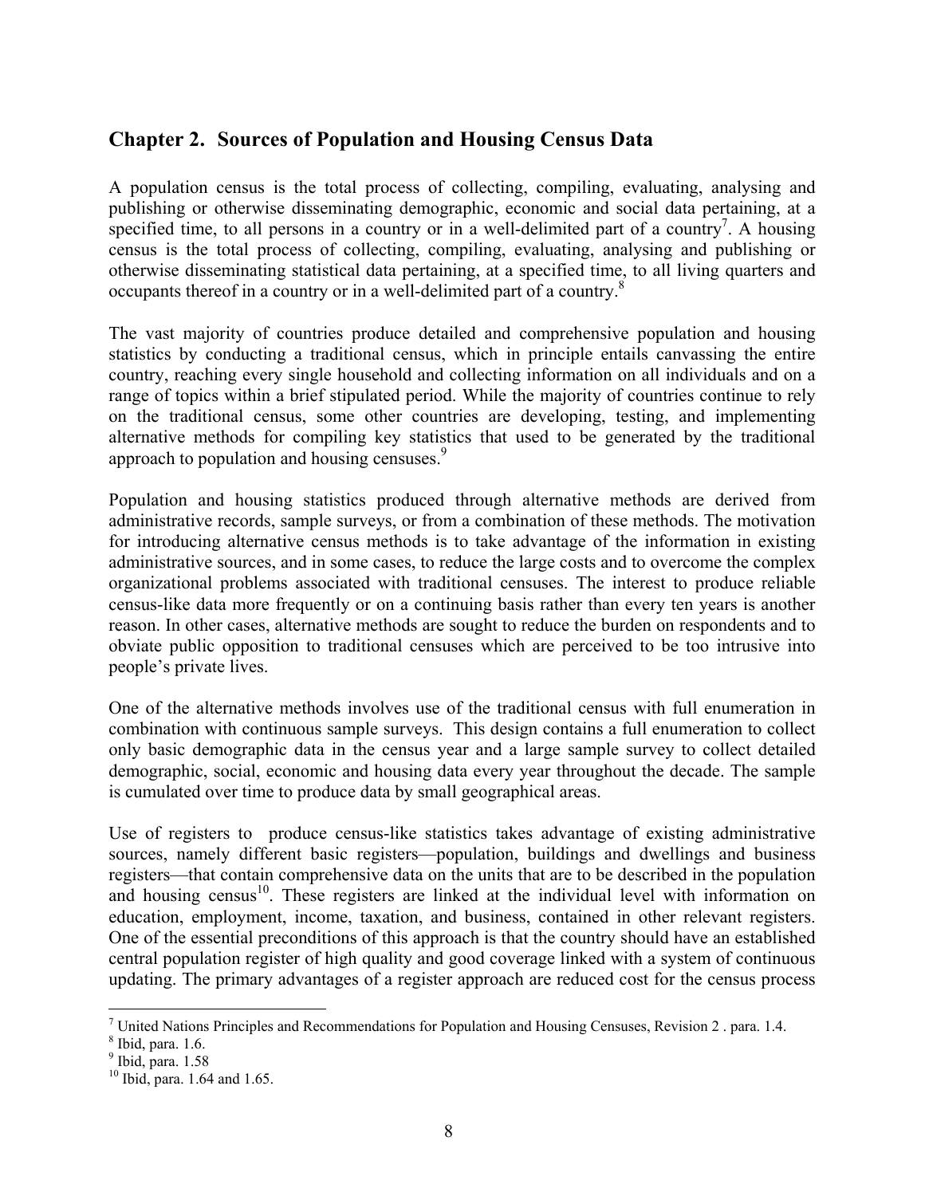## Chapter 2. Sources of Population and Housing Census Data

A population census is the total process of collecting, compiling, evaluating, analysing and publishing or otherwise disseminating demographic, economic and social data pertaining, at a specified time, to all persons in a country or in a well-delimited part of a country[7]. A housing census is the total process of collecting, compiling, evaluating, analysing and publishing or otherwise disseminating statistical data pertaining, at a specified time, to all living quarters and occupants thereof in a country or in a well-delimited part of a country.[8]

The vast majority of countries produce detailed and comprehensive population and housing statistics by conducting a traditional census, which in principle entails canvassing the entire country, reaching every single household and collecting information on all individuals and on a range of topics within a brief stipulated period. While the majority of countries continue to rely on the traditional census, some other countries are developing, testing, and implementing alternative methods for compiling key statistics that used to be generated by the traditional approach to population and housing censuses.[9]

Population and housing statistics produced through alternative methods are derived from administrative records, sample surveys, or from a combination of these methods. The motivation for introducing alternative census methods is to take advantage of the information in existing administrative sources, and in some cases, to reduce the large costs and to overcome the complex organizational problems associated with traditional censuses. The interest to produce reliable census-like data more frequently or on a continuing basis rather than every ten years is another reason. In other cases, alternative methods are sought to reduce the burden on respondents and to obviate public opposition to traditional censuses which are perceived to be too intrusive into people's private lives.

One of the alternative methods involves use of the traditional census with full enumeration in combination with continuous sample surveys. This design contains a full enumeration to collect only basic demographic data in the census year and a large sample survey to collect detailed demographic, social, economic and housing data every year throughout the decade. The sample is cumulated over time to produce data by small geographical areas.

Use of registers to produce census-like statistics takes advantage of existing administrative sources, namely different basic registers—population, buildings and dwellings and business registers—that contain comprehensive data on the units that are to be described in the population and housing census[10]. These registers are linked at the individual level with information on education, employment, income, taxation, and business, contained in other relevant registers. One of the essential preconditions of this approach is that the country should have an established central population register of high quality and good coverage linked with a system of continuous updating. The primary advantages of a register approach are reduced cost for the census process

[7] United Nations Principles and Recommendations for Population and Housing Censuses, Revision 2 . para. 1.4.
[8] Ibid, para. 1.6.
[9] Ibid, para. 1.58
[10] Ibid, para. 1.64 and 1.65.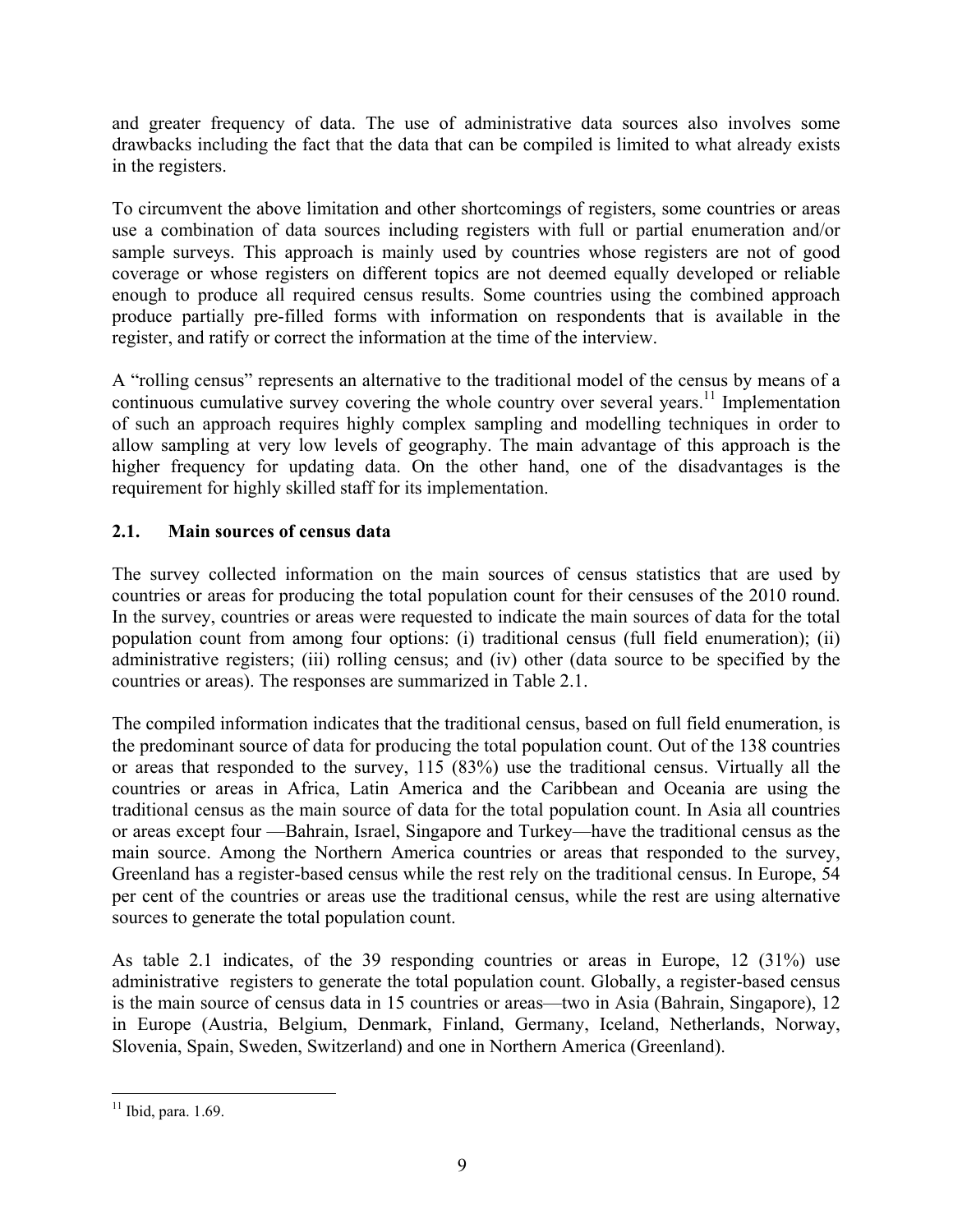and greater frequency of data. The use of administrative data sources also involves some drawbacks including the fact that the data that can be compiled is limited to what already exists in the registers.

To circumvent the above limitation and other shortcomings of registers, some countries or areas use a combination of data sources including registers with full or partial enumeration and/or sample surveys. This approach is mainly used by countries whose registers are not of good coverage or whose registers on different topics are not deemed equally developed or reliable enough to produce all required census results. Some countries using the combined approach produce partially pre-filled forms with information on respondents that is available in the register, and ratify or correct the information at the time of the interview.

A "rolling census" represents an alternative to the traditional model of the census by means of a continuous cumulative survey covering the whole country over several years.[11] Implementation of such an approach requires highly complex sampling and modelling techniques in order to allow sampling at very low levels of geography. The main advantage of this approach is the higher frequency for updating data. On the other hand, one of the disadvantages is the requirement for highly skilled staff for its implementation.

## 2.1. Main sources of census data

The survey collected information on the main sources of census statistics that are used by countries or areas for producing the total population count for their censuses of the 2010 round. In the survey, countries or areas were requested to indicate the main sources of data for the total population count from among four options: (i) traditional census (full field enumeration); (ii) administrative registers; (iii) rolling census; and (iv) other (data source to be specified by the countries or areas). The responses are summarized in Table 2.1.

The compiled information indicates that the traditional census, based on full field enumeration, is the predominant source of data for producing the total population count. Out of the 138 countries or areas that responded to the survey, 115 (83%) use the traditional census. Virtually all the countries or areas in Africa, Latin America and the Caribbean and Oceania are using the traditional census as the main source of data for the total population count. In Asia all countries or areas except four —Bahrain, Israel, Singapore and Turkey—have the traditional census as the main source. Among the Northern America countries or areas that responded to the survey, Greenland has a register-based census while the rest rely on the traditional census. In Europe, 54 per cent of the countries or areas use the traditional census, while the rest are using alternative sources to generate the total population count.

As table 2.1 indicates, of the 39 responding countries or areas in Europe, 12 (31%) use administrative registers to generate the total population count. Globally, a register-based census is the main source of census data in 15 countries or areas—two in Asia (Bahrain, Singapore), 12 in Europe (Austria, Belgium, Denmark, Finland, Germany, Iceland, Netherlands, Norway, Slovenia, Spain, Sweden, Switzerland) and one in Northern America (Greenland).

---

[11] Ibid, para. 1.69.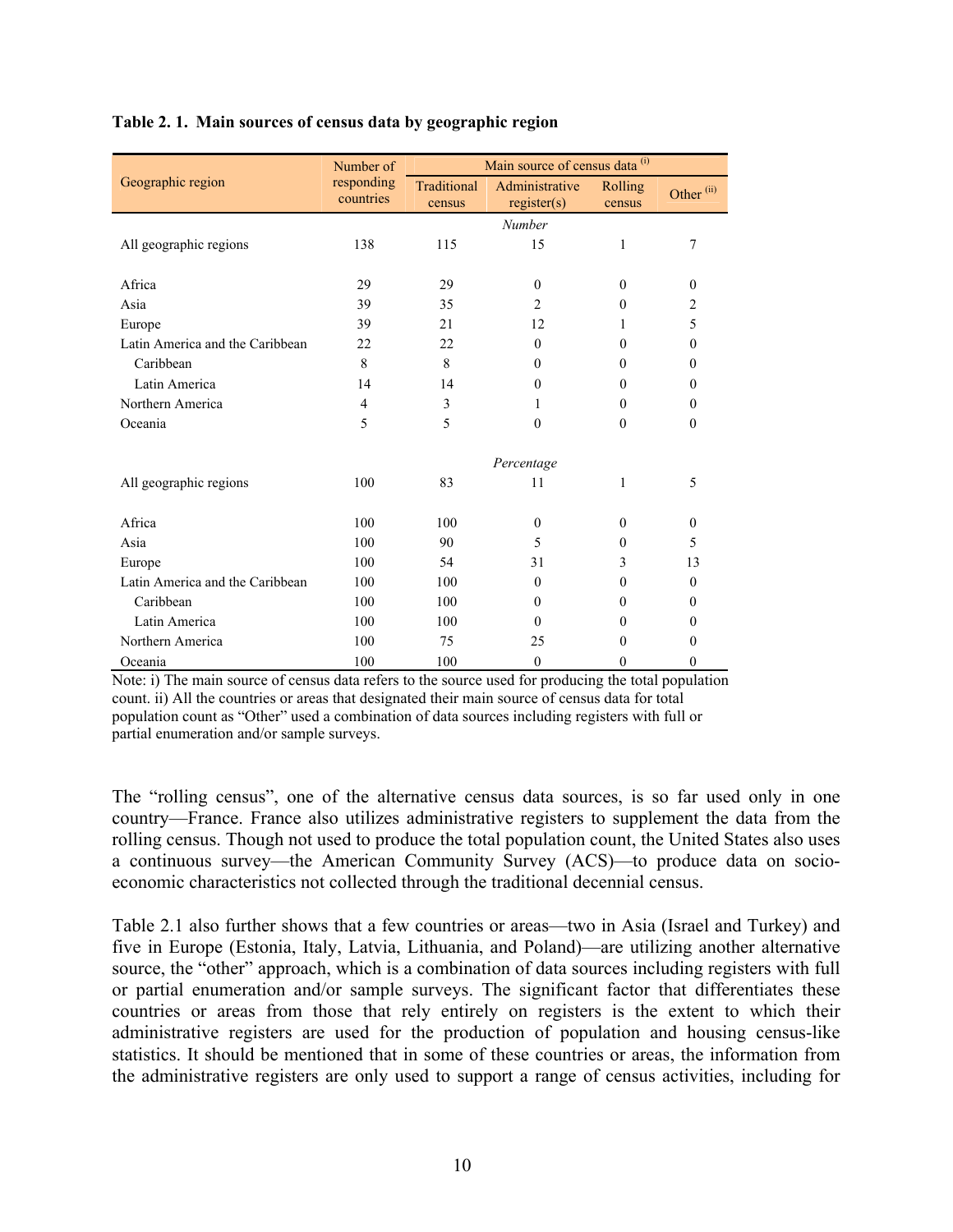**Table 2. 1. Main sources of census data by geographic region**

| Geographic region | Number of responding countries | Main source of census data [i] | | | |
|---|---|---|---|---|---|
| | | Traditional census | Administrative register(s) | Rolling census | Other [ii] |
| | | *Number* | | | |
| All geographic regions | 138 | 115 | 15 | 1 | 7 |
| Africa | 29 | 29 | 0 | 0 | 0 |
| Asia | 39 | 35 | 2 | 0 | 2 |
| Europe | 39 | 21 | 12 | 1 | 5 |
| Latin America and the Caribbean | 22 | 22 | 0 | 0 | 0 |
| Caribbean | 8 | 8 | 0 | 0 | 0 |
| Latin America | 14 | 14 | 0 | 0 | 0 |
| Northern America | 4 | 3 | 1 | 0 | 0 |
| Oceania | 5 | 5 | 0 | 0 | 0 |
| | | *Percentage* | | | |
| All geographic regions | 100 | 83 | 11 | 1 | 5 |
| Africa | 100 | 100 | 0 | 0 | 0 |
| Asia | 100 | 90 | 5 | 0 | 5 |
| Europe | 100 | 54 | 31 | 3 | 13 |
| Latin America and the Caribbean | 100 | 100 | 0 | 0 | 0 |
| Caribbean | 100 | 100 | 0 | 0 | 0 |
| Latin America | 100 | 100 | 0 | 0 | 0 |
| Northern America | 100 | 75 | 25 | 0 | 0 |
| Oceania | 100 | 100 | 0 | 0 | 0 |

Note: i) The main source of census data refers to the source used for producing the total population count. ii) All the countries or areas that designated their main source of census data for total population count as "Other" used a combination of data sources including registers with full or partial enumeration and/or sample surveys.

The "rolling census", one of the alternative census data sources, is so far used only in one country—France. France also utilizes administrative registers to supplement the data from the rolling census. Though not used to produce the total population count, the United States also uses a continuous survey—the American Community Survey (ACS)—to produce data on socio-economic characteristics not collected through the traditional decennial census.

Table 2.1 also further shows that a few countries or areas—two in Asia (Israel and Turkey) and five in Europe (Estonia, Italy, Latvia, Lithuania, and Poland)—are utilizing another alternative source, the "other" approach, which is a combination of data sources including registers with full or partial enumeration and/or sample surveys. The significant factor that differentiates these countries or areas from those that rely entirely on registers is the extent to which their administrative registers are used for the production of population and housing census-like statistics. It should be mentioned that in some of these countries or areas, the information from the administrative registers are only used to support a range of census activities, including for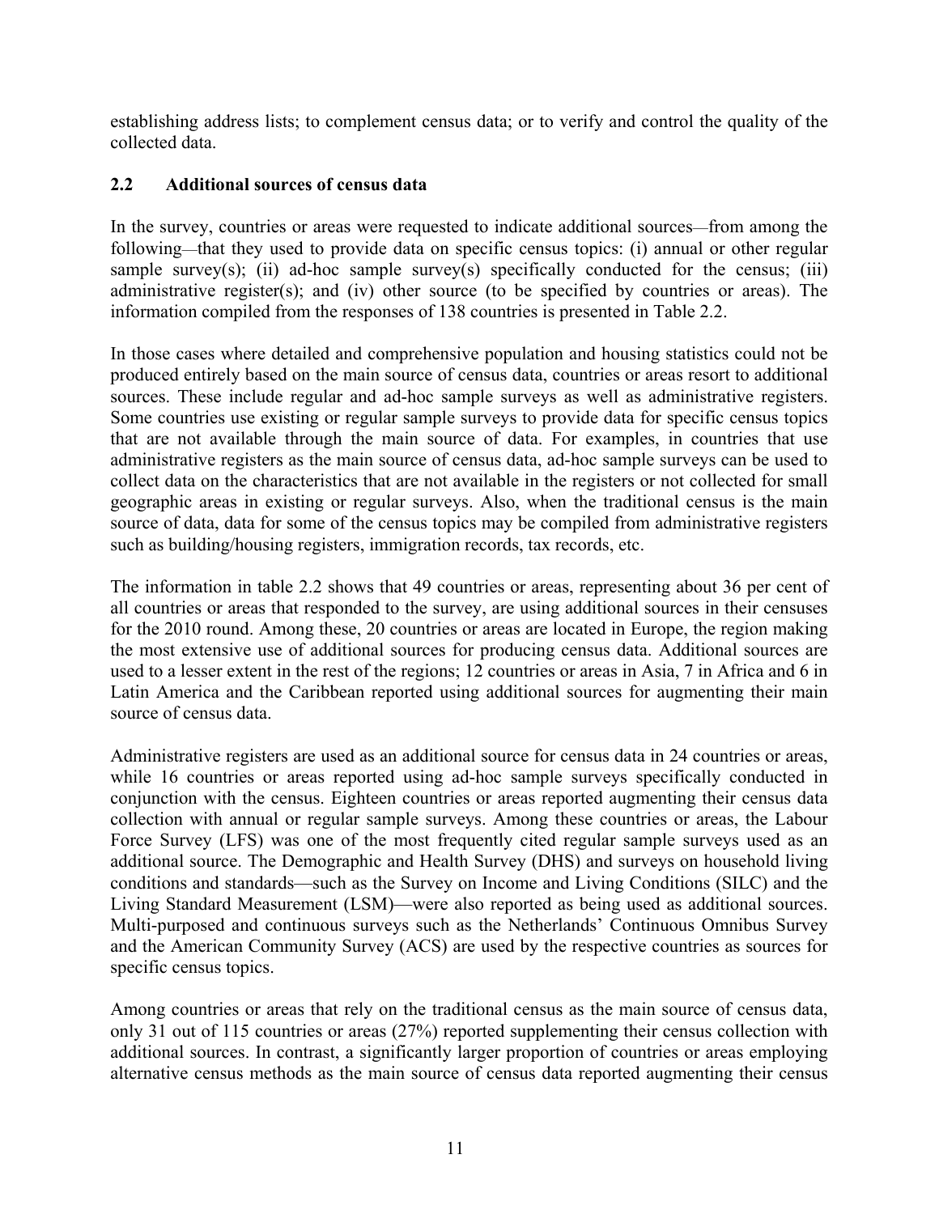establishing address lists; to complement census data; or to verify and control the quality of the collected data.

## 2.2 Additional sources of census data

In the survey, countries or areas were requested to indicate additional sources—from among the following—that they used to provide data on specific census topics: (i) annual or other regular sample survey(s); (ii) ad-hoc sample survey(s) specifically conducted for the census; (iii) administrative register(s); and (iv) other source (to be specified by countries or areas). The information compiled from the responses of 138 countries is presented in Table 2.2.

In those cases where detailed and comprehensive population and housing statistics could not be produced entirely based on the main source of census data, countries or areas resort to additional sources. These include regular and ad-hoc sample surveys as well as administrative registers. Some countries use existing or regular sample surveys to provide data for specific census topics that are not available through the main source of data. For examples, in countries that use administrative registers as the main source of census data, ad-hoc sample surveys can be used to collect data on the characteristics that are not available in the registers or not collected for small geographic areas in existing or regular surveys. Also, when the traditional census is the main source of data, data for some of the census topics may be compiled from administrative registers such as building/housing registers, immigration records, tax records, etc.

The information in table 2.2 shows that 49 countries or areas, representing about 36 per cent of all countries or areas that responded to the survey, are using additional sources in their censuses for the 2010 round. Among these, 20 countries or areas are located in Europe, the region making the most extensive use of additional sources for producing census data. Additional sources are used to a lesser extent in the rest of the regions; 12 countries or areas in Asia, 7 in Africa and 6 in Latin America and the Caribbean reported using additional sources for augmenting their main source of census data.

Administrative registers are used as an additional source for census data in 24 countries or areas, while 16 countries or areas reported using ad-hoc sample surveys specifically conducted in conjunction with the census. Eighteen countries or areas reported augmenting their census data collection with annual or regular sample surveys. Among these countries or areas, the Labour Force Survey (LFS) was one of the most frequently cited regular sample surveys used as an additional source. The Demographic and Health Survey (DHS) and surveys on household living conditions and standards—such as the Survey on Income and Living Conditions (SILC) and the Living Standard Measurement (LSM)—were also reported as being used as additional sources. Multi-purposed and continuous surveys such as the Netherlands' Continuous Omnibus Survey and the American Community Survey (ACS) are used by the respective countries as sources for specific census topics.

Among countries or areas that rely on the traditional census as the main source of census data, only 31 out of 115 countries or areas (27%) reported supplementing their census collection with additional sources. In contrast, a significantly larger proportion of countries or areas employing alternative census methods as the main source of census data reported augmenting their census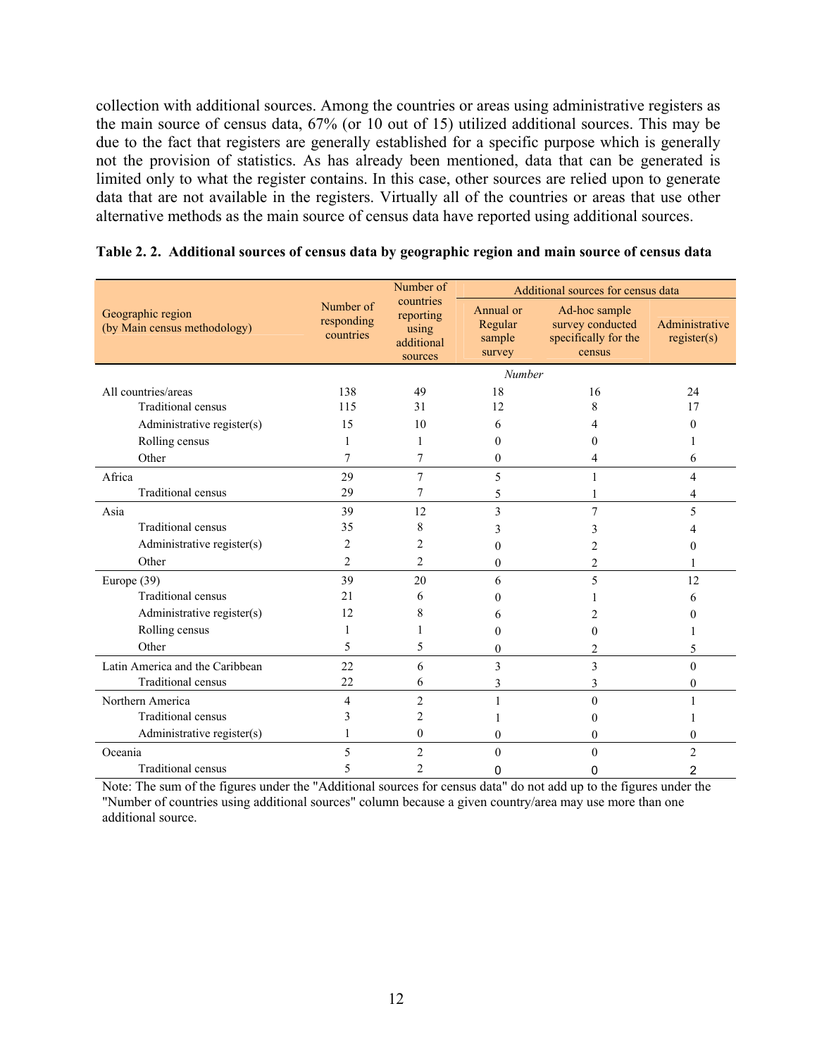collection with additional sources. Among the countries or areas using administrative registers as the main source of census data, 67% (or 10 out of 15) utilized additional sources. This may be due to the fact that registers are generally established for a specific purpose which is generally not the provision of statistics. As has already been mentioned, data that can be generated is limited only to what the register contains. In this case, other sources are relied upon to generate data that are not available in the registers. Virtually all of the countries or areas that use other alternative methods as the main source of census data have reported using additional sources.

**Table 2. 2. Additional sources of census data by geographic region and main source of census data**

| Geographic region (by Main census methodology) | Number of responding countries | Number of countries reporting using additional sources | Additional sources for census data | | |
|---|---|---|---|---|---|
| | | | Annual or Regular sample survey | Ad-hoc sample survey conducted specifically for the census | Administrative register(s) |
| | | | *Number* | | |
| All countries/areas | 138 | 49 | 18 | 16 | 24 |
| Traditional census | 115 | 31 | 12 | 8 | 17 |
| Administrative register(s) | 15 | 10 | 6 | 4 | 0 |
| Rolling census | 1 | 1 | 0 | 0 | 1 |
| Other | 7 | 7 | 0 | 4 | 6 |
| Africa | 29 | 7 | 5 | 1 | 4 |
| Traditional census | 29 | 7 | 5 | 1 | 4 |
| Asia | 39 | 12 | 3 | 7 | 5 |
| Traditional census | 35 | 8 | 3 | 3 | 4 |
| Administrative register(s) | 2 | 2 | 0 | 2 | 0 |
| Other | 2 | 2 | 0 | 2 | 1 |
| Europe (39) | 39 | 20 | 6 | 5 | 12 |
| Traditional census | 21 | 6 | 0 | 1 | 6 |
| Administrative register(s) | 12 | 8 | 6 | 2 | 0 |
| Rolling census | 1 | 1 | 0 | 0 | 1 |
| Other | 5 | 5 | 0 | 2 | 5 |
| Latin America and the Caribbean | 22 | 6 | 3 | 3 | 0 |
| Traditional census | 22 | 6 | 3 | 3 | 0 |
| Northern America | 4 | 2 | 1 | 0 | 1 |
| Traditional census | 3 | 2 | 1 | 0 | 1 |
| Administrative register(s) | 1 | 0 | 0 | 0 | 0 |
| Oceania | 5 | 2 | 0 | 0 | 2 |
| Traditional census | 5 | 2 | 0 | 0 | 2 |

Note: The sum of the figures under the "Additional sources for census data" do not add up to the figures under the "Number of countries using additional sources" column because a given country/area may use more than one additional source.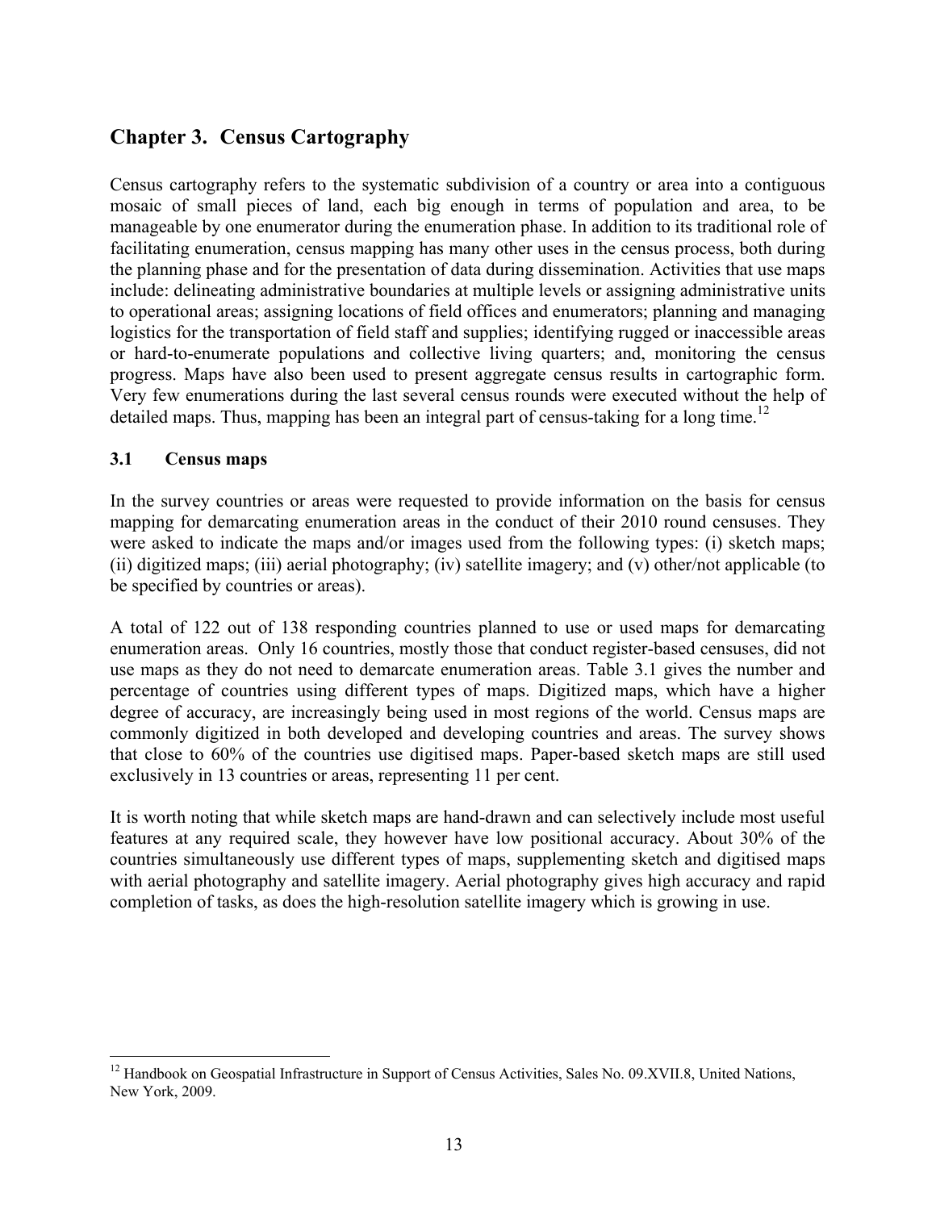## Chapter 3. Census Cartography

Census cartography refers to the systematic subdivision of a country or area into a contiguous mosaic of small pieces of land, each big enough in terms of population and area, to be manageable by one enumerator during the enumeration phase. In addition to its traditional role of facilitating enumeration, census mapping has many other uses in the census process, both during the planning phase and for the presentation of data during dissemination. Activities that use maps include: delineating administrative boundaries at multiple levels or assigning administrative units to operational areas; assigning locations of field offices and enumerators; planning and managing logistics for the transportation of field staff and supplies; identifying rugged or inaccessible areas or hard-to-enumerate populations and collective living quarters; and, monitoring the census progress. Maps have also been used to present aggregate census results in cartographic form. Very few enumerations during the last several census rounds were executed without the help of detailed maps. Thus, mapping has been an integral part of census-taking for a long time.[12]

### 3.1 Census maps

In the survey countries or areas were requested to provide information on the basis for census mapping for demarcating enumeration areas in the conduct of their 2010 round censuses. They were asked to indicate the maps and/or images used from the following types: (i) sketch maps; (ii) digitized maps; (iii) aerial photography; (iv) satellite imagery; and (v) other/not applicable (to be specified by countries or areas).

A total of 122 out of 138 responding countries planned to use or used maps for demarcating enumeration areas. Only 16 countries, mostly those that conduct register-based censuses, did not use maps as they do not need to demarcate enumeration areas. Table 3.1 gives the number and percentage of countries using different types of maps. Digitized maps, which have a higher degree of accuracy, are increasingly being used in most regions of the world. Census maps are commonly digitized in both developed and developing countries and areas. The survey shows that close to 60% of the countries use digitised maps. Paper-based sketch maps are still used exclusively in 13 countries or areas, representing 11 per cent.

It is worth noting that while sketch maps are hand-drawn and can selectively include most useful features at any required scale, they however have low positional accuracy. About 30% of the countries simultaneously use different types of maps, supplementing sketch and digitised maps with aerial photography and satellite imagery. Aerial photography gives high accuracy and rapid completion of tasks, as does the high-resolution satellite imagery which is growing in use.

---

[12] Handbook on Geospatial Infrastructure in Support of Census Activities, Sales No. 09.XVII.8, United Nations, New York, 2009.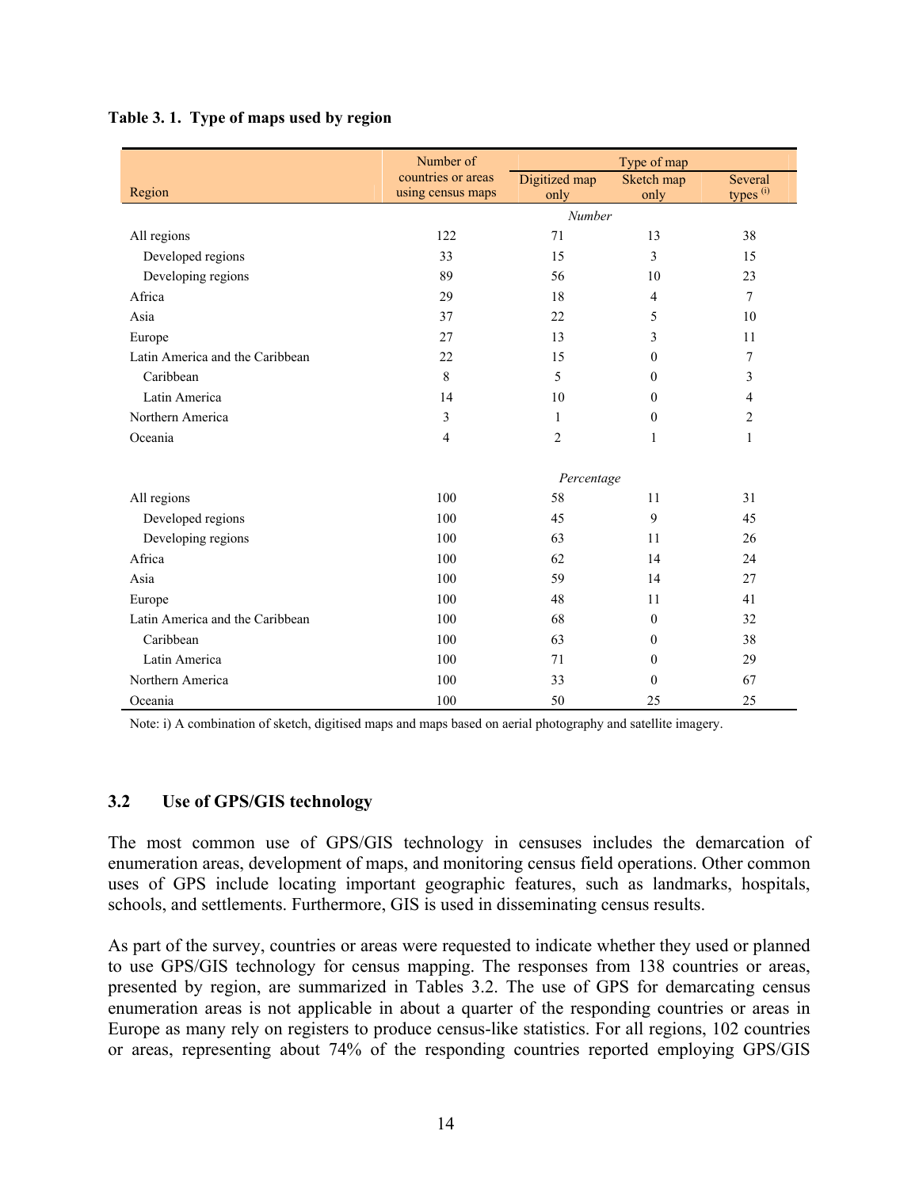**Table 3. 1. Type of maps used by region**

| Region | Number of countries or areas using census maps | Type of map | | |
|---|---|---|---|---|
| | | Digitized map only | Sketch map only | Several types [i] |
| | | *Number* | | |
| All regions | 122 | 71 | 13 | 38 |
| Developed regions | 33 | 15 | 3 | 15 |
| Developing regions | 89 | 56 | 10 | 23 |
| Africa | 29 | 18 | 4 | 7 |
| Asia | 37 | 22 | 5 | 10 |
| Europe | 27 | 13 | 3 | 11 |
| Latin America and the Caribbean | 22 | 15 | 0 | 7 |
| Caribbean | 8 | 5 | 0 | 3 |
| Latin America | 14 | 10 | 0 | 4 |
| Northern America | 3 | 1 | 0 | 2 |
| Oceania | 4 | 2 | 1 | 1 |
| | | *Percentage* | | |
| All regions | 100 | 58 | 11 | 31 |
| Developed regions | 100 | 45 | 9 | 45 |
| Developing regions | 100 | 63 | 11 | 26 |
| Africa | 100 | 62 | 14 | 24 |
| Asia | 100 | 59 | 14 | 27 |
| Europe | 100 | 48 | 11 | 41 |
| Latin America and the Caribbean | 100 | 68 | 0 | 32 |
| Caribbean | 100 | 63 | 0 | 38 |
| Latin America | 100 | 71 | 0 | 29 |
| Northern America | 100 | 33 | 0 | 67 |
| Oceania | 100 | 50 | 25 | 25 |

Note: i) A combination of sketch, digitised maps and maps based on aerial photography and satellite imagery.

## 3.2 Use of GPS/GIS technology

The most common use of GPS/GIS technology in censuses includes the demarcation of enumeration areas, development of maps, and monitoring census field operations. Other common uses of GPS include locating important geographic features, such as landmarks, hospitals, schools, and settlements. Furthermore, GIS is used in disseminating census results.

As part of the survey, countries or areas were requested to indicate whether they used or planned to use GPS/GIS technology for census mapping. The responses from 138 countries or areas, presented by region, are summarized in Tables 3.2. The use of GPS for demarcating census enumeration areas is not applicable in about a quarter of the responding countries or areas in Europe as many rely on registers to produce census-like statistics. For all regions, 102 countries or areas, representing about 74% of the responding countries reported employing GPS/GIS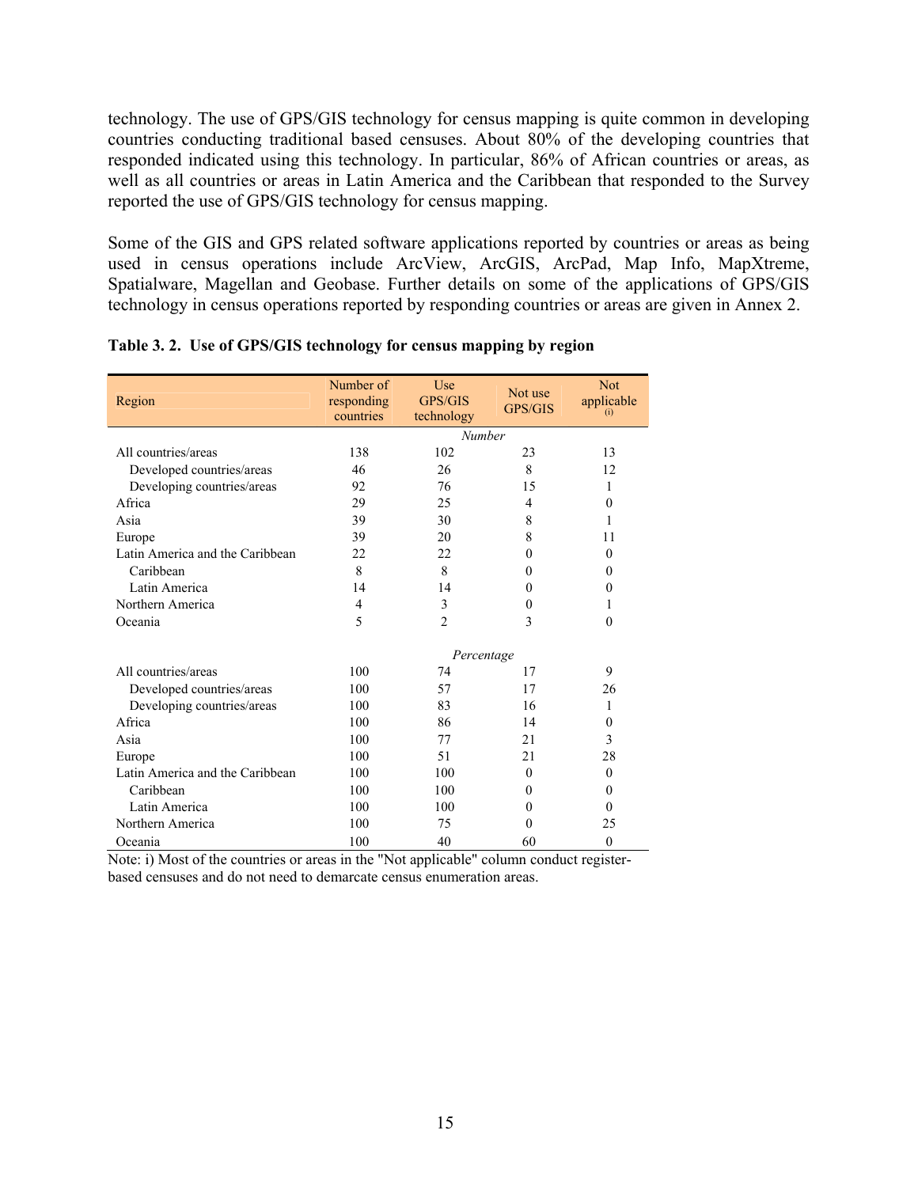technology. The use of GPS/GIS technology for census mapping is quite common in developing countries conducting traditional based censuses. About 80% of the developing countries that responded indicated using this technology. In particular, 86% of African countries or areas, as well as all countries or areas in Latin America and the Caribbean that responded to the Survey reported the use of GPS/GIS technology for census mapping.

Some of the GIS and GPS related software applications reported by countries or areas as being used in census operations include ArcView, ArcGIS, ArcPad, Map Info, MapXtreme, Spatialware, Magellan and Geobase. Further details on some of the applications of GPS/GIS technology in census operations reported by responding countries or areas are given in Annex 2.

**Table 3. 2. Use of GPS/GIS technology for census mapping by region**

| Region | Number of responding countries | Use GPS/GIS technology | Not use GPS/GIS | Not applicable (i) |
|---|---|---|---|---|
| | | *Number* | | |
| All countries/areas | 138 | 102 | 23 | 13 |
| Developed countries/areas | 46 | 26 | 8 | 12 |
| Developing countries/areas | 92 | 76 | 15 | 1 |
| Africa | 29 | 25 | 4 | 0 |
| Asia | 39 | 30 | 8 | 1 |
| Europe | 39 | 20 | 8 | 11 |
| Latin America and the Caribbean | 22 | 22 | 0 | 0 |
| Caribbean | 8 | 8 | 0 | 0 |
| Latin America | 14 | 14 | 0 | 0 |
| Northern America | 4 | 3 | 0 | 1 |
| Oceania | 5 | 2 | 3 | 0 |
| | | *Percentage* | | |
| All countries/areas | 100 | 74 | 17 | 9 |
| Developed countries/areas | 100 | 57 | 17 | 26 |
| Developing countries/areas | 100 | 83 | 16 | 1 |
| Africa | 100 | 86 | 14 | 0 |
| Asia | 100 | 77 | 21 | 3 |
| Europe | 100 | 51 | 21 | 28 |
| Latin America and the Caribbean | 100 | 100 | 0 | 0 |
| Caribbean | 100 | 100 | 0 | 0 |
| Latin America | 100 | 100 | 0 | 0 |
| Northern America | 100 | 75 | 0 | 25 |
| Oceania | 100 | 40 | 60 | 0 |

Note: i) Most of the countries or areas in the "Not applicable" column conduct register-based censuses and do not need to demarcate census enumeration areas.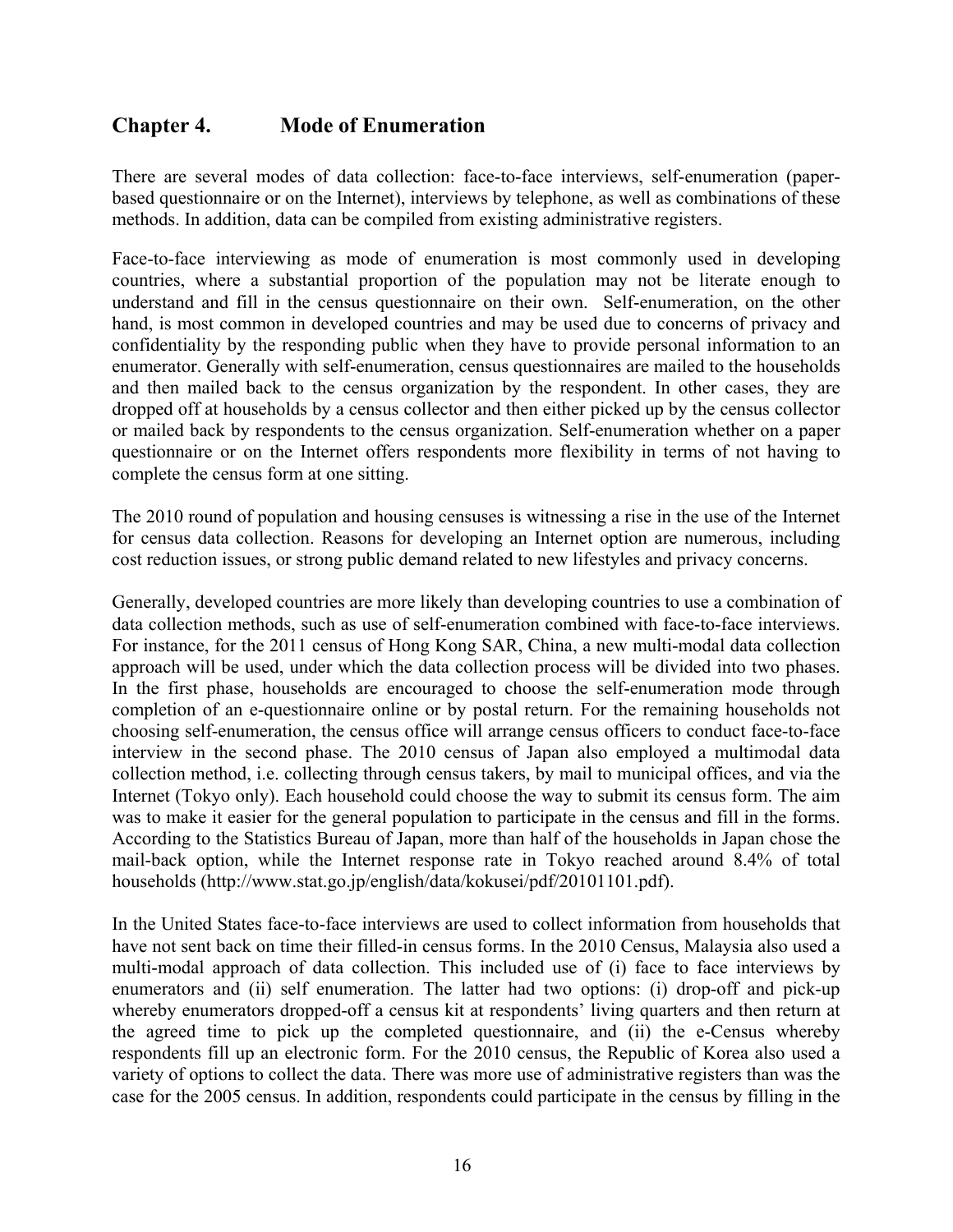## Chapter 4. Mode of Enumeration

There are several modes of data collection: face-to-face interviews, self-enumeration (paper-based questionnaire or on the Internet), interviews by telephone, as well as combinations of these methods. In addition, data can be compiled from existing administrative registers.

Face-to-face interviewing as mode of enumeration is most commonly used in developing countries, where a substantial proportion of the population may not be literate enough to understand and fill in the census questionnaire on their own. Self-enumeration, on the other hand, is most common in developed countries and may be used due to concerns of privacy and confidentiality by the responding public when they have to provide personal information to an enumerator. Generally with self-enumeration, census questionnaires are mailed to the households and then mailed back to the census organization by the respondent. In other cases, they are dropped off at households by a census collector and then either picked up by the census collector or mailed back by respondents to the census organization. Self-enumeration whether on a paper questionnaire or on the Internet offers respondents more flexibility in terms of not having to complete the census form at one sitting.

The 2010 round of population and housing censuses is witnessing a rise in the use of the Internet for census data collection. Reasons for developing an Internet option are numerous, including cost reduction issues, or strong public demand related to new lifestyles and privacy concerns.

Generally, developed countries are more likely than developing countries to use a combination of data collection methods, such as use of self-enumeration combined with face-to-face interviews. For instance, for the 2011 census of Hong Kong SAR, China, a new multi-modal data collection approach will be used, under which the data collection process will be divided into two phases. In the first phase, households are encouraged to choose the self-enumeration mode through completion of an e-questionnaire online or by postal return. For the remaining households not choosing self-enumeration, the census office will arrange census officers to conduct face-to-face interview in the second phase. The 2010 census of Japan also employed a multimodal data collection method, i.e. collecting through census takers, by mail to municipal offices, and via the Internet (Tokyo only). Each household could choose the way to submit its census form. The aim was to make it easier for the general population to participate in the census and fill in the forms. According to the Statistics Bureau of Japan, more than half of the households in Japan chose the mail-back option, while the Internet response rate in Tokyo reached around 8.4% of total households (http://www.stat.go.jp/english/data/kokusei/pdf/20101101.pdf).

In the United States face-to-face interviews are used to collect information from households that have not sent back on time their filled-in census forms. In the 2010 Census, Malaysia also used a multi-modal approach of data collection. This included use of (i) face to face interviews by enumerators and (ii) self enumeration. The latter had two options: (i) drop-off and pick-up whereby enumerators dropped-off a census kit at respondents' living quarters and then return at the agreed time to pick up the completed questionnaire, and (ii) the e-Census whereby respondents fill up an electronic form. For the 2010 census, the Republic of Korea also used a variety of options to collect the data. There was more use of administrative registers than was the case for the 2005 census. In addition, respondents could participate in the census by filling in the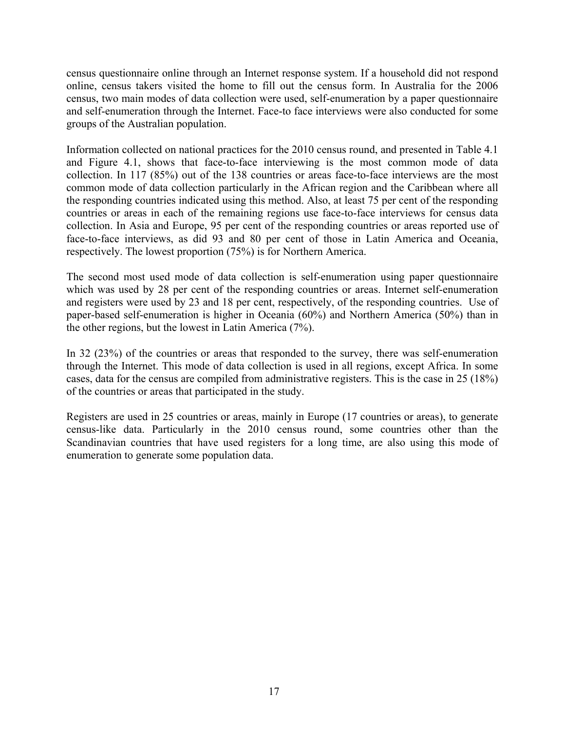census questionnaire online through an Internet response system. If a household did not respond online, census takers visited the home to fill out the census form. In Australia for the 2006 census, two main modes of data collection were used, self-enumeration by a paper questionnaire and self-enumeration through the Internet. Face-to face interviews were also conducted for some groups of the Australian population.

Information collected on national practices for the 2010 census round, and presented in Table 4.1 and Figure 4.1, shows that face-to-face interviewing is the most common mode of data collection. In 117 (85%) out of the 138 countries or areas face-to-face interviews are the most common mode of data collection particularly in the African region and the Caribbean where all the responding countries indicated using this method. Also, at least 75 per cent of the responding countries or areas in each of the remaining regions use face-to-face interviews for census data collection. In Asia and Europe, 95 per cent of the responding countries or areas reported use of face-to-face interviews, as did 93 and 80 per cent of those in Latin America and Oceania, respectively. The lowest proportion (75%) is for Northern America.

The second most used mode of data collection is self-enumeration using paper questionnaire which was used by 28 per cent of the responding countries or areas. Internet self-enumeration and registers were used by 23 and 18 per cent, respectively, of the responding countries. Use of paper-based self-enumeration is higher in Oceania (60%) and Northern America (50%) than in the other regions, but the lowest in Latin America (7%).

In 32 (23%) of the countries or areas that responded to the survey, there was self-enumeration through the Internet. This mode of data collection is used in all regions, except Africa. In some cases, data for the census are compiled from administrative registers. This is the case in 25 (18%) of the countries or areas that participated in the study.

Registers are used in 25 countries or areas, mainly in Europe (17 countries or areas), to generate census-like data. Particularly in the 2010 census round, some countries other than the Scandinavian countries that have used registers for a long time, are also using this mode of enumeration to generate some population data.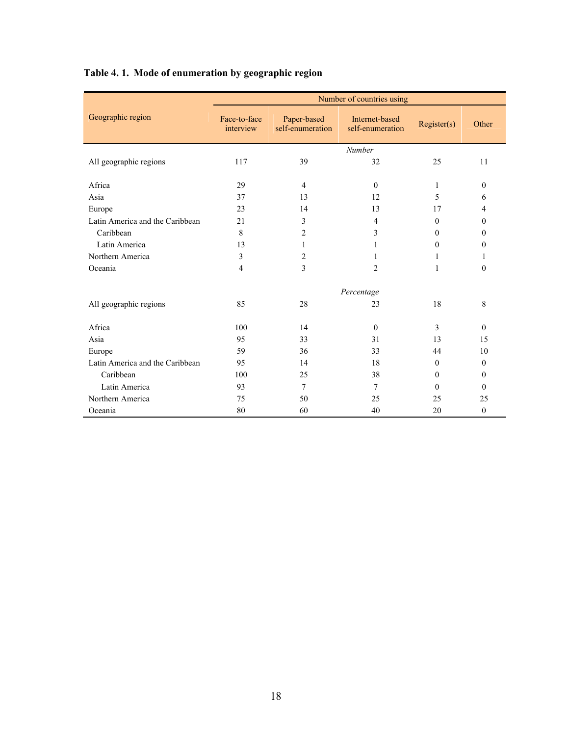**Table 4. 1. Mode of enumeration by geographic region**

| Geographic region | Number of countries using | | | | |
|---|---|---|---|---|---|
| | Face-to-face interview | Paper-based self-enumeration | Internet-based self-enumeration | Register(s) | Other |
| | | | *Number* | | |
| All geographic regions | 117 | 39 | 32 | 25 | 11 |
| Africa | 29 | 4 | 0 | 1 | 0 |
| Asia | 37 | 13 | 12 | 5 | 6 |
| Europe | 23 | 14 | 13 | 17 | 4 |
| Latin America and the Caribbean | 21 | 3 | 4 | 0 | 0 |
| Caribbean | 8 | 2 | 3 | 0 | 0 |
| Latin America | 13 | 1 | 1 | 0 | 0 |
| Northern America | 3 | 2 | 1 | 1 | 1 |
| Oceania | 4 | 3 | 2 | 1 | 0 |
| | | | *Percentage* | | |
| All geographic regions | 85 | 28 | 23 | 18 | 8 |
| Africa | 100 | 14 | 0 | 3 | 0 |
| Asia | 95 | 33 | 31 | 13 | 15 |
| Europe | 59 | 36 | 33 | 44 | 10 |
| Latin America and the Caribbean | 95 | 14 | 18 | 0 | 0 |
| Caribbean | 100 | 25 | 38 | 0 | 0 |
| Latin America | 93 | 7 | 7 | 0 | 0 |
| Northern America | 75 | 50 | 25 | 25 | 25 |
| Oceania | 80 | 60 | 40 | 20 | 0 |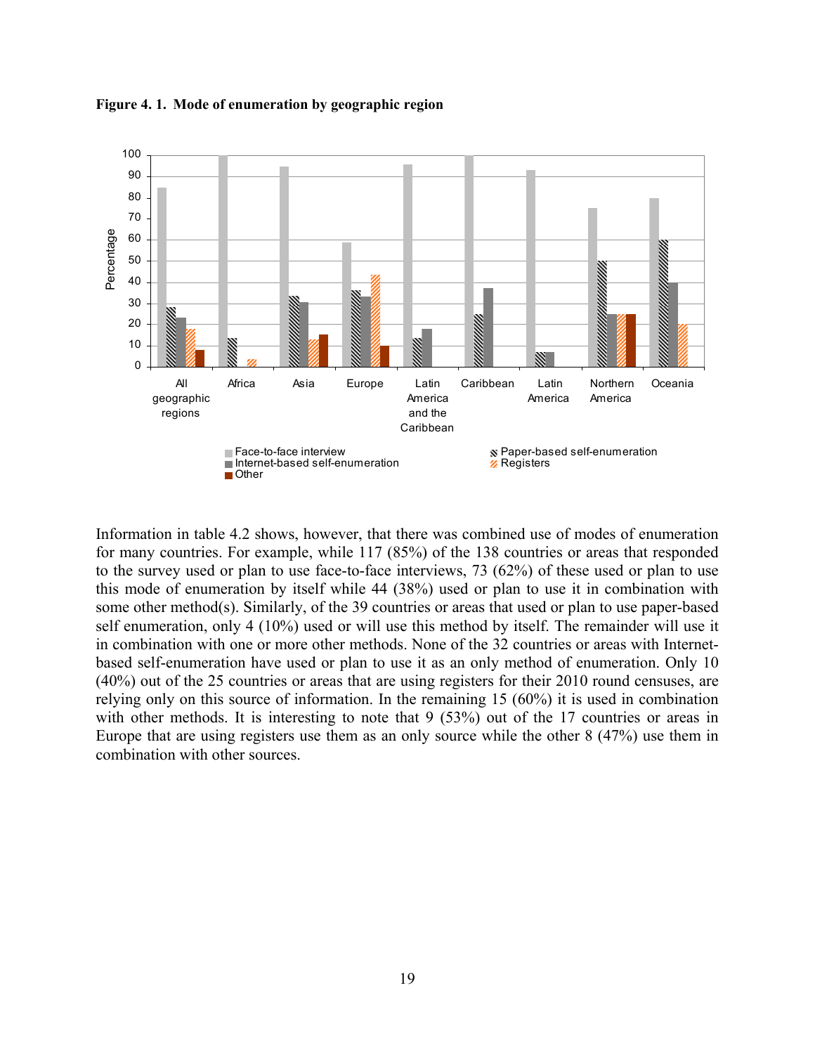**Figure 4. 1. Mode of enumeration by geographic region**

Information in table 4.2 shows, however, that there was combined use of modes of enumeration for many countries. For example, while 117 (85%) of the 138 countries or areas that responded to the survey used or plan to use face-to-face interviews, 73 (62%) of these used or plan to use this mode of enumeration by itself while 44 (38%) used or plan to use it in combination with some other method(s). Similarly, of the 39 countries or areas that used or plan to use paper-based self enumeration, only 4 (10%) used or will use this method by itself. The remainder will use it in combination with one or more other methods. None of the 32 countries or areas with Internet-based self-enumeration have used or plan to use it as an only method of enumeration. Only 10 (40%) out of the 25 countries or areas that are using registers for their 2010 round censuses, are relying only on this source of information. In the remaining 15 (60%) it is used in combination with other methods. It is interesting to note that 9 (53%) out of the 17 countries or areas in Europe that are using registers use them as an only source while the other 8 (47%) use them in combination with other sources.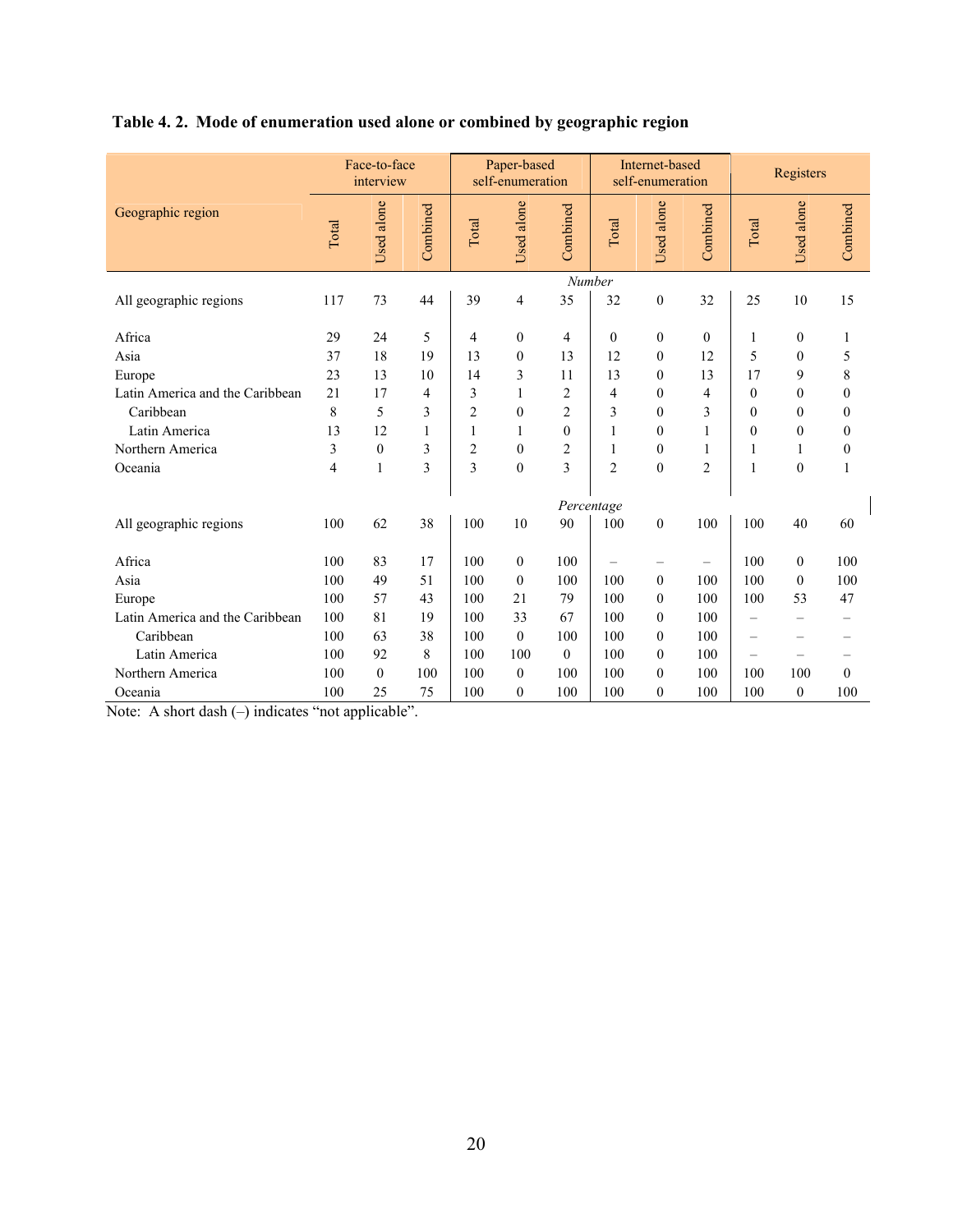**Table 4. 2. Mode of enumeration used alone or combined by geographic region**

| Geographic region | Face-to-face interview | | | Paper-based self-enumeration | | | Internet-based self-enumeration | | | Registers | | |
|---|---|---|---|---|---|---|---|---|---|---|---|---|
| | Total | Used alone | Combined | Total | Used alone | Combined | Total | Used alone | Combined | Total | Used alone | Combined |
| | *Number* | | | | | | | | | | | |
| All geographic regions | 117 | 73 | 44 | 39 | 4 | 35 | 32 | 0 | 32 | 25 | 10 | 15 |
| Africa | 29 | 24 | 5 | 4 | 0 | 4 | 0 | 0 | 0 | 1 | 0 | 1 |
| Asia | 37 | 18 | 19 | 13 | 0 | 13 | 12 | 0 | 12 | 5 | 0 | 5 |
| Europe | 23 | 13 | 10 | 14 | 3 | 11 | 13 | 0 | 13 | 17 | 9 | 8 |
| Latin America and the Caribbean | 21 | 17 | 4 | 3 | 1 | 2 | 4 | 0 | 4 | 0 | 0 | 0 |
| Caribbean | 8 | 5 | 3 | 2 | 0 | 2 | 3 | 0 | 3 | 0 | 0 | 0 |
| Latin America | 13 | 12 | 1 | 1 | 1 | 0 | 1 | 0 | 1 | 0 | 0 | 0 |
| Northern America | 3 | 0 | 3 | 2 | 0 | 2 | 1 | 0 | 1 | 1 | 1 | 0 |
| Oceania | 4 | 1 | 3 | 3 | 0 | 3 | 2 | 0 | 2 | 1 | 0 | 1 |
| | *Percentage* | | | | | | | | | | | |
| All geographic regions | 100 | 62 | 38 | 100 | 10 | 90 | 100 | 0 | 100 | 100 | 40 | 60 |
| Africa | 100 | 83 | 17 | 100 | 0 | 100 | – | – | – | 100 | 0 | 100 |
| Asia | 100 | 49 | 51 | 100 | 0 | 100 | 100 | 0 | 100 | 100 | 0 | 100 |
| Europe | 100 | 57 | 43 | 100 | 21 | 79 | 100 | 0 | 100 | 100 | 53 | 47 |
| Latin America and the Caribbean | 100 | 81 | 19 | 100 | 33 | 67 | 100 | 0 | 100 | – | – | – |
| Caribbean | 100 | 63 | 38 | 100 | 0 | 100 | 100 | 0 | 100 | – | – | – |
| Latin America | 100 | 92 | 8 | 100 | 100 | 0 | 100 | 0 | 100 | – | – | – |
| Northern America | 100 | 0 | 100 | 100 | 0 | 100 | 100 | 0 | 100 | 100 | 100 | 0 |
| Oceania | 100 | 25 | 75 | 100 | 0 | 100 | 100 | 0 | 100 | 100 | 0 | 100 |

Note: A short dash (–) indicates "not applicable".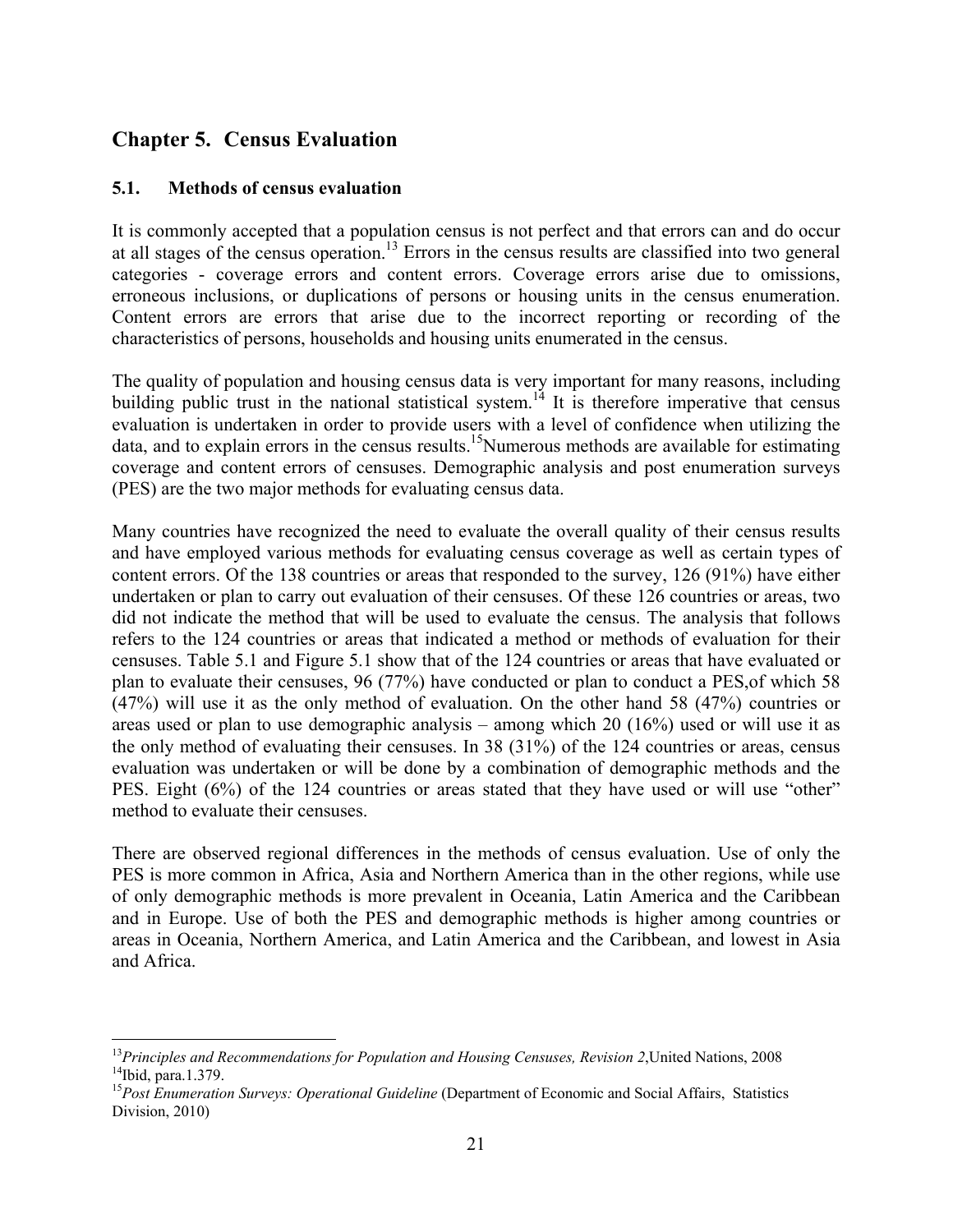# Chapter 5. Census Evaluation

## 5.1. Methods of census evaluation

It is commonly accepted that a population census is not perfect and that errors can and do occur at all stages of the census operation.[13] Errors in the census results are classified into two general categories - coverage errors and content errors. Coverage errors arise due to omissions, erroneous inclusions, or duplications of persons or housing units in the census enumeration. Content errors are errors that arise due to the incorrect reporting or recording of the characteristics of persons, households and housing units enumerated in the census.

The quality of population and housing census data is very important for many reasons, including building public trust in the national statistical system.[14] It is therefore imperative that census evaluation is undertaken in order to provide users with a level of confidence when utilizing the data, and to explain errors in the census results.[15]Numerous methods are available for estimating coverage and content errors of censuses. Demographic analysis and post enumeration surveys (PES) are the two major methods for evaluating census data.

Many countries have recognized the need to evaluate the overall quality of their census results and have employed various methods for evaluating census coverage as well as certain types of content errors. Of the 138 countries or areas that responded to the survey, 126 (91%) have either undertaken or plan to carry out evaluation of their censuses. Of these 126 countries or areas, two did not indicate the method that will be used to evaluate the census. The analysis that follows refers to the 124 countries or areas that indicated a method or methods of evaluation for their censuses. Table 5.1 and Figure 5.1 show that of the 124 countries or areas that have evaluated or plan to evaluate their censuses, 96 (77%) have conducted or plan to conduct a PES,of which 58 (47%) will use it as the only method of evaluation. On the other hand 58 (47%) countries or areas used or plan to use demographic analysis – among which 20 (16%) used or will use it as the only method of evaluating their censuses. In 38 (31%) of the 124 countries or areas, census evaluation was undertaken or will be done by a combination of demographic methods and the PES. Eight (6%) of the 124 countries or areas stated that they have used or will use "other" method to evaluate their censuses.

There are observed regional differences in the methods of census evaluation. Use of only the PES is more common in Africa, Asia and Northern America than in the other regions, while use of only demographic methods is more prevalent in Oceania, Latin America and the Caribbean and in Europe. Use of both the PES and demographic methods is higher among countries or areas in Oceania, Northern America, and Latin America and the Caribbean, and lowest in Asia and Africa.

---

[13] *Principles and Recommendations for Population and Housing Censuses, Revision 2*,United Nations, 2008

[14] Ibid, para.1.379.

[15] *Post Enumeration Surveys: Operational Guideline* (Department of Economic and Social Affairs, Statistics Division, 2010)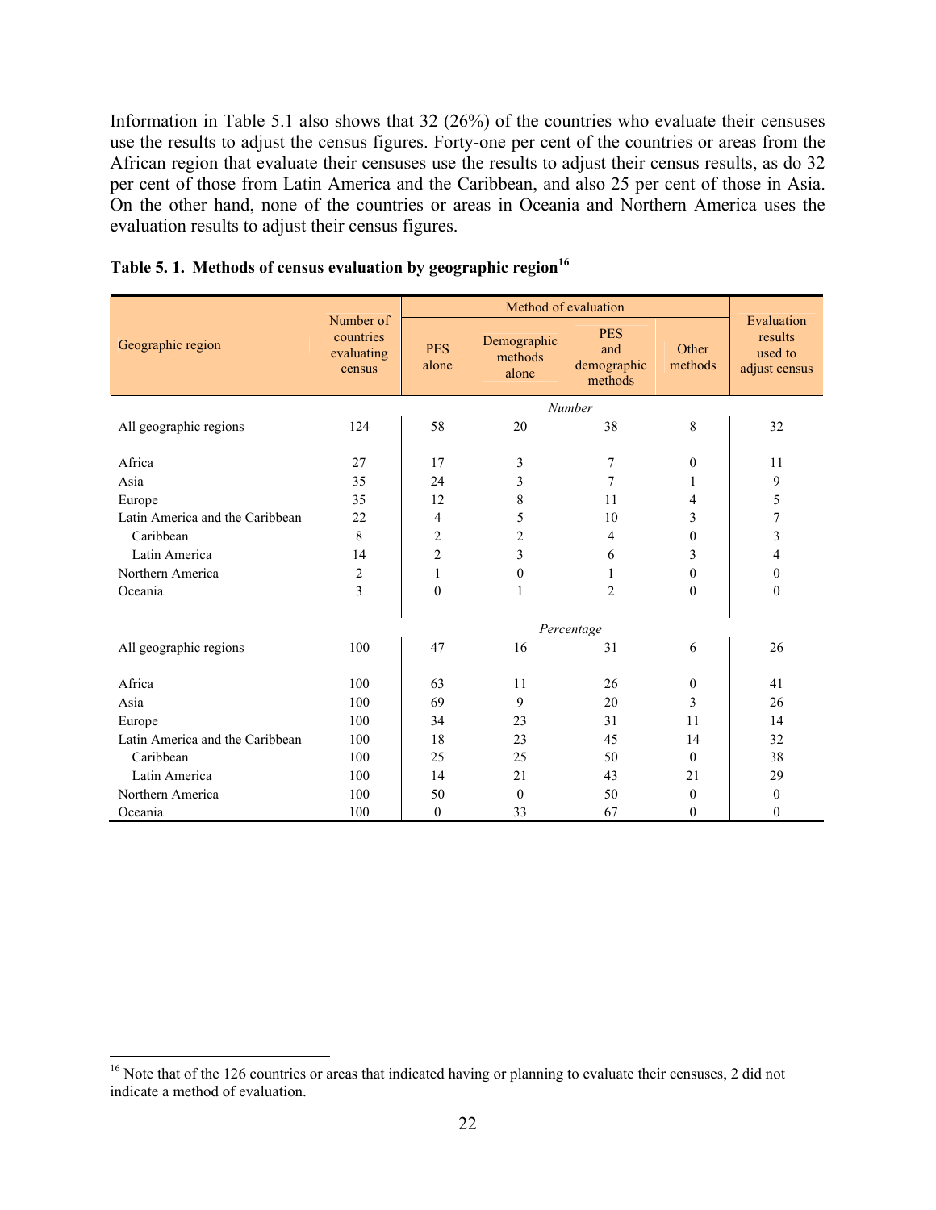Information in Table 5.1 also shows that 32 (26%) of the countries who evaluate their censuses use the results to adjust the census figures. Forty-one per cent of the countries or areas from the African region that evaluate their censuses use the results to adjust their census results, as do 32 per cent of those from Latin America and the Caribbean, and also 25 per cent of those in Asia. On the other hand, none of the countries or areas in Oceania and Northern America uses the evaluation results to adjust their census figures.

**Table 5. 1. Methods of census evaluation by geographic region**[16]

| Geographic region | Number of countries evaluating census | Method of evaluation | | | | Evaluation results used to adjust census |
|---|---|---|---|---|---|---|
| | | PES alone | Demographic methods alone | PES and demographic methods | Other methods | |
| | | *Number* | | | | |
| All geographic regions | 124 | 58 | 20 | 38 | 8 | 32 |
| Africa | 27 | 17 | 3 | 7 | 0 | 11 |
| Asia | 35 | 24 | 3 | 7 | 1 | 9 |
| Europe | 35 | 12 | 8 | 11 | 4 | 5 |
| Latin America and the Caribbean | 22 | 4 | 5 | 10 | 3 | 7 |
| Caribbean | 8 | 2 | 2 | 4 | 0 | 3 |
| Latin America | 14 | 2 | 3 | 6 | 3 | 4 |
| Northern America | 2 | 1 | 0 | 1 | 0 | 0 |
| Oceania | 3 | 0 | 1 | 2 | 0 | 0 |
| | | *Percentage* | | | | |
| All geographic regions | 100 | 47 | 16 | 31 | 6 | 26 |
| Africa | 100 | 63 | 11 | 26 | 0 | 41 |
| Asia | 100 | 69 | 9 | 20 | 3 | 26 |
| Europe | 100 | 34 | 23 | 31 | 11 | 14 |
| Latin America and the Caribbean | 100 | 18 | 23 | 45 | 14 | 32 |
| Caribbean | 100 | 25 | 25 | 50 | 0 | 38 |
| Latin America | 100 | 14 | 21 | 43 | 21 | 29 |
| Northern America | 100 | 50 | 0 | 50 | 0 | 0 |
| Oceania | 100 | 0 | 33 | 67 | 0 | 0 |

[16] Note that of the 126 countries or areas that indicated having or planning to evaluate their censuses, 2 did not indicate a method of evaluation.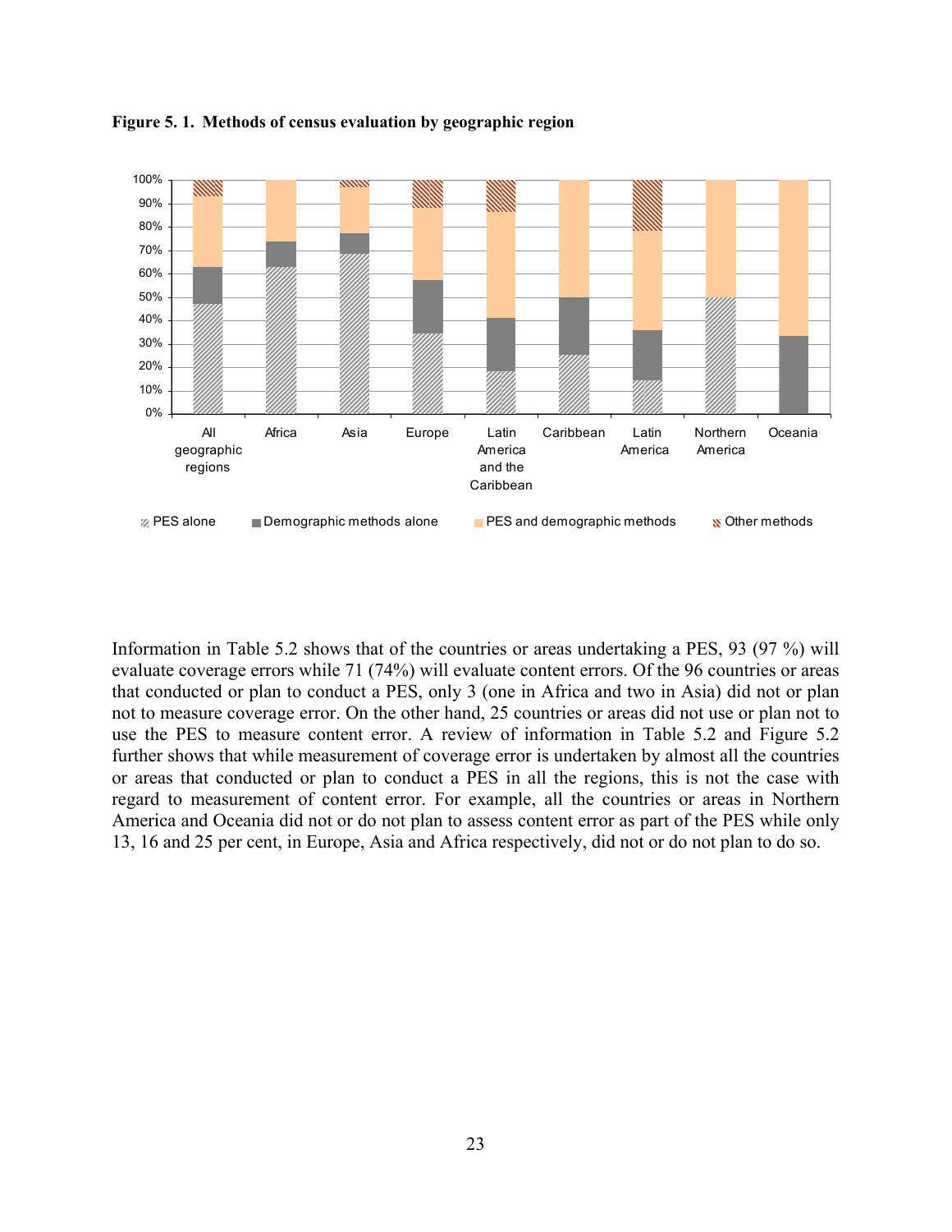**Figure 5. 1. Methods of census evaluation by geographic region**

Information in Table 5.2 shows that of the countries or areas undertaking a PES, 93 (97 %) will evaluate coverage errors while 71 (74%) will evaluate content errors. Of the 96 countries or areas that conducted or plan to conduct a PES, only 3 (one in Africa and two in Asia) did not or plan not to measure coverage error. On the other hand, 25 countries or areas did not use or plan not to use the PES to measure content error. A review of information in Table 5.2 and Figure 5.2 further shows that while measurement of coverage error is undertaken by almost all the countries or areas that conducted or plan to conduct a PES in all the regions, this is not the case with regard to measurement of content error. For example, all the countries or areas in Northern America and Oceania did not or do not plan to assess content error as part of the PES while only 13, 16 and 25 per cent, in Europe, Asia and Africa respectively, did not or do not plan to do so.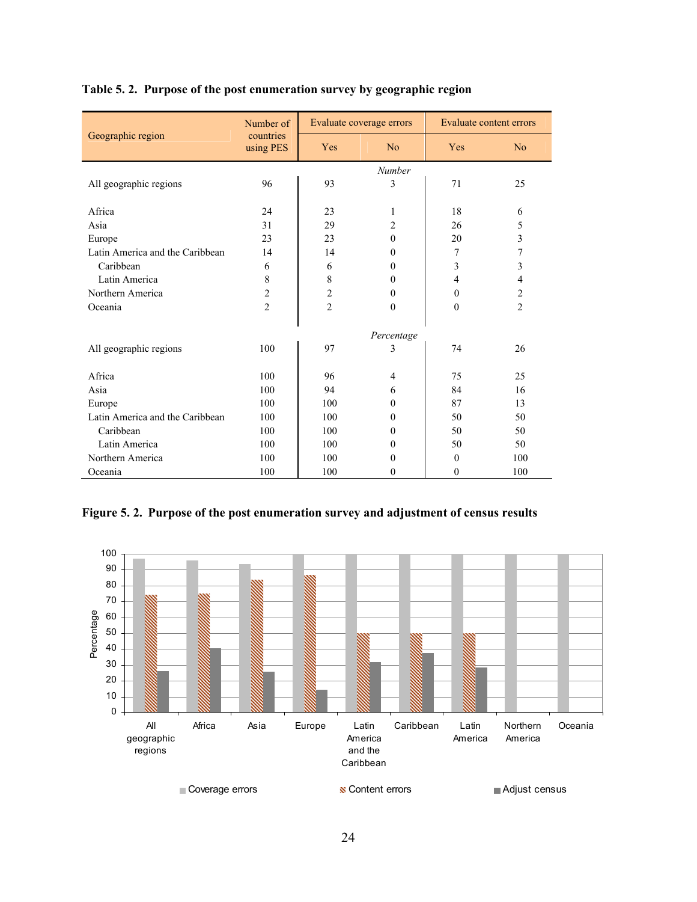**Table 5. 2. Purpose of the post enumeration survey by geographic region**

| Geographic region | Number of countries using PES | Evaluate coverage errors | | Evaluate content errors | |
|---|---|---|---|---|---|
| | | Yes | No | Yes | No |
| | | *Number* | | | |
| All geographic regions | 96 | 93 | 3 | 71 | 25 |
| Africa | 24 | 23 | 1 | 18 | 6 |
| Asia | 31 | 29 | 2 | 26 | 5 |
| Europe | 23 | 23 | 0 | 20 | 3 |
| Latin America and the Caribbean | 14 | 14 | 0 | 7 | 7 |
| Caribbean | 6 | 6 | 0 | 3 | 3 |
| Latin America | 8 | 8 | 0 | 4 | 4 |
| Northern America | 2 | 2 | 0 | 0 | 2 |
| Oceania | 2 | 2 | 0 | 0 | 2 |
| | | *Percentage* | | | |
| All geographic regions | 100 | 97 | 3 | 74 | 26 |
| Africa | 100 | 96 | 4 | 75 | 25 |
| Asia | 100 | 94 | 6 | 84 | 16 |
| Europe | 100 | 100 | 0 | 87 | 13 |
| Latin America and the Caribbean | 100 | 100 | 0 | 50 | 50 |
| Caribbean | 100 | 100 | 0 | 50 | 50 |
| Latin America | 100 | 100 | 0 | 50 | 50 |
| Northern America | 100 | 100 | 0 | 0 | 100 |
| Oceania | 100 | 100 | 0 | 0 | 100 |

**Figure 5. 2. Purpose of the post enumeration survey and adjustment of census results**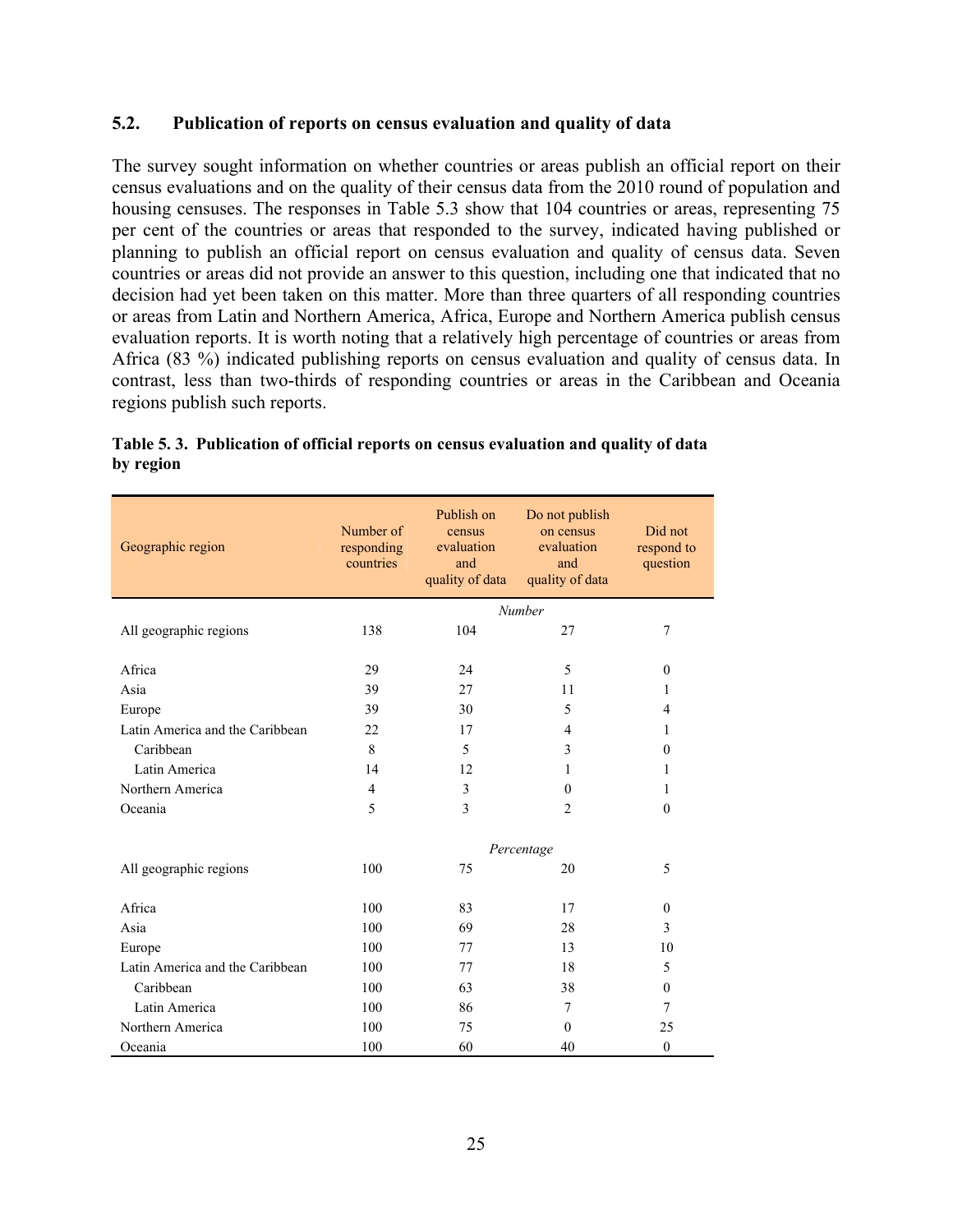### 5.2. Publication of reports on census evaluation and quality of data

The survey sought information on whether countries or areas publish an official report on their census evaluations and on the quality of their census data from the 2010 round of population and housing censuses. The responses in Table 5.3 show that 104 countries or areas, representing 75 per cent of the countries or areas that responded to the survey, indicated having published or planning to publish an official report on census evaluation and quality of census data. Seven countries or areas did not provide an answer to this question, including one that indicated that no decision had yet been taken on this matter. More than three quarters of all responding countries or areas from Latin and Northern America, Africa, Europe and Northern America publish census evaluation reports. It is worth noting that a relatively high percentage of countries or areas from Africa (83 %) indicated publishing reports on census evaluation and quality of census data. In contrast, less than two-thirds of responding countries or areas in the Caribbean and Oceania regions publish such reports.

**Table 5. 3. Publication of official reports on census evaluation and quality of data by region**

| Geographic region | Number of responding countries | Publish on census evaluation and quality of data | Do not publish on census evaluation and quality of data | Did not respond to question |
|---|---|---|---|---|
| | | *Number* | | |
| All geographic regions | 138 | 104 | 27 | 7 |
| Africa | 29 | 24 | 5 | 0 |
| Asia | 39 | 27 | 11 | 1 |
| Europe | 39 | 30 | 5 | 4 |
| Latin America and the Caribbean | 22 | 17 | 4 | 1 |
| Caribbean | 8 | 5 | 3 | 0 |
| Latin America | 14 | 12 | 1 | 1 |
| Northern America | 4 | 3 | 0 | 1 |
| Oceania | 5 | 3 | 2 | 0 |
| | | *Percentage* | | |
| All geographic regions | 100 | 75 | 20 | 5 |
| Africa | 100 | 83 | 17 | 0 |
| Asia | 100 | 69 | 28 | 3 |
| Europe | 100 | 77 | 13 | 10 |
| Latin America and the Caribbean | 100 | 77 | 18 | 5 |
| Caribbean | 100 | 63 | 38 | 0 |
| Latin America | 100 | 86 | 7 | 7 |
| Northern America | 100 | 75 | 0 | 25 |
| Oceania | 100 | 60 | 40 | 0 |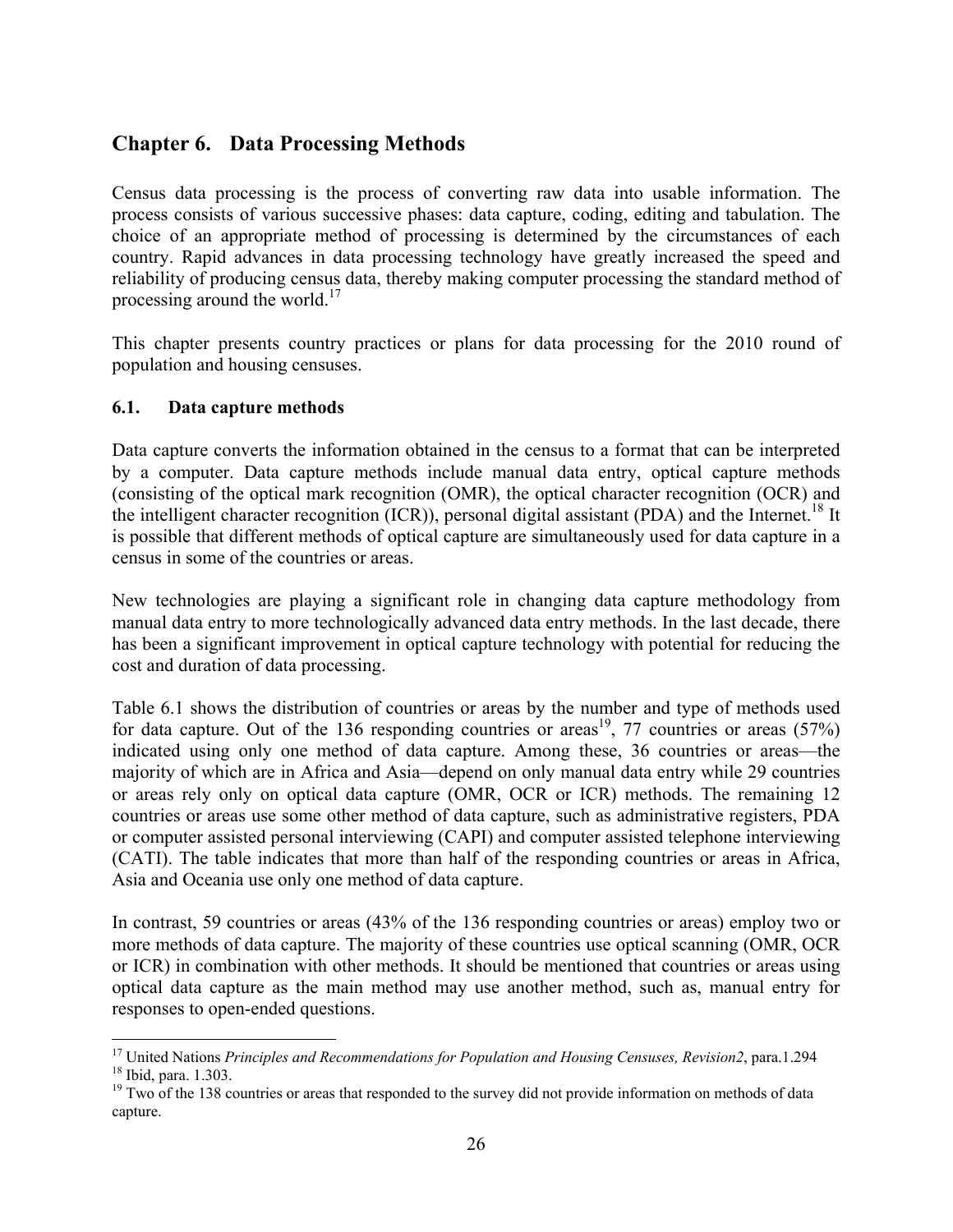# Chapter 6. Data Processing Methods

Census data processing is the process of converting raw data into usable information. The process consists of various successive phases: data capture, coding, editing and tabulation. The choice of an appropriate method of processing is determined by the circumstances of each country. Rapid advances in data processing technology have greatly increased the speed and reliability of producing census data, thereby making computer processing the standard method of processing around the world.[17]

This chapter presents country practices or plans for data processing for the 2010 round of population and housing censuses.

## 6.1. Data capture methods

Data capture converts the information obtained in the census to a format that can be interpreted by a computer. Data capture methods include manual data entry, optical capture methods (consisting of the optical mark recognition (OMR), the optical character recognition (OCR) and the intelligent character recognition (ICR)), personal digital assistant (PDA) and the Internet.[18] It is possible that different methods of optical capture are simultaneously used for data capture in a census in some of the countries or areas.

New technologies are playing a significant role in changing data capture methodology from manual data entry to more technologically advanced data entry methods. In the last decade, there has been a significant improvement in optical capture technology with potential for reducing the cost and duration of data processing.

Table 6.1 shows the distribution of countries or areas by the number and type of methods used for data capture. Out of the 136 responding countries or areas[19], 77 countries or areas (57%) indicated using only one method of data capture. Among these, 36 countries or areas—the majority of which are in Africa and Asia—depend on only manual data entry while 29 countries or areas rely only on optical data capture (OMR, OCR or ICR) methods. The remaining 12 countries or areas use some other method of data capture, such as administrative registers, PDA or computer assisted personal interviewing (CAPI) and computer assisted telephone interviewing (CATI). The table indicates that more than half of the responding countries or areas in Africa, Asia and Oceania use only one method of data capture.

In contrast, 59 countries or areas (43% of the 136 responding countries or areas) employ two or more methods of data capture. The majority of these countries use optical scanning (OMR, OCR or ICR) in combination with other methods. It should be mentioned that countries or areas using optical data capture as the main method may use another method, such as, manual entry for responses to open-ended questions.

---

[17] United Nations *Principles and Recommendations for Population and Housing Censuses, Revision2*, para.1.294

[18] Ibid, para. 1.303.

[19] Two of the 138 countries or areas that responded to the survey did not provide information on methods of data capture.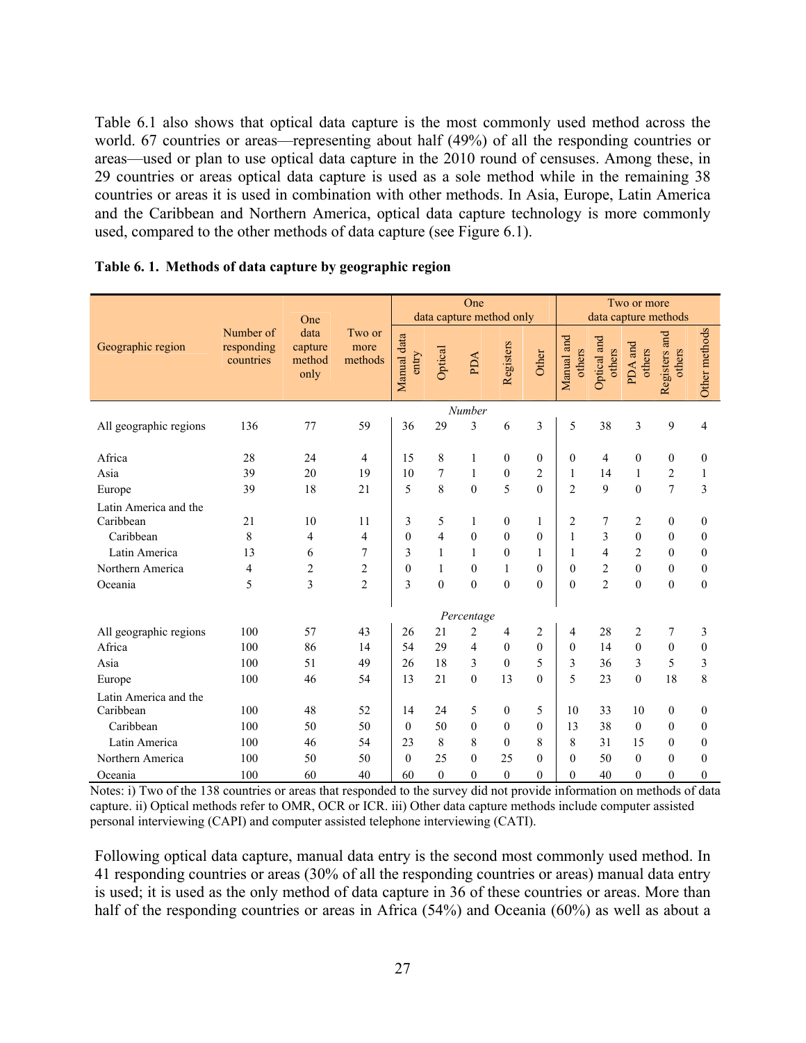Table 6.1 also shows that optical data capture is the most commonly used method across the world. 67 countries or areas—representing about half (49%) of all the responding countries or areas—used or plan to use optical data capture in the 2010 round of censuses. Among these, in 29 countries or areas optical data capture is used as a sole method while in the remaining 38 countries or areas it is used in combination with other methods. In Asia, Europe, Latin America and the Caribbean and Northern America, optical data capture technology is more commonly used, compared to the other methods of data capture (see Figure 6.1).

**Table 6. 1. Methods of data capture by geographic region**

| Geographic region | Number of responding countries | One data capture method only | Two or more methods | One data capture method only | | | | | Two or more data capture methods | | | | |
|---|---|---|---|---|---|---|---|---|---|---|---|---|---|
| | | | | Manual data entry | Optical | PDA | Registers | Other | Manual and others | Optical and others | PDA and others | Registers and others | Other methods |
| *Number* | | | | | | | | | | | | | |
| All geographic regions | 136 | 77 | 59 | 36 | 29 | 3 | 6 | 3 | 5 | 38 | 3 | 9 | 4 |
| Africa | 28 | 24 | 4 | 15 | 8 | 1 | 0 | 0 | 0 | 4 | 0 | 0 | 0 |
| Asia | 39 | 20 | 19 | 10 | 7 | 1 | 0 | 2 | 1 | 14 | 1 | 2 | 1 |
| Europe | 39 | 18 | 21 | 5 | 8 | 0 | 5 | 0 | 2 | 9 | 0 | 7 | 3 |
| Latin America and the Caribbean | 21 | 10 | 11 | 3 | 5 | 1 | 0 | 1 | 2 | 7 | 2 | 0 | 0 |
| Caribbean | 8 | 4 | 4 | 0 | 4 | 0 | 0 | 0 | 1 | 3 | 0 | 0 | 0 |
| Latin America | 13 | 6 | 7 | 3 | 1 | 1 | 0 | 1 | 1 | 4 | 2 | 0 | 0 |
| Northern America | 4 | 2 | 2 | 0 | 1 | 0 | 1 | 0 | 0 | 2 | 0 | 0 | 0 |
| Oceania | 5 | 3 | 2 | 3 | 0 | 0 | 0 | 0 | 0 | 2 | 0 | 0 | 0 |
| *Percentage* | | | | | | | | | | | | | |
| All geographic regions | 100 | 57 | 43 | 26 | 21 | 2 | 4 | 2 | 4 | 28 | 2 | 7 | 3 |
| Africa | 100 | 86 | 14 | 54 | 29 | 4 | 0 | 0 | 0 | 14 | 0 | 0 | 0 |
| Asia | 100 | 51 | 49 | 26 | 18 | 3 | 0 | 5 | 3 | 36 | 3 | 5 | 3 |
| Europe | 100 | 46 | 54 | 13 | 21 | 0 | 13 | 0 | 5 | 23 | 0 | 18 | 8 |
| Latin America and the Caribbean | 100 | 48 | 52 | 14 | 24 | 5 | 0 | 5 | 10 | 33 | 10 | 0 | 0 |
| Caribbean | 100 | 50 | 50 | 0 | 50 | 0 | 0 | 0 | 13 | 38 | 0 | 0 | 0 |
| Latin America | 100 | 46 | 54 | 23 | 8 | 8 | 0 | 8 | 8 | 31 | 15 | 0 | 0 |
| Northern America | 100 | 50 | 50 | 0 | 25 | 0 | 25 | 0 | 0 | 50 | 0 | 0 | 0 |
| Oceania | 100 | 60 | 40 | 60 | 0 | 0 | 0 | 0 | 0 | 40 | 0 | 0 | 0 |

Notes: i) Two of the 138 countries or areas that responded to the survey did not provide information on methods of data capture. ii) Optical methods refer to OMR, OCR or ICR. iii) Other data capture methods include computer assisted personal interviewing (CAPI) and computer assisted telephone interviewing (CATI).

Following optical data capture, manual data entry is the second most commonly used method. In 41 responding countries or areas (30% of all the responding countries or areas) manual data entry is used; it is used as the only method of data capture in 36 of these countries or areas. More than half of the responding countries or areas in Africa (54%) and Oceania (60%) as well as about a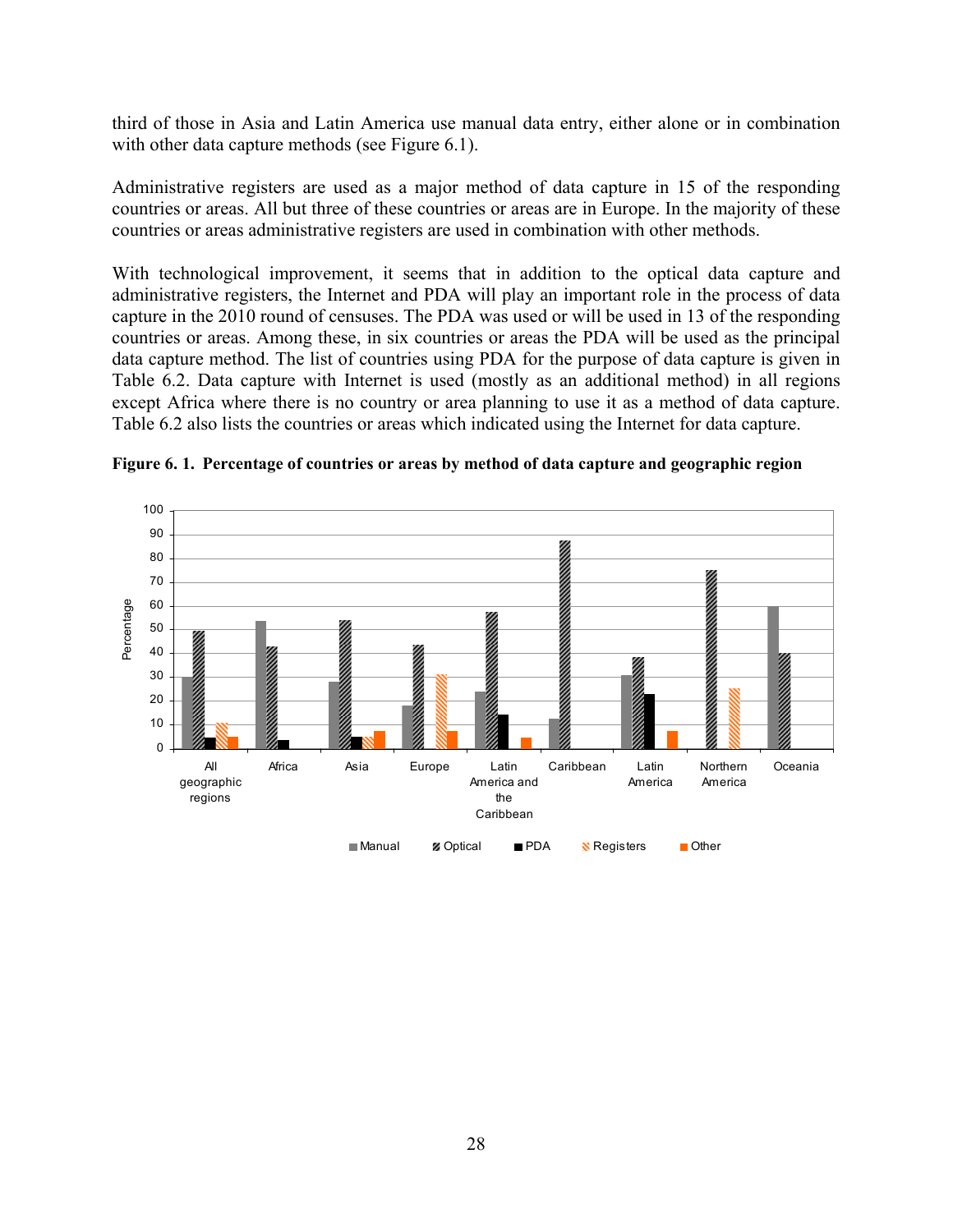third of those in Asia and Latin America use manual data entry, either alone or in combination with other data capture methods (see Figure 6.1).

Administrative registers are used as a major method of data capture in 15 of the responding countries or areas. All but three of these countries or areas are in Europe. In the majority of these countries or areas administrative registers are used in combination with other methods.

With technological improvement, it seems that in addition to the optical data capture and administrative registers, the Internet and PDA will play an important role in the process of data capture in the 2010 round of censuses. The PDA was used or will be used in 13 of the responding countries or areas. Among these, in six countries or areas the PDA will be used as the principal data capture method. The list of countries using PDA for the purpose of data capture is given in Table 6.2. Data capture with Internet is used (mostly as an additional method) in all regions except Africa where there is no country or area planning to use it as a method of data capture. Table 6.2 also lists the countries or areas which indicated using the Internet for data capture.

**Figure 6. 1. Percentage of countries or areas by method of data capture and geographic region**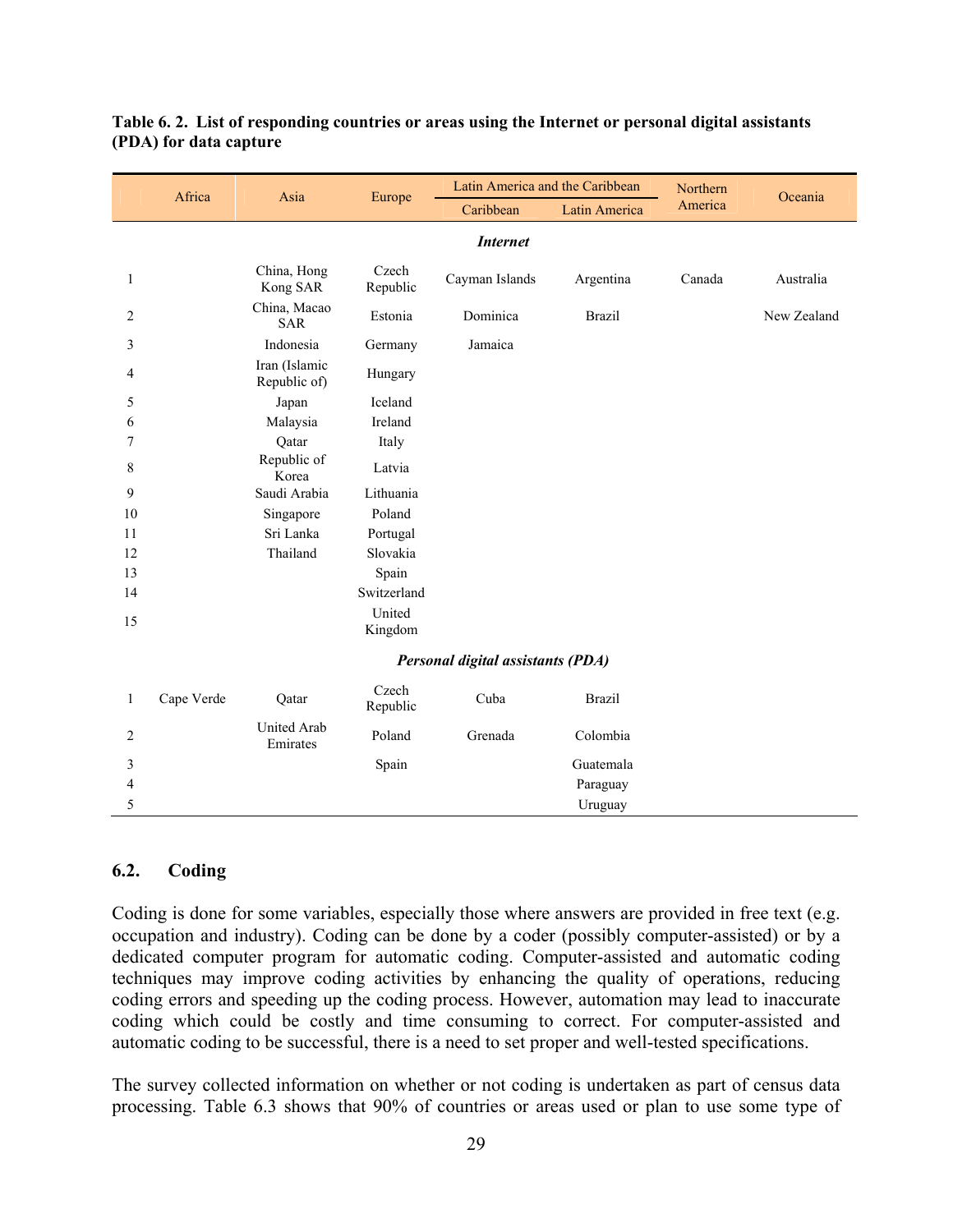**Table 6. 2. List of responding countries or areas using the Internet or personal digital assistants (PDA) for data capture**

| | Africa | Asia | Europe | Latin America and the Caribbean | | Northern America | Oceania |
|---|---|---|---|---|---|---|---|
| | | | | Caribbean | Latin America | | |
| | | | | ***Internet*** | | | |
| 1 | | China, Hong Kong SAR | Czech Republic | Cayman Islands | Argentina | Canada | Australia |
| 2 | | China, Macao SAR | Estonia | Dominica | Brazil | | New Zealand |
| 3 | | Indonesia | Germany | Jamaica | | | |
| 4 | | Iran (Islamic Republic of) | Hungary | | | | |
| 5 | | Japan | Iceland | | | | |
| 6 | | Malaysia | Ireland | | | | |
| 7 | | Qatar | Italy | | | | |
| 8 | | Republic of Korea | Latvia | | | | |
| 9 | | Saudi Arabia | Lithuania | | | | |
| 10 | | Singapore | Poland | | | | |
| 11 | | Sri Lanka | Portugal | | | | |
| 12 | | Thailand | Slovakia | | | | |
| 13 | | | Spain | | | | |
| 14 | | | Switzerland | | | | |
| 15 | | | United Kingdom | | | | |
| | | | | ***Personal digital assistants (PDA)*** | | | |
| 1 | Cape Verde | Qatar | Czech Republic | Cuba | Brazil | | |
| 2 | | United Arab Emirates | Poland | Grenada | Colombia | | |
| 3 | | | Spain | | Guatemala | | |
| 4 | | | | | Paraguay | | |
| 5 | | | | | Uruguay | | |

## 6.2. Coding

Coding is done for some variables, especially those where answers are provided in free text (e.g. occupation and industry). Coding can be done by a coder (possibly computer-assisted) or by a dedicated computer program for automatic coding. Computer-assisted and automatic coding techniques may improve coding activities by enhancing the quality of operations, reducing coding errors and speeding up the coding process. However, automation may lead to inaccurate coding which could be costly and time consuming to correct. For computer-assisted and automatic coding to be successful, there is a need to set proper and well-tested specifications.

The survey collected information on whether or not coding is undertaken as part of census data processing. Table 6.3 shows that 90% of countries or areas used or plan to use some type of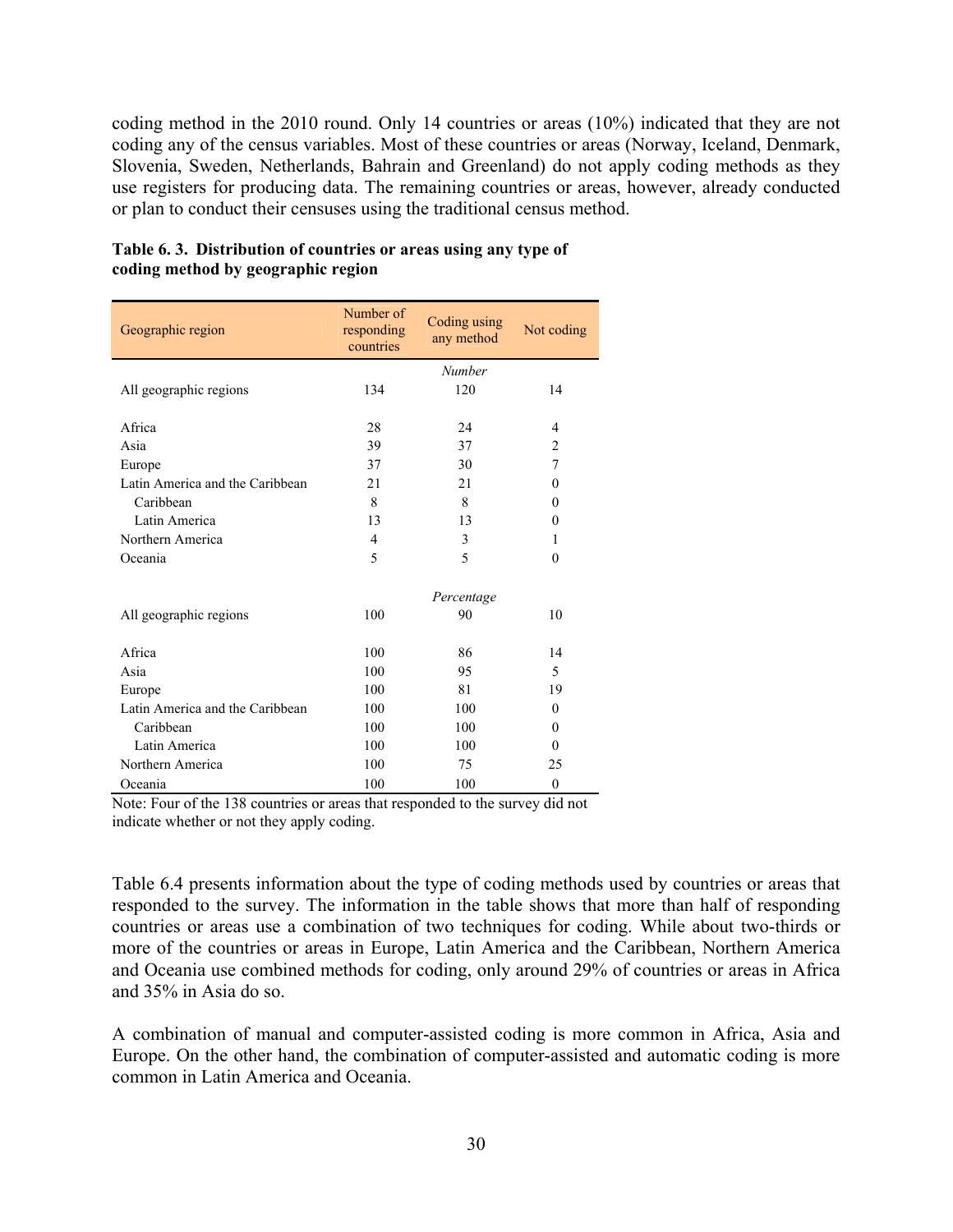coding method in the 2010 round. Only 14 countries or areas (10%) indicated that they are not coding any of the census variables. Most of these countries or areas (Norway, Iceland, Denmark, Slovenia, Sweden, Netherlands, Bahrain and Greenland) do not apply coding methods as they use registers for producing data. The remaining countries or areas, however, already conducted or plan to conduct their censuses using the traditional census method.

**Table 6. 3. Distribution of countries or areas using any type of coding method by geographic region**

| Geographic region | Number of responding countries | Coding using any method | Not coding |
|---|---|---|---|
| | | *Number* | |
| All geographic regions | 134 | 120 | 14 |
| Africa | 28 | 24 | 4 |
| Asia | 39 | 37 | 2 |
| Europe | 37 | 30 | 7 |
| Latin America and the Caribbean | 21 | 21 | 0 |
| Caribbean | 8 | 8 | 0 |
| Latin America | 13 | 13 | 0 |
| Northern America | 4 | 3 | 1 |
| Oceania | 5 | 5 | 0 |
| | | *Percentage* | |
| All geographic regions | 100 | 90 | 10 |
| Africa | 100 | 86 | 14 |
| Asia | 100 | 95 | 5 |
| Europe | 100 | 81 | 19 |
| Latin America and the Caribbean | 100 | 100 | 0 |
| Caribbean | 100 | 100 | 0 |
| Latin America | 100 | 100 | 0 |
| Northern America | 100 | 75 | 25 |
| Oceania | 100 | 100 | 0 |

Note: Four of the 138 countries or areas that responded to the survey did not indicate whether or not they apply coding.

Table 6.4 presents information about the type of coding methods used by countries or areas that responded to the survey. The information in the table shows that more than half of responding countries or areas use a combination of two techniques for coding. While about two-thirds or more of the countries or areas in Europe, Latin America and the Caribbean, Northern America and Oceania use combined methods for coding, only around 29% of countries or areas in Africa and 35% in Asia do so.

A combination of manual and computer-assisted coding is more common in Africa, Asia and Europe. On the other hand, the combination of computer-assisted and automatic coding is more common in Latin America and Oceania.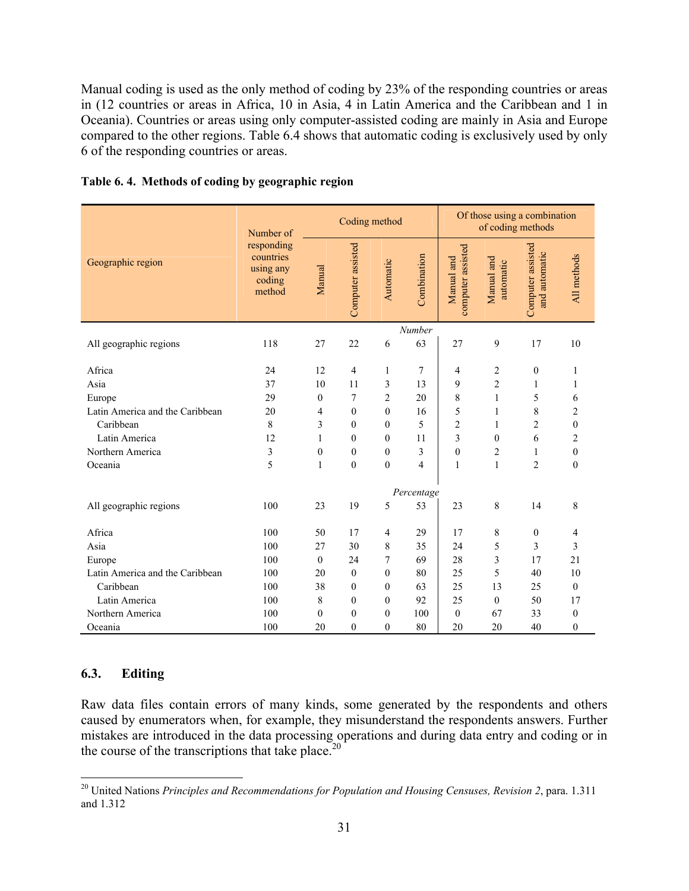Manual coding is used as the only method of coding by 23% of the responding countries or areas in (12 countries or areas in Africa, 10 in Asia, 4 in Latin America and the Caribbean and 1 in Oceania). Countries or areas using only computer-assisted coding are mainly in Asia and Europe compared to the other regions. Table 6.4 shows that automatic coding is exclusively used by only 6 of the responding countries or areas.

**Table 6. 4. Methods of coding by geographic region**

| Geographic region | Number of responding countries using any coding method | Coding method | | | | Of those using a combination of coding methods | | | |
|---|---|---|---|---|---|---|---|---|---|
| | | Manual | Computer assisted | Automatic | Combination | Manual and computer assisted | Manual and automatic | Computer assisted and automatic | All methods |
| | | | | | *Number* | | | | |
| All geographic regions | 118 | 27 | 22 | 6 | 63 | 27 | 9 | 17 | 10 |
| Africa | 24 | 12 | 4 | 1 | 7 | 4 | 2 | 0 | 1 |
| Asia | 37 | 10 | 11 | 3 | 13 | 9 | 2 | 1 | 1 |
| Europe | 29 | 0 | 7 | 2 | 20 | 8 | 1 | 5 | 6 |
| Latin America and the Caribbean | 20 | 4 | 0 | 0 | 16 | 5 | 1 | 8 | 2 |
| Caribbean | 8 | 3 | 0 | 0 | 5 | 2 | 1 | 2 | 0 |
| Latin America | 12 | 1 | 0 | 0 | 11 | 3 | 0 | 6 | 2 |
| Northern America | 3 | 0 | 0 | 0 | 3 | 0 | 2 | 1 | 0 |
| Oceania | 5 | 1 | 0 | 0 | 4 | 1 | 1 | 2 | 0 |
| | | | | | *Percentage* | | | | |
| All geographic regions | 100 | 23 | 19 | 5 | 53 | 23 | 8 | 14 | 8 |
| Africa | 100 | 50 | 17 | 4 | 29 | 17 | 8 | 0 | 4 |
| Asia | 100 | 27 | 30 | 8 | 35 | 24 | 5 | 3 | 3 |
| Europe | 100 | 0 | 24 | 7 | 69 | 28 | 3 | 17 | 21 |
| Latin America and the Caribbean | 100 | 20 | 0 | 0 | 80 | 25 | 5 | 40 | 10 |
| Caribbean | 100 | 38 | 0 | 0 | 63 | 25 | 13 | 25 | 0 |
| Latin America | 100 | 8 | 0 | 0 | 92 | 25 | 0 | 50 | 17 |
| Northern America | 100 | 0 | 0 | 0 | 100 | 0 | 67 | 33 | 0 |
| Oceania | 100 | 20 | 0 | 0 | 80 | 20 | 20 | 40 | 0 |

## 6.3. Editing

Raw data files contain errors of many kinds, some generated by the respondents and others caused by enumerators when, for example, they misunderstand the respondents answers. Further mistakes are introduced in the data processing operations and during data entry and coding or in the course of the transcriptions that take place.[20]

[20] United Nations *Principles and Recommendations for Population and Housing Censuses, Revision 2*, para. 1.311 and 1.312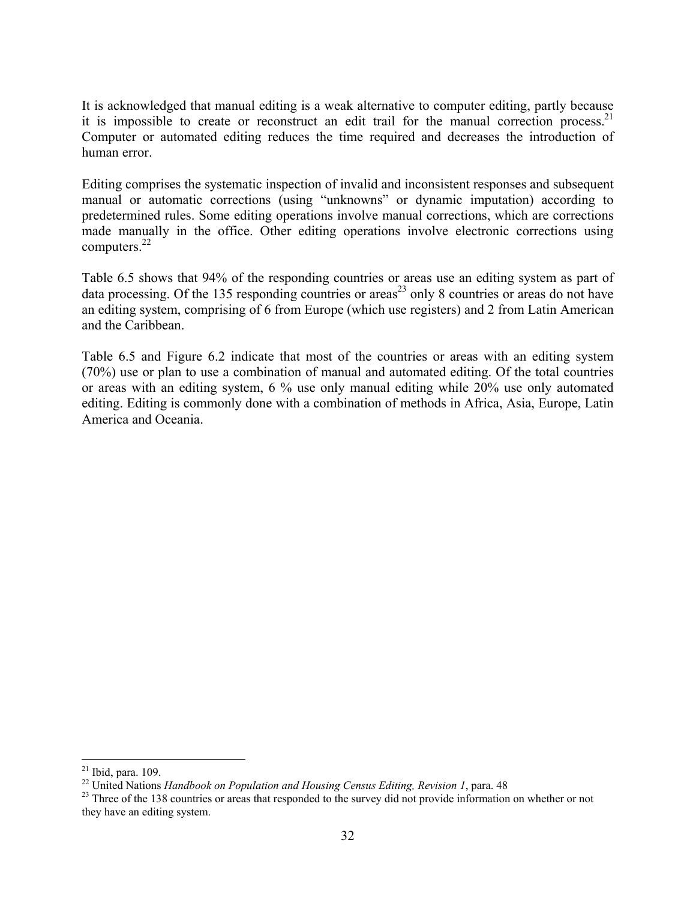It is acknowledged that manual editing is a weak alternative to computer editing, partly because it is impossible to create or reconstruct an edit trail for the manual correction process.[21] Computer or automated editing reduces the time required and decreases the introduction of human error.

Editing comprises the systematic inspection of invalid and inconsistent responses and subsequent manual or automatic corrections (using "unknowns" or dynamic imputation) according to predetermined rules. Some editing operations involve manual corrections, which are corrections made manually in the office. Other editing operations involve electronic corrections using computers.[22]

Table 6.5 shows that 94% of the responding countries or areas use an editing system as part of data processing. Of the 135 responding countries or areas[23] only 8 countries or areas do not have an editing system, comprising of 6 from Europe (which use registers) and 2 from Latin American and the Caribbean.

Table 6.5 and Figure 6.2 indicate that most of the countries or areas with an editing system (70%) use or plan to use a combination of manual and automated editing. Of the total countries or areas with an editing system, 6 % use only manual editing while 20% use only automated editing. Editing is commonly done with a combination of methods in Africa, Asia, Europe, Latin America and Oceania.

---

[21] Ibid, para. 109.

[22] United Nations *Handbook on Population and Housing Census Editing, Revision 1*, para. 48

[23] Three of the 138 countries or areas that responded to the survey did not provide information on whether or not they have an editing system.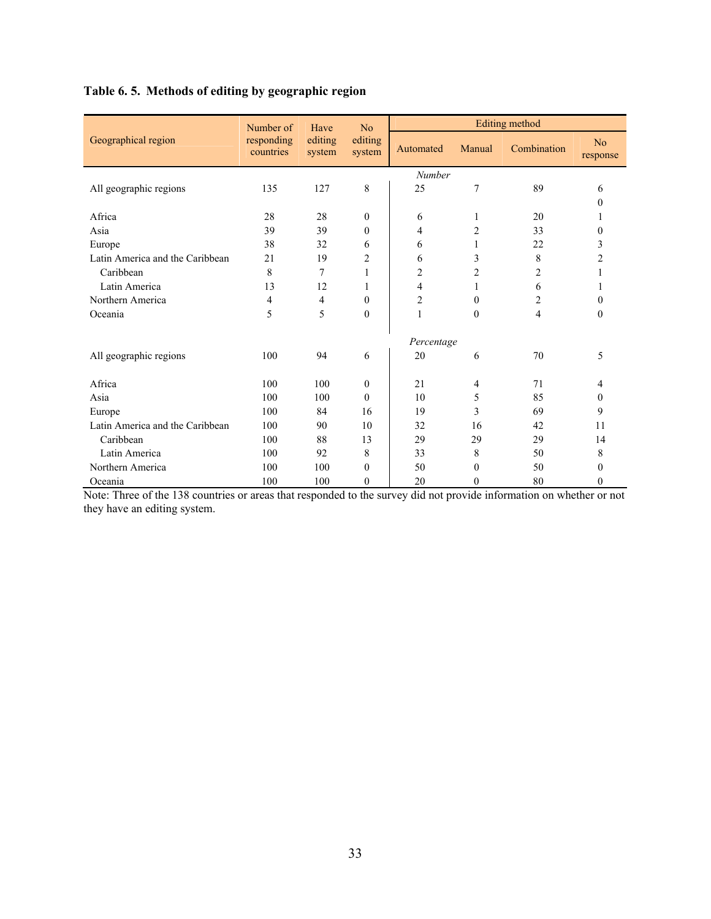**Table 6. 5. Methods of editing by geographic region**

| Geographical region | Number of responding countries | Have editing system | No editing system | Editing method | | | |
|---|---|---|---|---|---|---|---|
| | | | | Automated | Manual | Combination | No response |
| | | | | *Number* | | | |
| All geographic regions | 135 | 127 | 8 | 25 | 7 | 89 | 6 |
| | | | | | | | 0 |
| Africa | 28 | 28 | 0 | 6 | 1 | 20 | 1 |
| Asia | 39 | 39 | 0 | 4 | 2 | 33 | 0 |
| Europe | 38 | 32 | 6 | 6 | 1 | 22 | 3 |
| Latin America and the Caribbean | 21 | 19 | 2 | 6 | 3 | 8 | 2 |
| Caribbean | 8 | 7 | 1 | 2 | 2 | 2 | 1 |
| Latin America | 13 | 12 | 1 | 4 | 1 | 6 | 1 |
| Northern America | 4 | 4 | 0 | 2 | 0 | 2 | 0 |
| Oceania | 5 | 5 | 0 | 1 | 0 | 4 | 0 |
| | | | | *Percentage* | | | |
| All geographic regions | 100 | 94 | 6 | 20 | 6 | 70 | 5 |
| Africa | 100 | 100 | 0 | 21 | 4 | 71 | 4 |
| Asia | 100 | 100 | 0 | 10 | 5 | 85 | 0 |
| Europe | 100 | 84 | 16 | 19 | 3 | 69 | 9 |
| Latin America and the Caribbean | 100 | 90 | 10 | 32 | 16 | 42 | 11 |
| Caribbean | 100 | 88 | 13 | 29 | 29 | 29 | 14 |
| Latin America | 100 | 92 | 8 | 33 | 8 | 50 | 8 |
| Northern America | 100 | 100 | 0 | 50 | 0 | 50 | 0 |
| Oceania | 100 | 100 | 0 | 20 | 0 | 80 | 0 |

Note: Three of the 138 countries or areas that responded to the survey did not provide information on whether or not they have an editing system.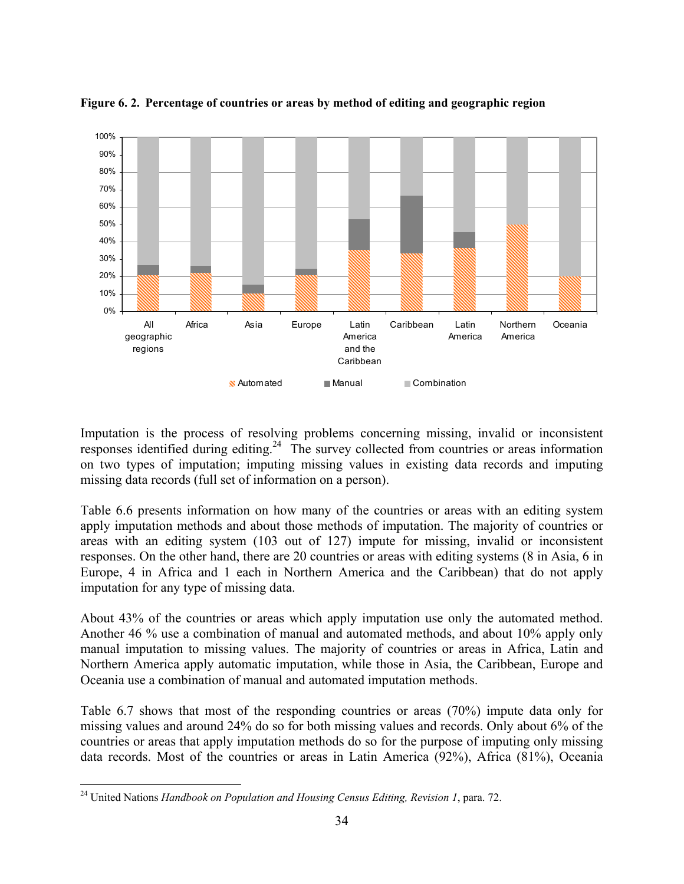**Figure 6. 2. Percentage of countries or areas by method of editing and geographic region**

Imputation is the process of resolving problems concerning missing, invalid or inconsistent responses identified during editing.[24] The survey collected from countries or areas information on two types of imputation; imputing missing values in existing data records and imputing missing data records (full set of information on a person).

Table 6.6 presents information on how many of the countries or areas with an editing system apply imputation methods and about those methods of imputation. The majority of countries or areas with an editing system (103 out of 127) impute for missing, invalid or inconsistent responses. On the other hand, there are 20 countries or areas with editing systems (8 in Asia, 6 in Europe, 4 in Africa and 1 each in Northern America and the Caribbean) that do not apply imputation for any type of missing data.

About 43% of the countries or areas which apply imputation use only the automated method. Another 46 % use a combination of manual and automated methods, and about 10% apply only manual imputation to missing values. The majority of countries or areas in Africa, Latin and Northern America apply automatic imputation, while those in Asia, the Caribbean, Europe and Oceania use a combination of manual and automated imputation methods.

Table 6.7 shows that most of the responding countries or areas (70%) impute data only for missing values and around 24% do so for both missing values and records. Only about 6% of the countries or areas that apply imputation methods do so for the purpose of imputing only missing data records. Most of the countries or areas in Latin America (92%), Africa (81%), Oceania

[24] United Nations *Handbook on Population and Housing Census Editing, Revision 1*, para. 72.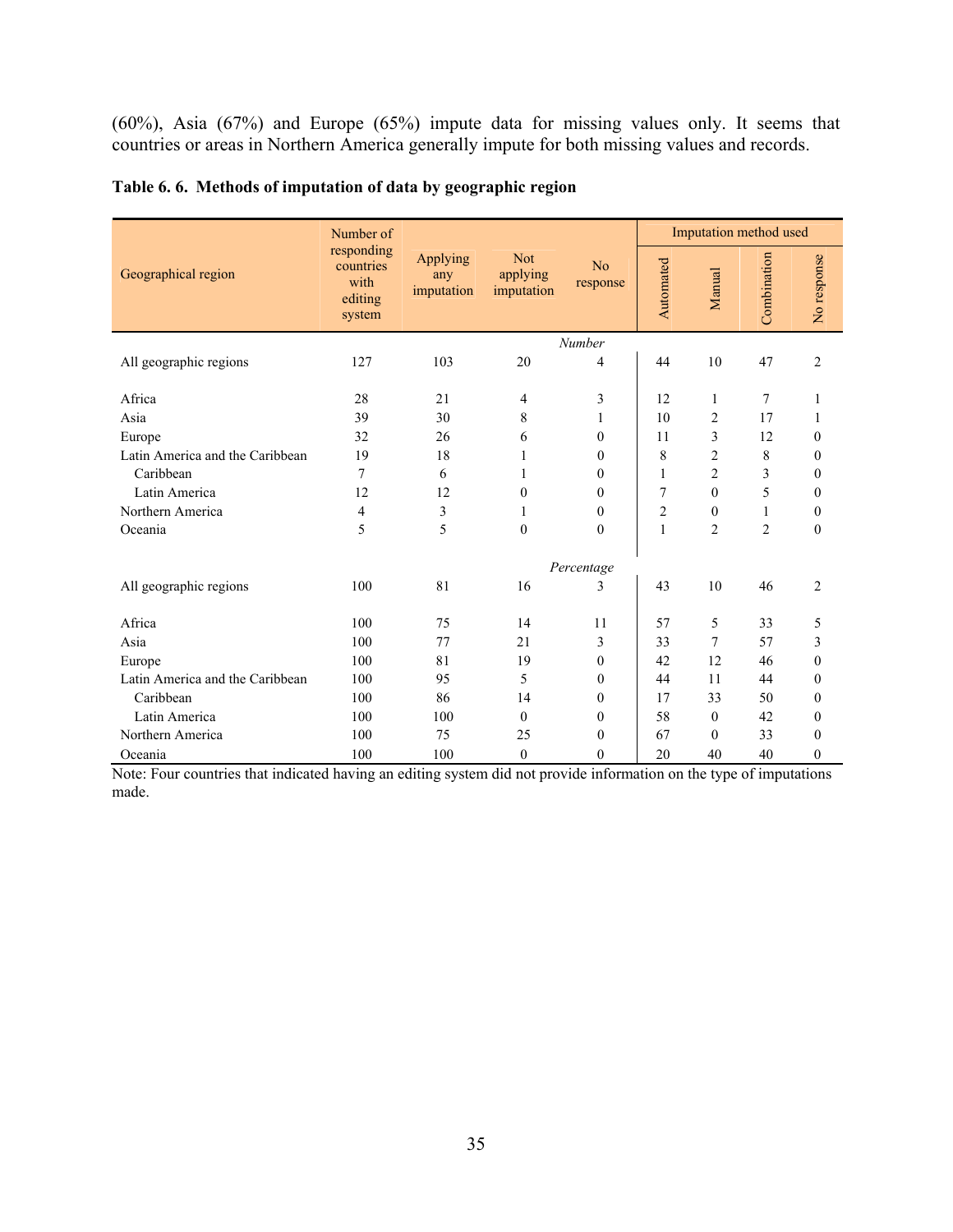(60%), Asia (67%) and Europe (65%) impute data for missing values only. It seems that countries or areas in Northern America generally impute for both missing values and records.

**Table 6. 6. Methods of imputation of data by geographic region**

| Geographical region | Number of responding countries with editing system | Applying any imputation | Not applying imputation | No response | Imputation method used | | | |
|---|---|---|---|---|---|---|---|---|
| | | | | | Automated | Manual | Combination | No response |
| | | | | *Number* | | | | |
| All geographic regions | 127 | 103 | 20 | 4 | 44 | 10 | 47 | 2 |
| Africa | 28 | 21 | 4 | 3 | 12 | 1 | 7 | 1 |
| Asia | 39 | 30 | 8 | 1 | 10 | 2 | 17 | 1 |
| Europe | 32 | 26 | 6 | 0 | 11 | 3 | 12 | 0 |
| Latin America and the Caribbean | 19 | 18 | 1 | 0 | 8 | 2 | 8 | 0 |
| Caribbean | 7 | 6 | 1 | 0 | 1 | 2 | 3 | 0 |
| Latin America | 12 | 12 | 0 | 0 | 7 | 0 | 5 | 0 |
| Northern America | 4 | 3 | 1 | 0 | 2 | 0 | 1 | 0 |
| Oceania | 5 | 5 | 0 | 0 | 1 | 2 | 2 | 0 |
| | | | | *Percentage* | | | | |
| All geographic regions | 100 | 81 | 16 | 3 | 43 | 10 | 46 | 2 |
| Africa | 100 | 75 | 14 | 11 | 57 | 5 | 33 | 5 |
| Asia | 100 | 77 | 21 | 3 | 33 | 7 | 57 | 3 |
| Europe | 100 | 81 | 19 | 0 | 42 | 12 | 46 | 0 |
| Latin America and the Caribbean | 100 | 95 | 5 | 0 | 44 | 11 | 44 | 0 |
| Caribbean | 100 | 86 | 14 | 0 | 17 | 33 | 50 | 0 |
| Latin America | 100 | 100 | 0 | 0 | 58 | 0 | 42 | 0 |
| Northern America | 100 | 75 | 25 | 0 | 67 | 0 | 33 | 0 |
| Oceania | 100 | 100 | 0 | 0 | 20 | 40 | 40 | 0 |

Note: Four countries that indicated having an editing system did not provide information on the type of imputations made.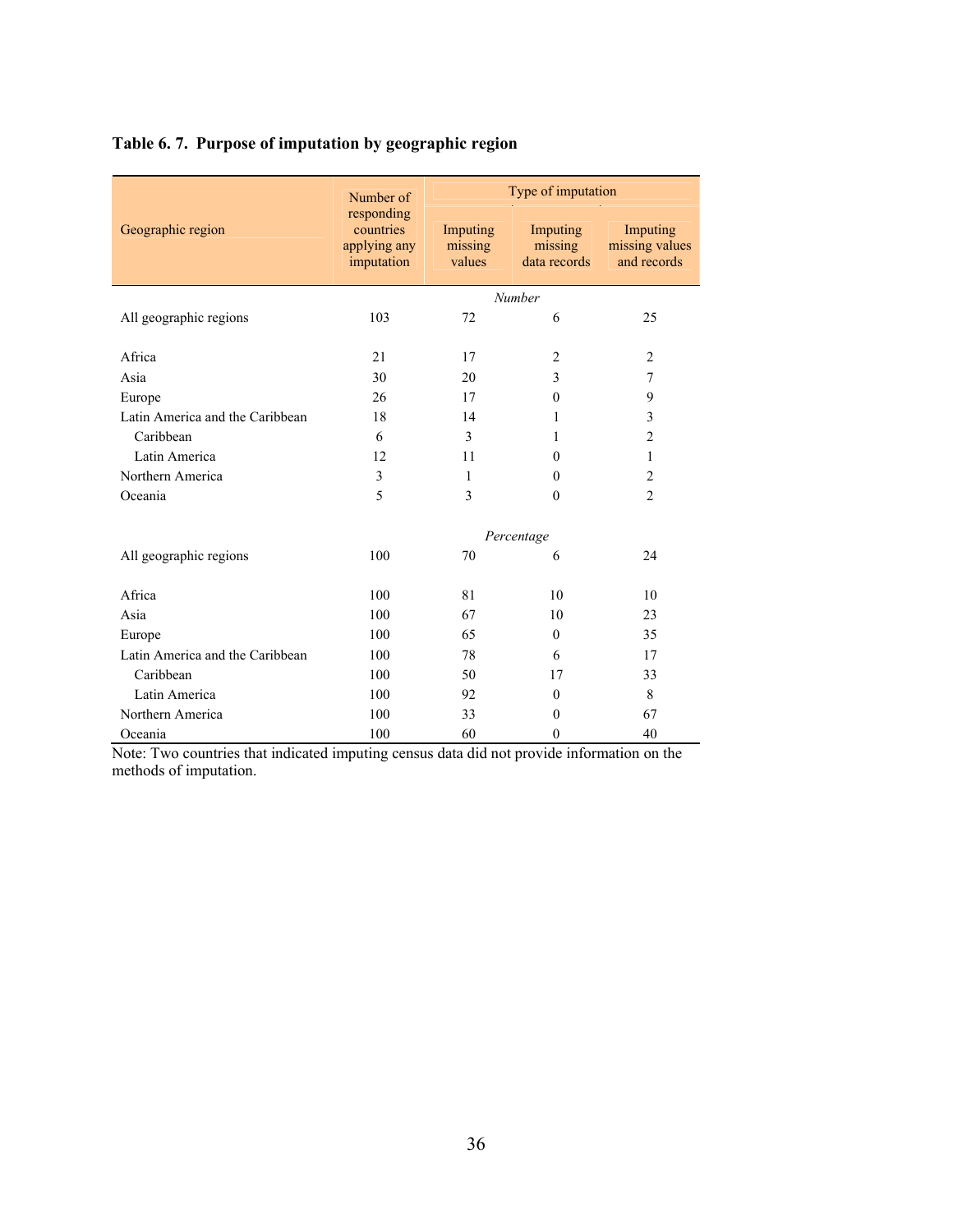**Table 6. 7. Purpose of imputation by geographic region**

| Geographic region | Number of responding countries applying any imputation | Type of imputation | | |
|---|---|---|---|---|
| | | Imputing missing values | Imputing missing data records | Imputing missing values and records |
| | | *Number* | | |
| All geographic regions | 103 | 72 | 6 | 25 |
| Africa | 21 | 17 | 2 | 2 |
| Asia | 30 | 20 | 3 | 7 |
| Europe | 26 | 17 | 0 | 9 |
| Latin America and the Caribbean | 18 | 14 | 1 | 3 |
| Caribbean | 6 | 3 | 1 | 2 |
| Latin America | 12 | 11 | 0 | 1 |
| Northern America | 3 | 1 | 0 | 2 |
| Oceania | 5 | 3 | 0 | 2 |
| | | *Percentage* | | |
| All geographic regions | 100 | 70 | 6 | 24 |
| Africa | 100 | 81 | 10 | 10 |
| Asia | 100 | 67 | 10 | 23 |
| Europe | 100 | 65 | 0 | 35 |
| Latin America and the Caribbean | 100 | 78 | 6 | 17 |
| Caribbean | 100 | 50 | 17 | 33 |
| Latin America | 100 | 92 | 0 | 8 |
| Northern America | 100 | 33 | 0 | 67 |
| Oceania | 100 | 60 | 0 | 40 |

Note: Two countries that indicated imputing census data did not provide information on the methods of imputation.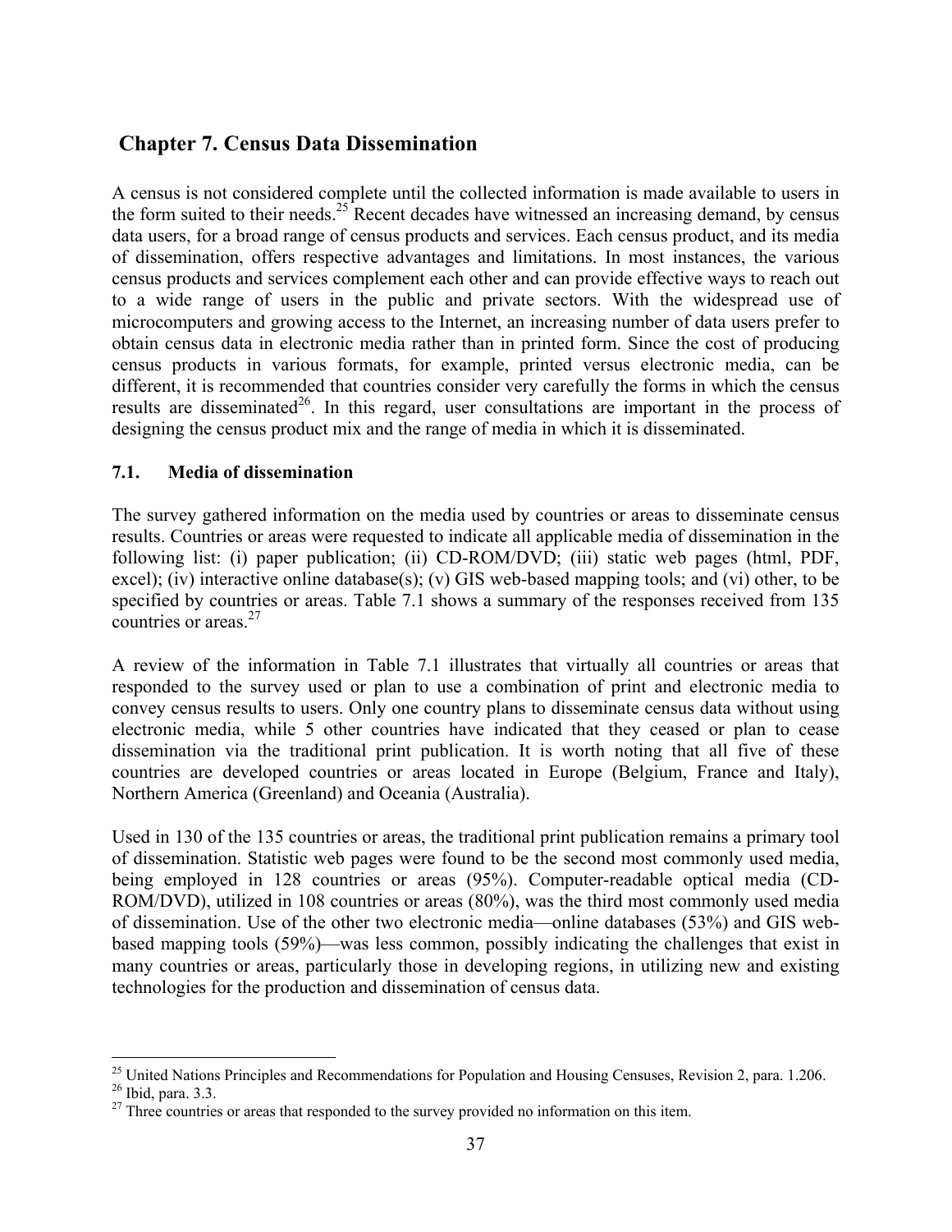## Chapter 7. Census Data Dissemination

A census is not considered complete until the collected information is made available to users in the form suited to their needs.[25] Recent decades have witnessed an increasing demand, by census data users, for a broad range of census products and services. Each census product, and its media of dissemination, offers respective advantages and limitations. In most instances, the various census products and services complement each other and can provide effective ways to reach out to a wide range of users in the public and private sectors. With the widespread use of microcomputers and growing access to the Internet, an increasing number of data users prefer to obtain census data in electronic media rather than in printed form. Since the cost of producing census products in various formats, for example, printed versus electronic media, can be different, it is recommended that countries consider very carefully the forms in which the census results are disseminated[26]. In this regard, user consultations are important in the process of designing the census product mix and the range of media in which it is disseminated.

### 7.1. Media of dissemination

The survey gathered information on the media used by countries or areas to disseminate census results. Countries or areas were requested to indicate all applicable media of dissemination in the following list: (i) paper publication; (ii) CD-ROM/DVD; (iii) static web pages (html, PDF, excel); (iv) interactive online database(s); (v) GIS web-based mapping tools; and (vi) other, to be specified by countries or areas. Table 7.1 shows a summary of the responses received from 135 countries or areas.[27]

A review of the information in Table 7.1 illustrates that virtually all countries or areas that responded to the survey used or plan to use a combination of print and electronic media to convey census results to users. Only one country plans to disseminate census data without using electronic media, while 5 other countries have indicated that they ceased or plan to cease dissemination via the traditional print publication. It is worth noting that all five of these countries are developed countries or areas located in Europe (Belgium, France and Italy), Northern America (Greenland) and Oceania (Australia).

Used in 130 of the 135 countries or areas, the traditional print publication remains a primary tool of dissemination. Statistic web pages were found to be the second most commonly used media, being employed in 128 countries or areas (95%). Computer-readable optical media (CD-ROM/DVD), utilized in 108 countries or areas (80%), was the third most commonly used media of dissemination. Use of the other two electronic media—online databases (53%) and GIS web-based mapping tools (59%)—was less common, possibly indicating the challenges that exist in many countries or areas, particularly those in developing regions, in utilizing new and existing technologies for the production and dissemination of census data.

---

[25] United Nations Principles and Recommendations for Population and Housing Censuses, Revision 2, para. 1.206.

[26] Ibid, para. 3.3.

[27] Three countries or areas that responded to the survey provided no information on this item.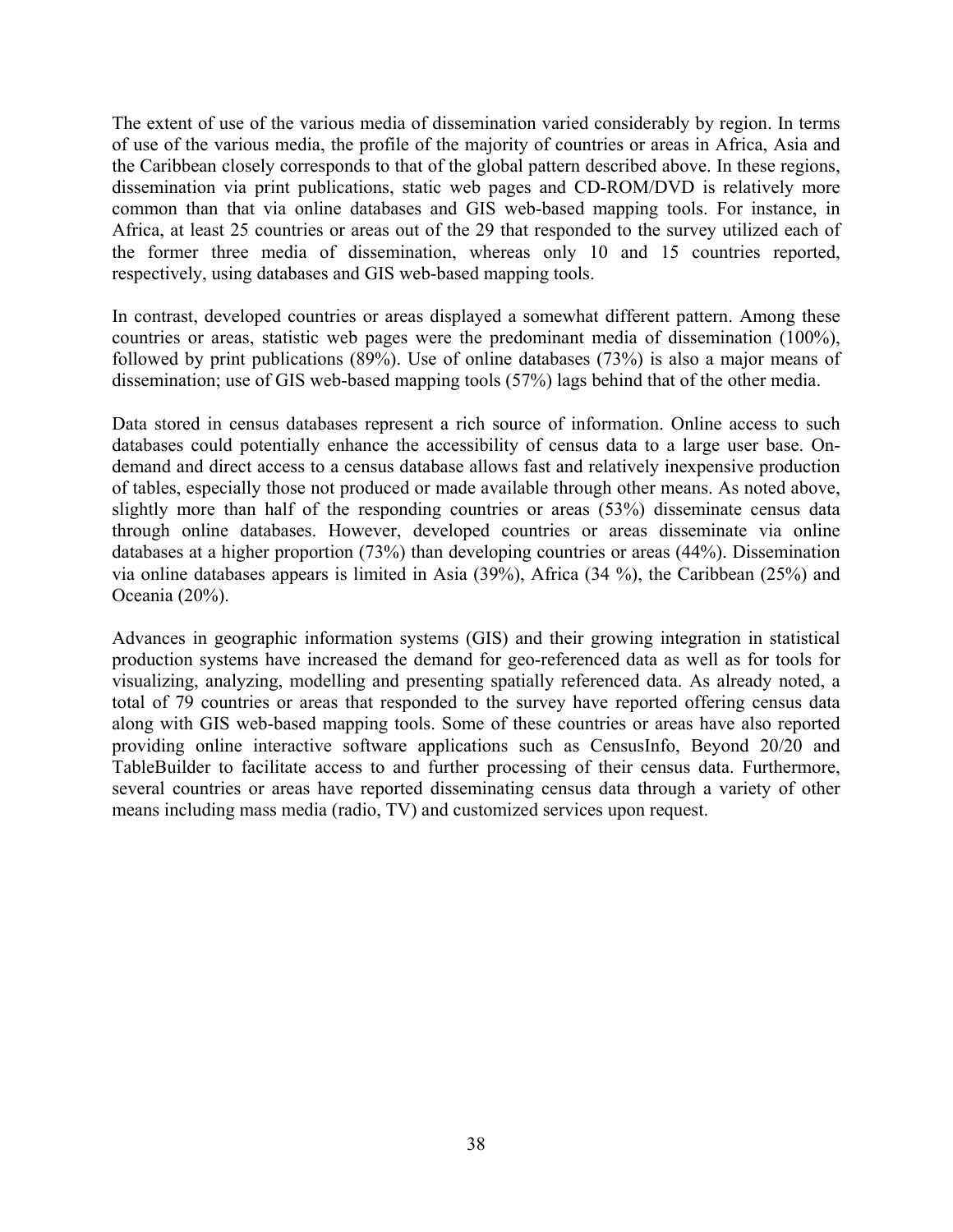The extent of use of the various media of dissemination varied considerably by region. In terms of use of the various media, the profile of the majority of countries or areas in Africa, Asia and the Caribbean closely corresponds to that of the global pattern described above. In these regions, dissemination via print publications, static web pages and CD-ROM/DVD is relatively more common than that via online databases and GIS web-based mapping tools. For instance, in Africa, at least 25 countries or areas out of the 29 that responded to the survey utilized each of the former three media of dissemination, whereas only 10 and 15 countries reported, respectively, using databases and GIS web-based mapping tools.

In contrast, developed countries or areas displayed a somewhat different pattern. Among these countries or areas, statistic web pages were the predominant media of dissemination (100%), followed by print publications (89%). Use of online databases (73%) is also a major means of dissemination; use of GIS web-based mapping tools (57%) lags behind that of the other media.

Data stored in census databases represent a rich source of information. Online access to such databases could potentially enhance the accessibility of census data to a large user base. On-demand and direct access to a census database allows fast and relatively inexpensive production of tables, especially those not produced or made available through other means. As noted above, slightly more than half of the responding countries or areas (53%) disseminate census data through online databases. However, developed countries or areas disseminate via online databases at a higher proportion (73%) than developing countries or areas (44%). Dissemination via online databases appears is limited in Asia (39%), Africa (34 %), the Caribbean (25%) and Oceania (20%).

Advances in geographic information systems (GIS) and their growing integration in statistical production systems have increased the demand for geo-referenced data as well as for tools for visualizing, analyzing, modelling and presenting spatially referenced data. As already noted, a total of 79 countries or areas that responded to the survey have reported offering census data along with GIS web-based mapping tools. Some of these countries or areas have also reported providing online interactive software applications such as CensusInfo, Beyond 20/20 and TableBuilder to facilitate access to and further processing of their census data. Furthermore, several countries or areas have reported disseminating census data through a variety of other means including mass media (radio, TV) and customized services upon request.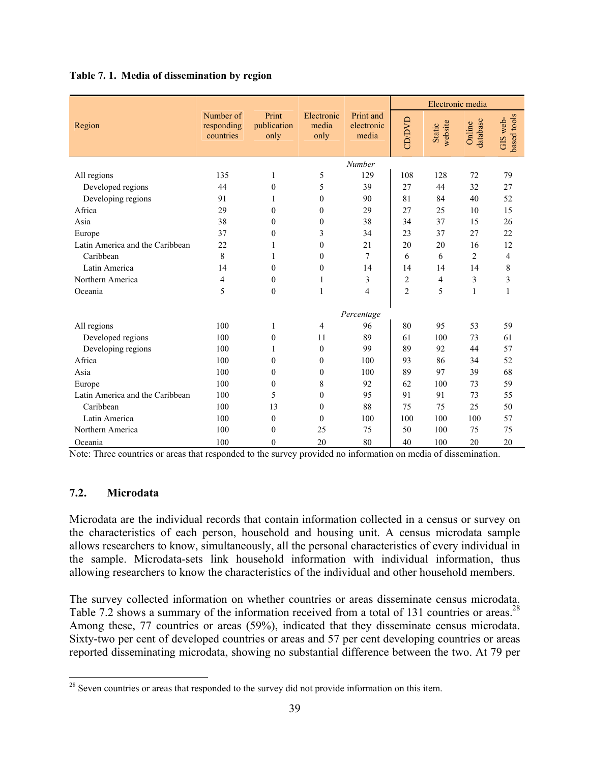**Table 7. 1. Media of dissemination by region**

| Region | Number of responding countries | Print publication only | Electronic media only | Print and electronic media | Electronic media | | | |
|---|---|---|---|---|---|---|---|---|
| | | | | | CD/DVD | Static website | Online database | GIS web-based tools |
| | | | | *Number* | | | | |
| All regions | 135 | 1 | 5 | 129 | 108 | 128 | 72 | 79 |
| Developed regions | 44 | 0 | 5 | 39 | 27 | 44 | 32 | 27 |
| Developing regions | 91 | 1 | 0 | 90 | 81 | 84 | 40 | 52 |
| Africa | 29 | 0 | 0 | 29 | 27 | 25 | 10 | 15 |
| Asia | 38 | 0 | 0 | 38 | 34 | 37 | 15 | 26 |
| Europe | 37 | 0 | 3 | 34 | 23 | 37 | 27 | 22 |
| Latin America and the Caribbean | 22 | 1 | 0 | 21 | 20 | 20 | 16 | 12 |
| Caribbean | 8 | 1 | 0 | 7 | 6 | 6 | 2 | 4 |
| Latin America | 14 | 0 | 0 | 14 | 14 | 14 | 14 | 8 |
| Northern America | 4 | 0 | 1 | 3 | 2 | 4 | 3 | 3 |
| Oceania | 5 | 0 | 1 | 4 | 2 | 5 | 1 | 1 |
| | | | | *Percentage* | | | | |
| All regions | 100 | 1 | 4 | 96 | 80 | 95 | 53 | 59 |
| Developed regions | 100 | 0 | 11 | 89 | 61 | 100 | 73 | 61 |
| Developing regions | 100 | 1 | 0 | 99 | 89 | 92 | 44 | 57 |
| Africa | 100 | 0 | 0 | 100 | 93 | 86 | 34 | 52 |
| Asia | 100 | 0 | 0 | 100 | 89 | 97 | 39 | 68 |
| Europe | 100 | 0 | 8 | 92 | 62 | 100 | 73 | 59 |
| Latin America and the Caribbean | 100 | 5 | 0 | 95 | 91 | 91 | 73 | 55 |
| Caribbean | 100 | 13 | 0 | 88 | 75 | 75 | 25 | 50 |
| Latin America | 100 | 0 | 0 | 100 | 100 | 100 | 100 | 57 |
| Northern America | 100 | 0 | 25 | 75 | 50 | 100 | 75 | 75 |
| Oceania | 100 | 0 | 20 | 80 | 40 | 100 | 20 | 20 |

Note: Three countries or areas that responded to the survey provided no information on media of dissemination.

### 7.2. Microdata

Microdata are the individual records that contain information collected in a census or survey on the characteristics of each person, household and housing unit. A census microdata sample allows researchers to know, simultaneously, all the personal characteristics of every individual in the sample. Microdata-sets link household information with individual information, thus allowing researchers to know the characteristics of the individual and other household members.

The survey collected information on whether countries or areas disseminate census microdata. Table 7.2 shows a summary of the information received from a total of 131 countries or areas.[28] Among these, 77 countries or areas (59%), indicated that they disseminate census microdata. Sixty-two per cent of developed countries or areas and 57 per cent developing countries or areas reported disseminating microdata, showing no substantial difference between the two. At 79 per

[28] Seven countries or areas that responded to the survey did not provide information on this item.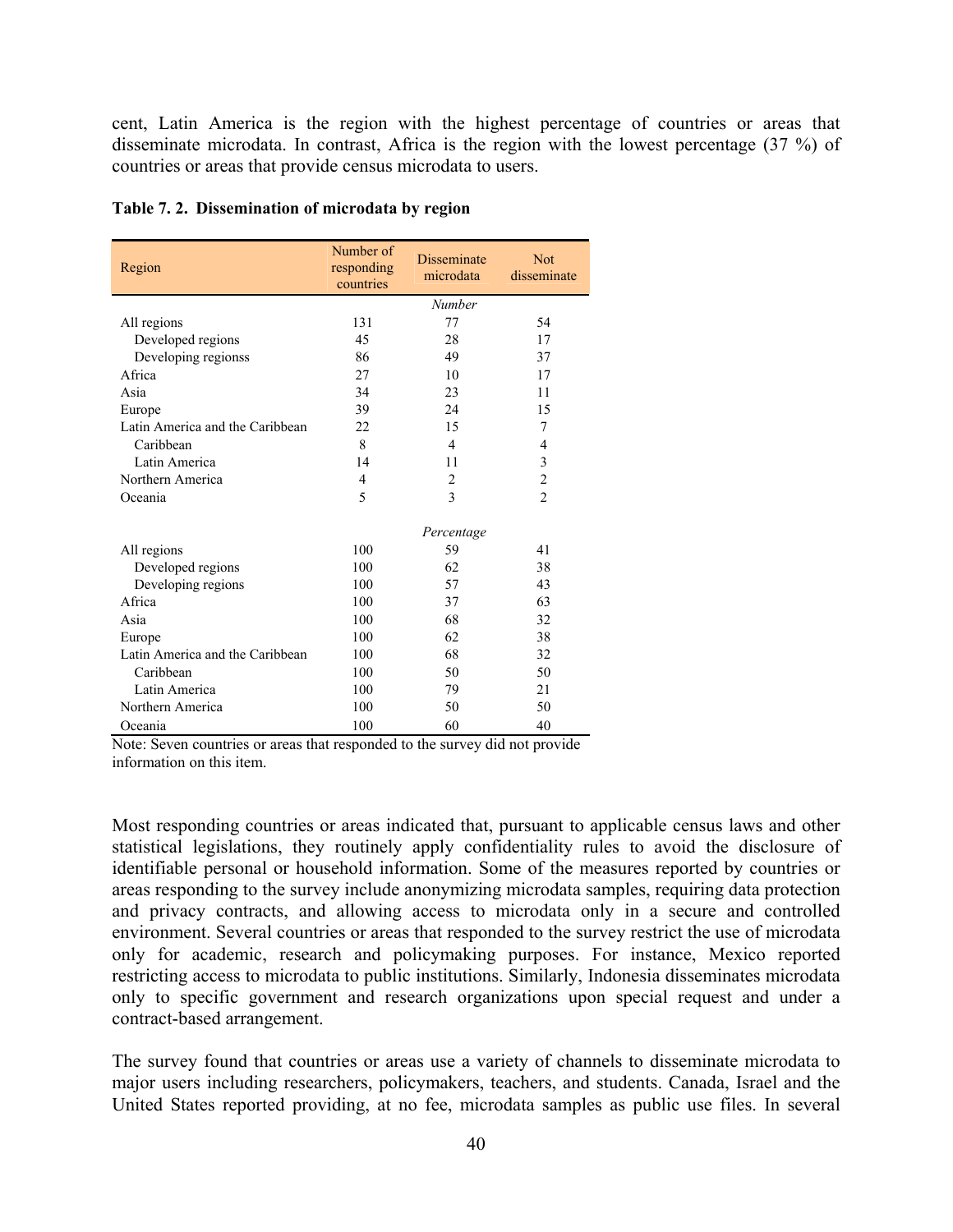cent, Latin America is the region with the highest percentage of countries or areas that disseminate microdata. In contrast, Africa is the region with the lowest percentage (37 %) of countries or areas that provide census microdata to users.

**Table 7. 2. Dissemination of microdata by region**

| Region | Number of responding countries | Disseminate microdata | Not disseminate |
|---|---|---|---|
| | | *Number* | |
| All regions | 131 | 77 | 54 |
| Developed regions | 45 | 28 | 17 |
| Developing regionss | 86 | 49 | 37 |
| Africa | 27 | 10 | 17 |
| Asia | 34 | 23 | 11 |
| Europe | 39 | 24 | 15 |
| Latin America and the Caribbean | 22 | 15 | 7 |
| Caribbean | 8 | 4 | 4 |
| Latin America | 14 | 11 | 3 |
| Northern America | 4 | 2 | 2 |
| Oceania | 5 | 3 | 2 |
| | | *Percentage* | |
| All regions | 100 | 59 | 41 |
| Developed regions | 100 | 62 | 38 |
| Developing regions | 100 | 57 | 43 |
| Africa | 100 | 37 | 63 |
| Asia | 100 | 68 | 32 |
| Europe | 100 | 62 | 38 |
| Latin America and the Caribbean | 100 | 68 | 32 |
| Caribbean | 100 | 50 | 50 |
| Latin America | 100 | 79 | 21 |
| Northern America | 100 | 50 | 50 |
| Oceania | 100 | 60 | 40 |

Note: Seven countries or areas that responded to the survey did not provide information on this item.

Most responding countries or areas indicated that, pursuant to applicable census laws and other statistical legislations, they routinely apply confidentiality rules to avoid the disclosure of identifiable personal or household information. Some of the measures reported by countries or areas responding to the survey include anonymizing microdata samples, requiring data protection and privacy contracts, and allowing access to microdata only in a secure and controlled environment. Several countries or areas that responded to the survey restrict the use of microdata only for academic, research and policymaking purposes. For instance, Mexico reported restricting access to microdata to public institutions. Similarly, Indonesia disseminates microdata only to specific government and research organizations upon special request and under a contract-based arrangement.

The survey found that countries or areas use a variety of channels to disseminate microdata to major users including researchers, policymakers, teachers, and students. Canada, Israel and the United States reported providing, at no fee, microdata samples as public use files. In several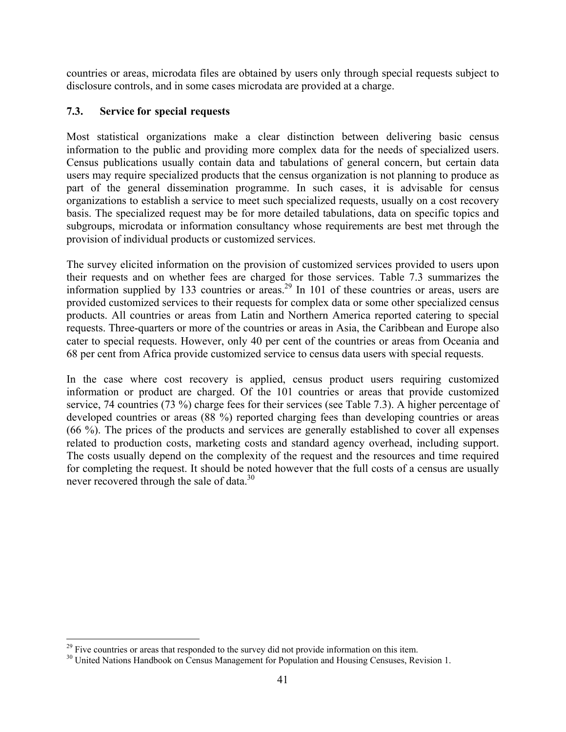countries or areas, microdata files are obtained by users only through special requests subject to disclosure controls, and in some cases microdata are provided at a charge.

### 7.3. Service for special requests

Most statistical organizations make a clear distinction between delivering basic census information to the public and providing more complex data for the needs of specialized users. Census publications usually contain data and tabulations of general concern, but certain data users may require specialized products that the census organization is not planning to produce as part of the general dissemination programme. In such cases, it is advisable for census organizations to establish a service to meet such specialized requests, usually on a cost recovery basis. The specialized request may be for more detailed tabulations, data on specific topics and subgroups, microdata or information consultancy whose requirements are best met through the provision of individual products or customized services.

The survey elicited information on the provision of customized services provided to users upon their requests and on whether fees are charged for those services. Table 7.3 summarizes the information supplied by 133 countries or areas.[29] In 101 of these countries or areas, users are provided customized services to their requests for complex data or some other specialized census products. All countries or areas from Latin and Northern America reported catering to special requests. Three-quarters or more of the countries or areas in Asia, the Caribbean and Europe also cater to special requests. However, only 40 per cent of the countries or areas from Oceania and 68 per cent from Africa provide customized service to census data users with special requests.

In the case where cost recovery is applied, census product users requiring customized information or product are charged. Of the 101 countries or areas that provide customized service, 74 countries (73 %) charge fees for their services (see Table 7.3). A higher percentage of developed countries or areas (88 %) reported charging fees than developing countries or areas (66 %). The prices of the products and services are generally established to cover all expenses related to production costs, marketing costs and standard agency overhead, including support. The costs usually depend on the complexity of the request and the resources and time required for completing the request. It should be noted however that the full costs of a census are usually never recovered through the sale of data.[30]

---

[29] Five countries or areas that responded to the survey did not provide information on this item.

[30] United Nations Handbook on Census Management for Population and Housing Censuses, Revision 1.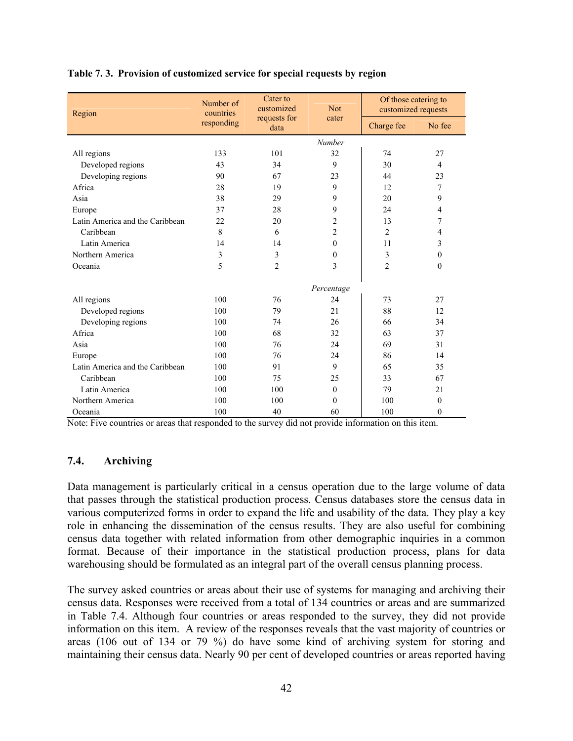**Table 7. 3. Provision of customized service for special requests by region**

| Region | Number of countries responding | Cater to customized requests for data | Not cater | Of those catering to customized requests | |
|---|---|---|---|---|---|
| | | | | Charge fee | No fee |
| | | | *Number* | | |
| All regions | 133 | 101 | 32 | 74 | 27 |
| Developed regions | 43 | 34 | 9 | 30 | 4 |
| Developing regions | 90 | 67 | 23 | 44 | 23 |
| Africa | 28 | 19 | 9 | 12 | 7 |
| Asia | 38 | 29 | 9 | 20 | 9 |
| Europe | 37 | 28 | 9 | 24 | 4 |
| Latin America and the Caribbean | 22 | 20 | 2 | 13 | 7 |
| Caribbean | 8 | 6 | 2 | 2 | 4 |
| Latin America | 14 | 14 | 0 | 11 | 3 |
| Northern America | 3 | 3 | 0 | 3 | 0 |
| Oceania | 5 | 2 | 3 | 2 | 0 |
| | | | *Percentage* | | |
| All regions | 100 | 76 | 24 | 73 | 27 |
| Developed regions | 100 | 79 | 21 | 88 | 12 |
| Developing regions | 100 | 74 | 26 | 66 | 34 |
| Africa | 100 | 68 | 32 | 63 | 37 |
| Asia | 100 | 76 | 24 | 69 | 31 |
| Europe | 100 | 76 | 24 | 86 | 14 |
| Latin America and the Caribbean | 100 | 91 | 9 | 65 | 35 |
| Caribbean | 100 | 75 | 25 | 33 | 67 |
| Latin America | 100 | 100 | 0 | 79 | 21 |
| Northern America | 100 | 100 | 0 | 100 | 0 |
| Oceania | 100 | 40 | 60 | 100 | 0 |

Note: Five countries or areas that responded to the survey did not provide information on this item.

## 7.4. Archiving

Data management is particularly critical in a census operation due to the large volume of data that passes through the statistical production process. Census databases store the census data in various computerized forms in order to expand the life and usability of the data. They play a key role in enhancing the dissemination of the census results. They are also useful for combining census data together with related information from other demographic inquiries in a common format. Because of their importance in the statistical production process, plans for data warehousing should be formulated as an integral part of the overall census planning process.

The survey asked countries or areas about their use of systems for managing and archiving their census data. Responses were received from a total of 134 countries or areas and are summarized in Table 7.4. Although four countries or areas responded to the survey, they did not provide information on this item. A review of the responses reveals that the vast majority of countries or areas (106 out of 134 or 79 %) do have some kind of archiving system for storing and maintaining their census data. Nearly 90 per cent of developed countries or areas reported having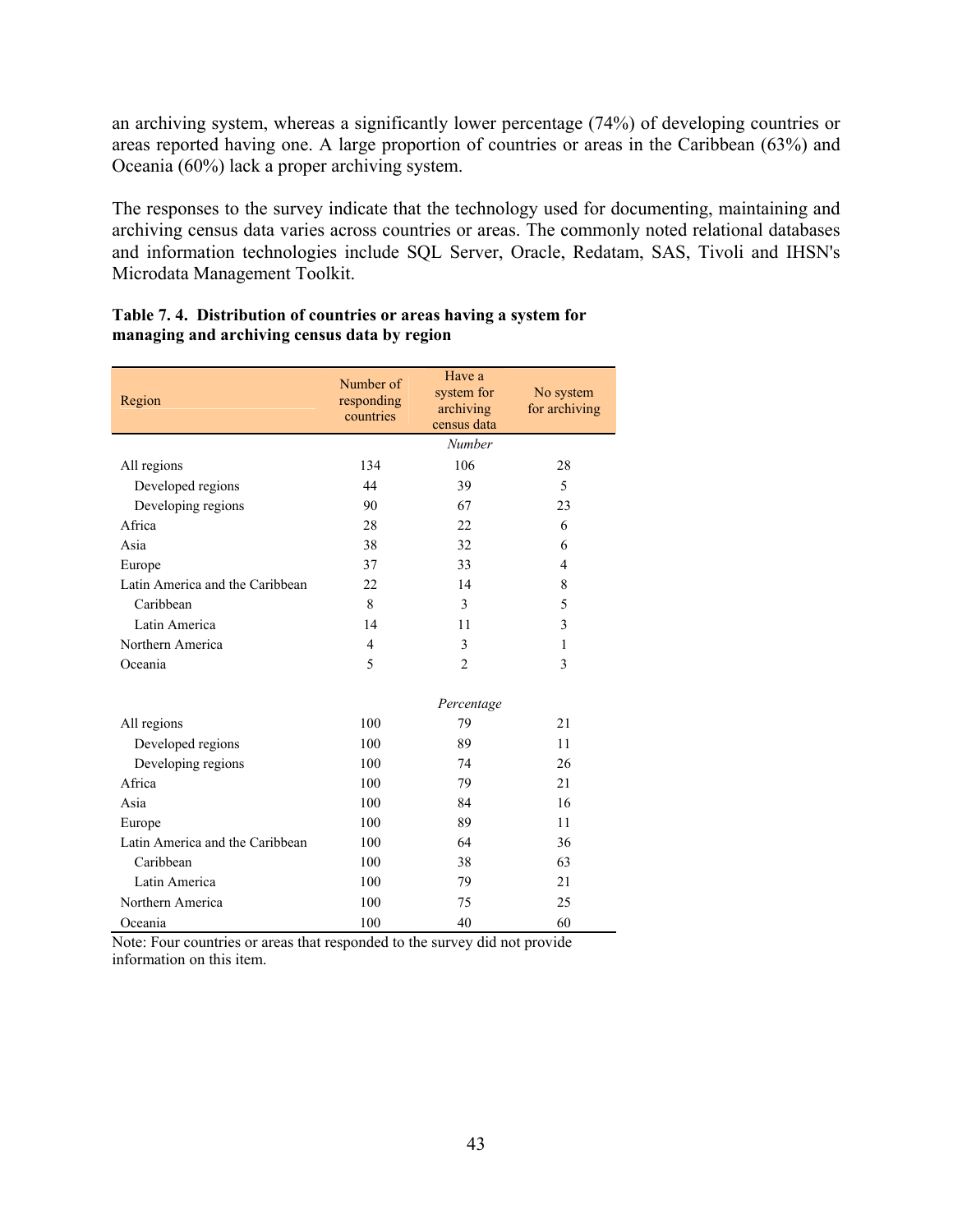an archiving system, whereas a significantly lower percentage (74%) of developing countries or areas reported having one. A large proportion of countries or areas in the Caribbean (63%) and Oceania (60%) lack a proper archiving system.

The responses to the survey indicate that the technology used for documenting, maintaining and archiving census data varies across countries or areas. The commonly noted relational databases and information technologies include SQL Server, Oracle, Redatam, SAS, Tivoli and IHSN's Microdata Management Toolkit.

**Table 7. 4. Distribution of countries or areas having a system for managing and archiving census data by region**

| Region | Number of responding countries | Have a system for archiving census data | No system for archiving |
|---|---|---|---|
| | | *Number* | |
| All regions | 134 | 106 | 28 |
| Developed regions | 44 | 39 | 5 |
| Developing regions | 90 | 67 | 23 |
| Africa | 28 | 22 | 6 |
| Asia | 38 | 32 | 6 |
| Europe | 37 | 33 | 4 |
| Latin America and the Caribbean | 22 | 14 | 8 |
| Caribbean | 8 | 3 | 5 |
| Latin America | 14 | 11 | 3 |
| Northern America | 4 | 3 | 1 |
| Oceania | 5 | 2 | 3 |
| | | *Percentage* | |
| All regions | 100 | 79 | 21 |
| Developed regions | 100 | 89 | 11 |
| Developing regions | 100 | 74 | 26 |
| Africa | 100 | 79 | 21 |
| Asia | 100 | 84 | 16 |
| Europe | 100 | 89 | 11 |
| Latin America and the Caribbean | 100 | 64 | 36 |
| Caribbean | 100 | 38 | 63 |
| Latin America | 100 | 79 | 21 |
| Northern America | 100 | 75 | 25 |
| Oceania | 100 | 40 | 60 |

Note: Four countries or areas that responded to the survey did not provide information on this item.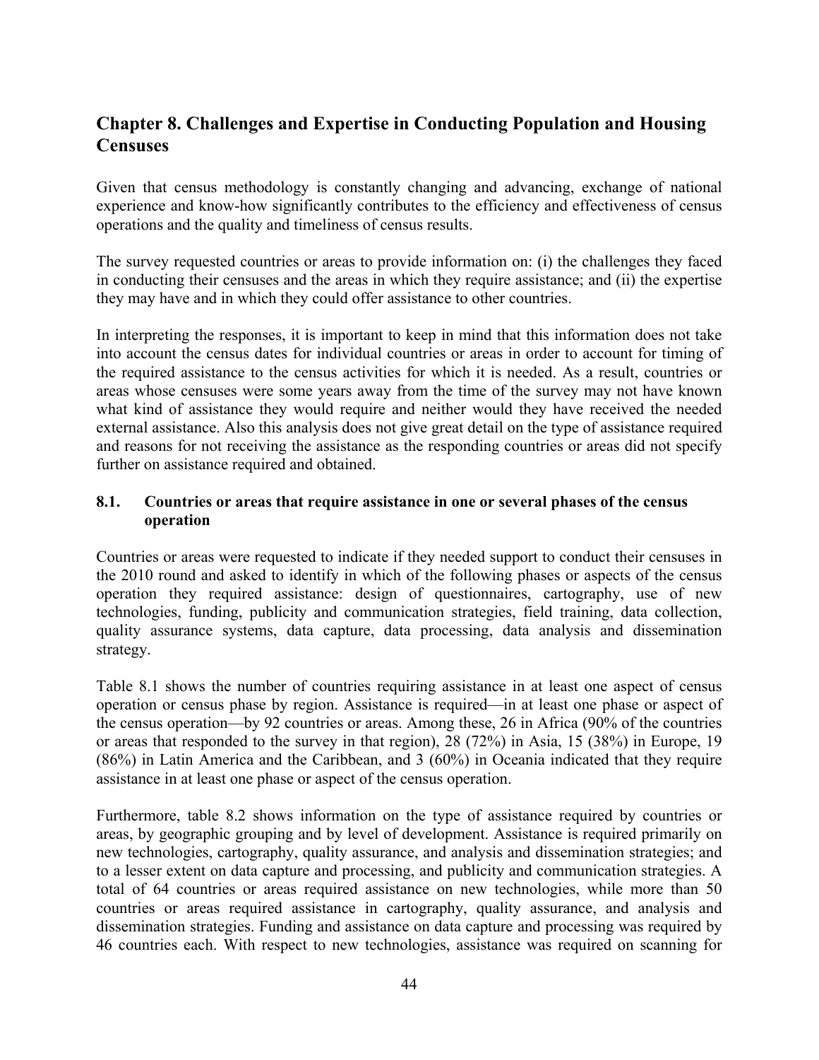## Chapter 8. Challenges and Expertise in Conducting Population and Housing Censuses

Given that census methodology is constantly changing and advancing, exchange of national experience and know-how significantly contributes to the efficiency and effectiveness of census operations and the quality and timeliness of census results.

The survey requested countries or areas to provide information on: (i) the challenges they faced in conducting their censuses and the areas in which they require assistance; and (ii) the expertise they may have and in which they could offer assistance to other countries.

In interpreting the responses, it is important to keep in mind that this information does not take into account the census dates for individual countries or areas in order to account for timing of the required assistance to the census activities for which it is needed. As a result, countries or areas whose censuses were some years away from the time of the survey may not have known what kind of assistance they would require and neither would they have received the needed external assistance. Also this analysis does not give great detail on the type of assistance required and reasons for not receiving the assistance as the responding countries or areas did not specify further on assistance required and obtained.

### 8.1. Countries or areas that require assistance in one or several phases of the census operation

Countries or areas were requested to indicate if they needed support to conduct their censuses in the 2010 round and asked to identify in which of the following phases or aspects of the census operation they required assistance: design of questionnaires, cartography, use of new technologies, funding, publicity and communication strategies, field training, data collection, quality assurance systems, data capture, data processing, data analysis and dissemination strategy.

Table 8.1 shows the number of countries requiring assistance in at least one aspect of census operation or census phase by region. Assistance is required—in at least one phase or aspect of the census operation—by 92 countries or areas. Among these, 26 in Africa (90% of the countries or areas that responded to the survey in that region), 28 (72%) in Asia, 15 (38%) in Europe, 19 (86%) in Latin America and the Caribbean, and 3 (60%) in Oceania indicated that they require assistance in at least one phase or aspect of the census operation.

Furthermore, table 8.2 shows information on the type of assistance required by countries or areas, by geographic grouping and by level of development. Assistance is required primarily on new technologies, cartography, quality assurance, and analysis and dissemination strategies; and to a lesser extent on data capture and processing, and publicity and communication strategies. A total of 64 countries or areas required assistance on new technologies, while more than 50 countries or areas required assistance in cartography, quality assurance, and analysis and dissemination strategies. Funding and assistance on data capture and processing was required by 46 countries each. With respect to new technologies, assistance was required on scanning for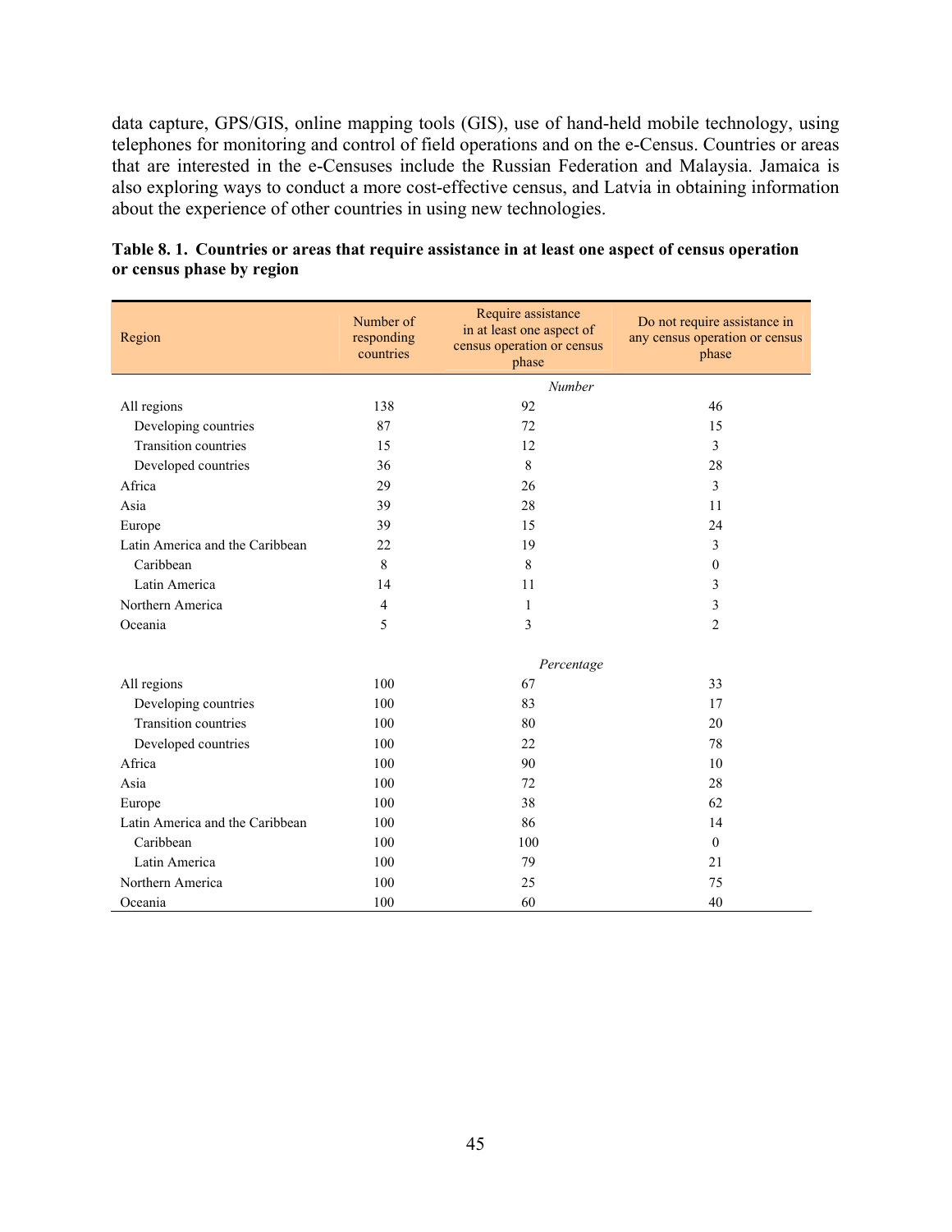data capture, GPS/GIS, online mapping tools (GIS), use of hand-held mobile technology, using telephones for monitoring and control of field operations and on the e-Census. Countries or areas that are interested in the e-Censuses include the Russian Federation and Malaysia. Jamaica is also exploring ways to conduct a more cost-effective census, and Latvia in obtaining information about the experience of other countries in using new technologies.

**Table 8. 1. Countries or areas that require assistance in at least one aspect of census operation or census phase by region**

| Region | Number of responding countries | Require assistance in at least one aspect of census operation or census phase | Do not require assistance in any census operation or census phase |
|---|---|---|---|
| | | *Number* | |
| All regions | 138 | 92 | 46 |
| Developing countries | 87 | 72 | 15 |
| Transition countries | 15 | 12 | 3 |
| Developed countries | 36 | 8 | 28 |
| Africa | 29 | 26 | 3 |
| Asia | 39 | 28 | 11 |
| Europe | 39 | 15 | 24 |
| Latin America and the Caribbean | 22 | 19 | 3 |
| Caribbean | 8 | 8 | 0 |
| Latin America | 14 | 11 | 3 |
| Northern America | 4 | 1 | 3 |
| Oceania | 5 | 3 | 2 |
| | | *Percentage* | |
| All regions | 100 | 67 | 33 |
| Developing countries | 100 | 83 | 17 |
| Transition countries | 100 | 80 | 20 |
| Developed countries | 100 | 22 | 78 |
| Africa | 100 | 90 | 10 |
| Asia | 100 | 72 | 28 |
| Europe | 100 | 38 | 62 |
| Latin America and the Caribbean | 100 | 86 | 14 |
| Caribbean | 100 | 100 | 0 |
| Latin America | 100 | 79 | 21 |
| Northern America | 100 | 25 | 75 |
| Oceania | 100 | 60 | 40 |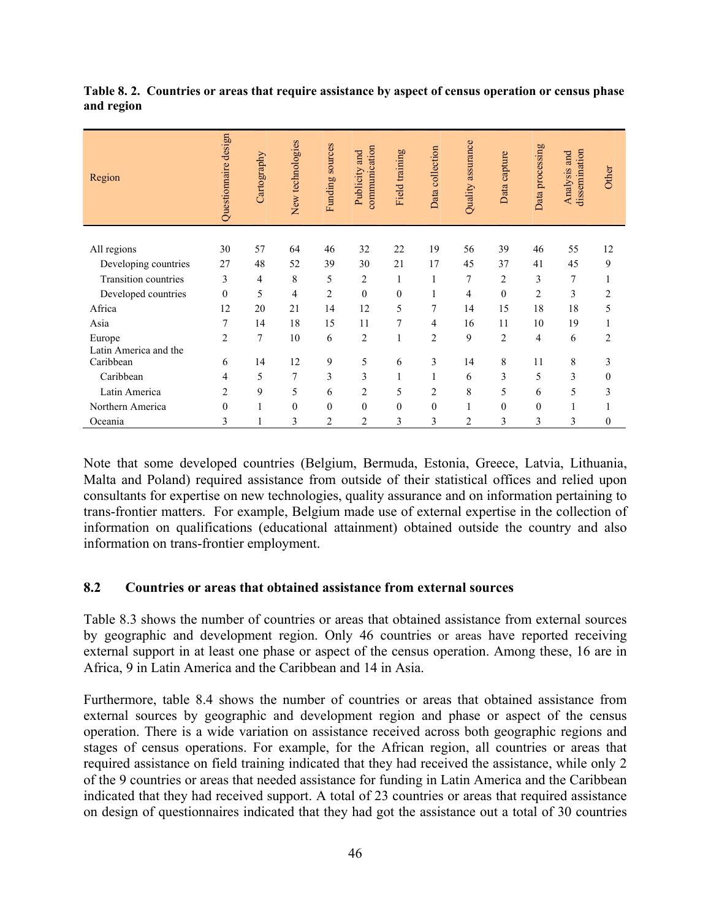**Table 8. 2. Countries or areas that require assistance by aspect of census operation or census phase and region**

| Region | Questionnaire design | Cartography | New technologies | Funding sources | Publicity and communication | Field training | Data collection | Quality assurance | Data capture | Data processing | Analysis and dissemination | Other |
|---|---|---|---|---|---|---|---|---|---|---|---|---|
| All regions | 30 | 57 | 64 | 46 | 32 | 22 | 19 | 56 | 39 | 46 | 55 | 12 |
| Developing countries | 27 | 48 | 52 | 39 | 30 | 21 | 17 | 45 | 37 | 41 | 45 | 9 |
| Transition countries | 3 | 4 | 8 | 5 | 2 | 1 | 1 | 7 | 2 | 3 | 7 | 1 |
| Developed countries | 0 | 5 | 4 | 2 | 0 | 0 | 1 | 4 | 0 | 2 | 3 | 2 |
| Africa | 12 | 20 | 21 | 14 | 12 | 5 | 7 | 14 | 15 | 18 | 18 | 5 |
| Asia | 7 | 14 | 18 | 15 | 11 | 7 | 4 | 16 | 11 | 10 | 19 | 1 |
| Europe | 2 | 7 | 10 | 6 | 2 | 1 | 2 | 9 | 2 | 4 | 6 | 2 |
| Latin America and the Caribbean | 6 | 14 | 12 | 9 | 5 | 6 | 3 | 14 | 8 | 11 | 8 | 3 |
| Caribbean | 4 | 5 | 7 | 3 | 3 | 1 | 1 | 6 | 3 | 5 | 3 | 0 |
| Latin America | 2 | 9 | 5 | 6 | 2 | 5 | 2 | 8 | 5 | 6 | 5 | 3 |
| Northern America | 0 | 1 | 0 | 0 | 0 | 0 | 0 | 1 | 0 | 0 | 1 | 1 |
| Oceania | 3 | 1 | 3 | 2 | 2 | 3 | 3 | 2 | 3 | 3 | 3 | 0 |

Note that some developed countries (Belgium, Bermuda, Estonia, Greece, Latvia, Lithuania, Malta and Poland) required assistance from outside of their statistical offices and relied upon consultants for expertise on new technologies, quality assurance and on information pertaining to trans-frontier matters. For example, Belgium made use of external expertise in the collection of information on qualifications (educational attainment) obtained outside the country and also information on trans-frontier employment.

## 8.2 Countries or areas that obtained assistance from external sources

Table 8.3 shows the number of countries or areas that obtained assistance from external sources by geographic and development region. Only 46 countries or areas have reported receiving external support in at least one phase or aspect of the census operation. Among these, 16 are in Africa, 9 in Latin America and the Caribbean and 14 in Asia.

Furthermore, table 8.4 shows the number of countries or areas that obtained assistance from external sources by geographic and development region and phase or aspect of the census operation. There is a wide variation on assistance received across both geographic regions and stages of census operations. For example, for the African region, all countries or areas that required assistance on field training indicated that they had received the assistance, while only 2 of the 9 countries or areas that needed assistance for funding in Latin America and the Caribbean indicated that they had received support. A total of 23 countries or areas that required assistance on design of questionnaires indicated that they had got the assistance out a total of 30 countries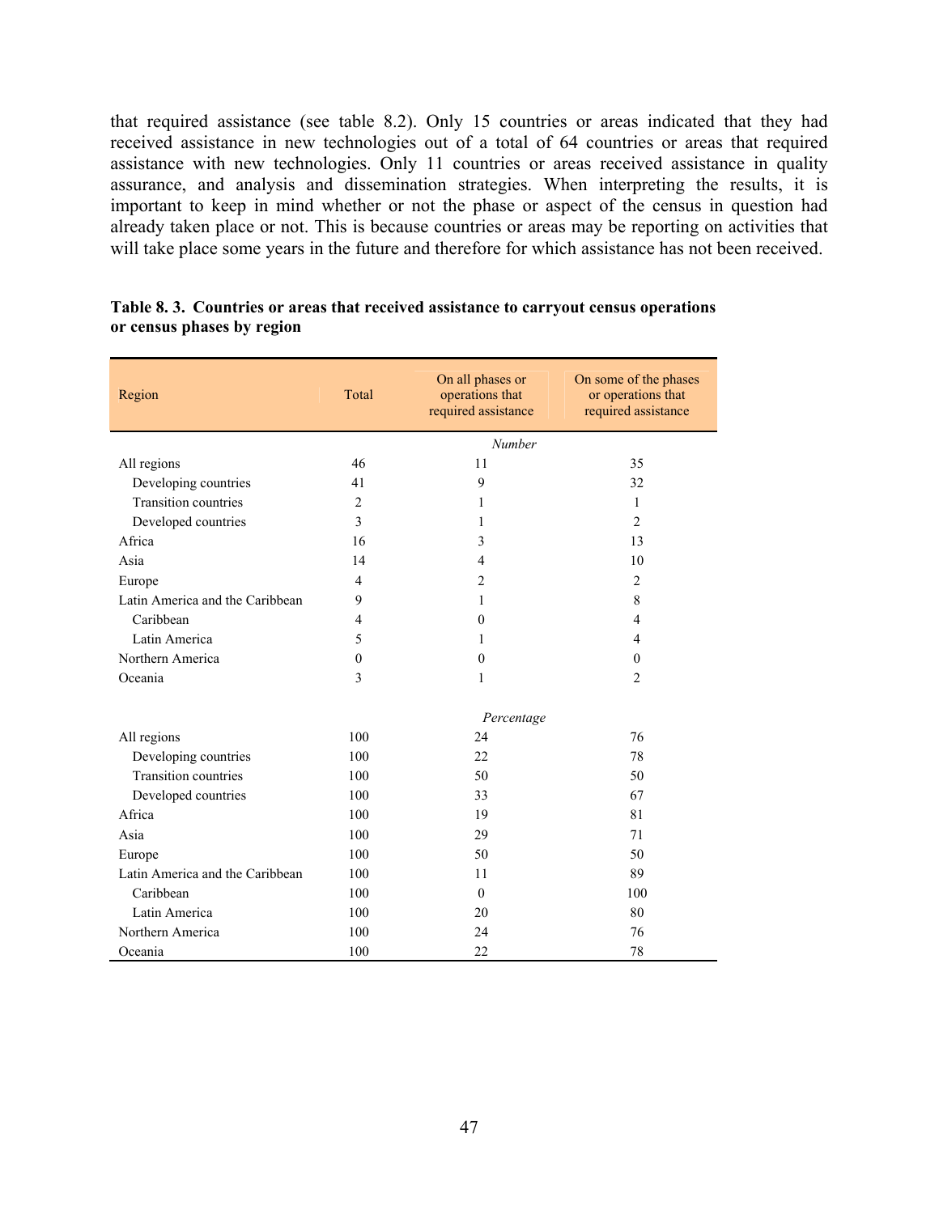that required assistance (see table 8.2). Only 15 countries or areas indicated that they had received assistance in new technologies out of a total of 64 countries or areas that required assistance with new technologies. Only 11 countries or areas received assistance in quality assurance, and analysis and dissemination strategies. When interpreting the results, it is important to keep in mind whether or not the phase or aspect of the census in question had already taken place or not. This is because countries or areas may be reporting on activities that will take place some years in the future and therefore for which assistance has not been received.

**Table 8. 3. Countries or areas that received assistance to carryout census operations or census phases by region**

| Region | Total | On all phases or operations that required assistance | On some of the phases or operations that required assistance |
|---|---|---|---|
| | | *Number* | |
| All regions | 46 | 11 | 35 |
| Developing countries | 41 | 9 | 32 |
| Transition countries | 2 | 1 | 1 |
| Developed countries | 3 | 1 | 2 |
| Africa | 16 | 3 | 13 |
| Asia | 14 | 4 | 10 |
| Europe | 4 | 2 | 2 |
| Latin America and the Caribbean | 9 | 1 | 8 |
| Caribbean | 4 | 0 | 4 |
| Latin America | 5 | 1 | 4 |
| Northern America | 0 | 0 | 0 |
| Oceania | 3 | 1 | 2 |
| | | *Percentage* | |
| All regions | 100 | 24 | 76 |
| Developing countries | 100 | 22 | 78 |
| Transition countries | 100 | 50 | 50 |
| Developed countries | 100 | 33 | 67 |
| Africa | 100 | 19 | 81 |
| Asia | 100 | 29 | 71 |
| Europe | 100 | 50 | 50 |
| Latin America and the Caribbean | 100 | 11 | 89 |
| Caribbean | 100 | 0 | 100 |
| Latin America | 100 | 20 | 80 |
| Northern America | 100 | 24 | 76 |
| Oceania | 100 | 22 | 78 |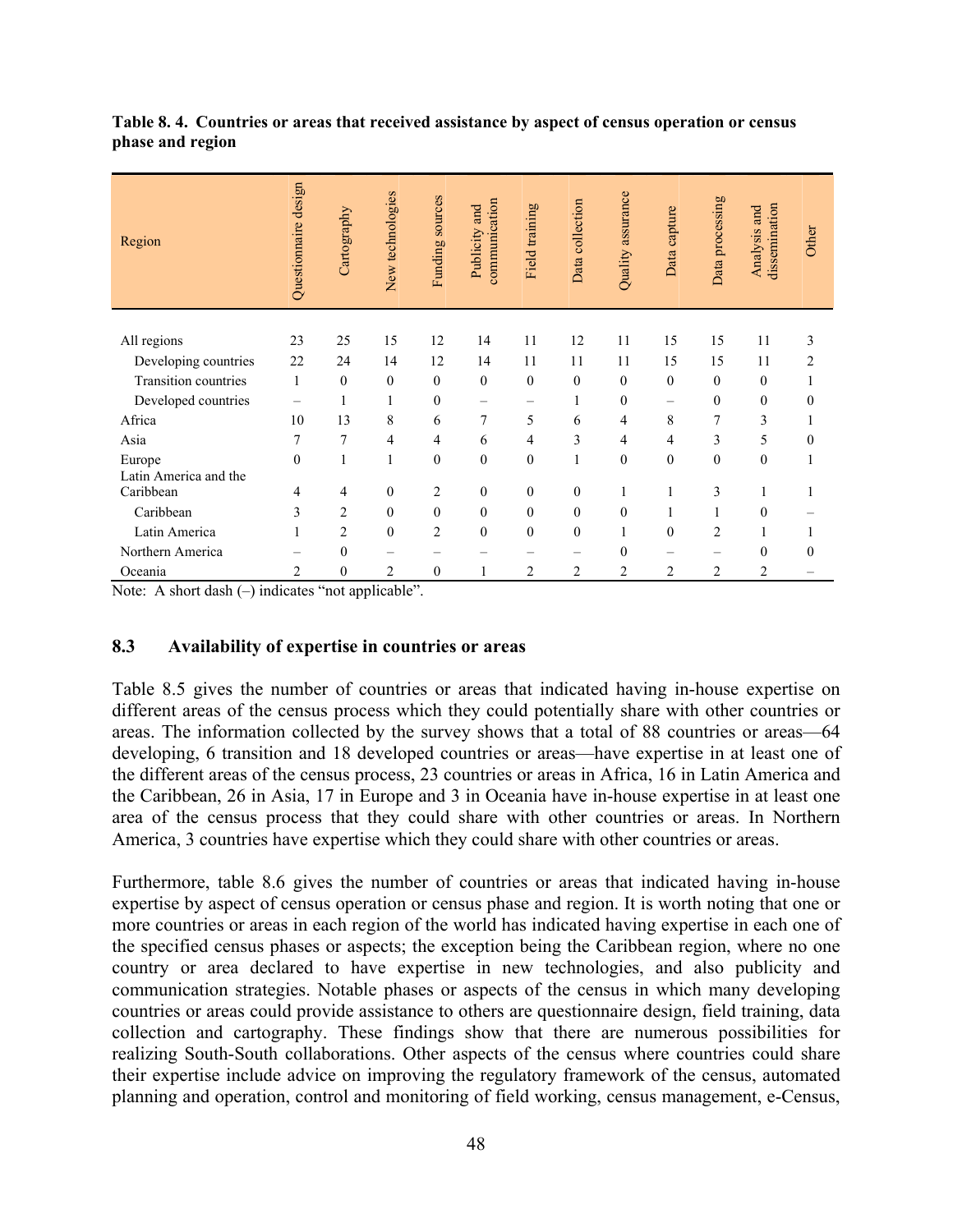**Table 8. 4. Countries or areas that received assistance by aspect of census operation or census phase and region**

| Region | Questionnaire design | Cartography | New technologies | Funding sources | Publicity and communication | Field training | Data collection | Quality assurance | Data capture | Data processing | Analysis and dissemination | Other |
|---|---|---|---|---|---|---|---|---|---|---|---|---|
| All regions | 23 | 25 | 15 | 12 | 14 | 11 | 12 | 11 | 15 | 15 | 11 | 3 |
| Developing countries | 22 | 24 | 14 | 12 | 14 | 11 | 11 | 11 | 15 | 15 | 11 | 2 |
| Transition countries | 1 | 0 | 0 | 0 | 0 | 0 | 0 | 0 | 0 | 0 | 0 | 1 |
| Developed countries | – | 1 | 1 | 0 | – | – | 1 | 0 | – | 0 | 0 | 0 |
| Africa | 10 | 13 | 8 | 6 | 7 | 5 | 6 | 4 | 8 | 7 | 3 | 1 |
| Asia | 7 | 7 | 4 | 4 | 6 | 4 | 3 | 4 | 4 | 3 | 5 | 0 |
| Europe | 0 | 1 | 1 | 0 | 0 | 0 | 1 | 0 | 0 | 0 | 0 | 1 |
| Latin America and the Caribbean | 4 | 4 | 0 | 2 | 0 | 0 | 0 | 1 | 1 | 3 | 1 | 1 |
| Caribbean | 3 | 2 | 0 | 0 | 0 | 0 | 0 | 0 | 1 | 1 | 0 | – |
| Latin America | 1 | 2 | 0 | 2 | 0 | 0 | 0 | 1 | 0 | 2 | 1 | 1 |
| Northern America | – | 0 | – | – | – | – | – | 0 | – | – | 0 | 0 |
| Oceania | 2 | 0 | 2 | 0 | 1 | 2 | 2 | 2 | 2 | 2 | 2 | – |

Note: A short dash (–) indicates "not applicable".

## 8.3 Availability of expertise in countries or areas

Table 8.5 gives the number of countries or areas that indicated having in-house expertise on different areas of the census process which they could potentially share with other countries or areas. The information collected by the survey shows that a total of 88 countries or areas—64 developing, 6 transition and 18 developed countries or areas—have expertise in at least one of the different areas of the census process, 23 countries or areas in Africa, 16 in Latin America and the Caribbean, 26 in Asia, 17 in Europe and 3 in Oceania have in-house expertise in at least one area of the census process that they could share with other countries or areas. In Northern America, 3 countries have expertise which they could share with other countries or areas.

Furthermore, table 8.6 gives the number of countries or areas that indicated having in-house expertise by aspect of census operation or census phase and region. It is worth noting that one or more countries or areas in each region of the world has indicated having expertise in each one of the specified census phases or aspects; the exception being the Caribbean region, where no one country or area declared to have expertise in new technologies, and also publicity and communication strategies. Notable phases or aspects of the census in which many developing countries or areas could provide assistance to others are questionnaire design, field training, data collection and cartography. These findings show that there are numerous possibilities for realizing South-South collaborations. Other aspects of the census where countries could share their expertise include advice on improving the regulatory framework of the census, automated planning and operation, control and monitoring of field working, census management, e-Census,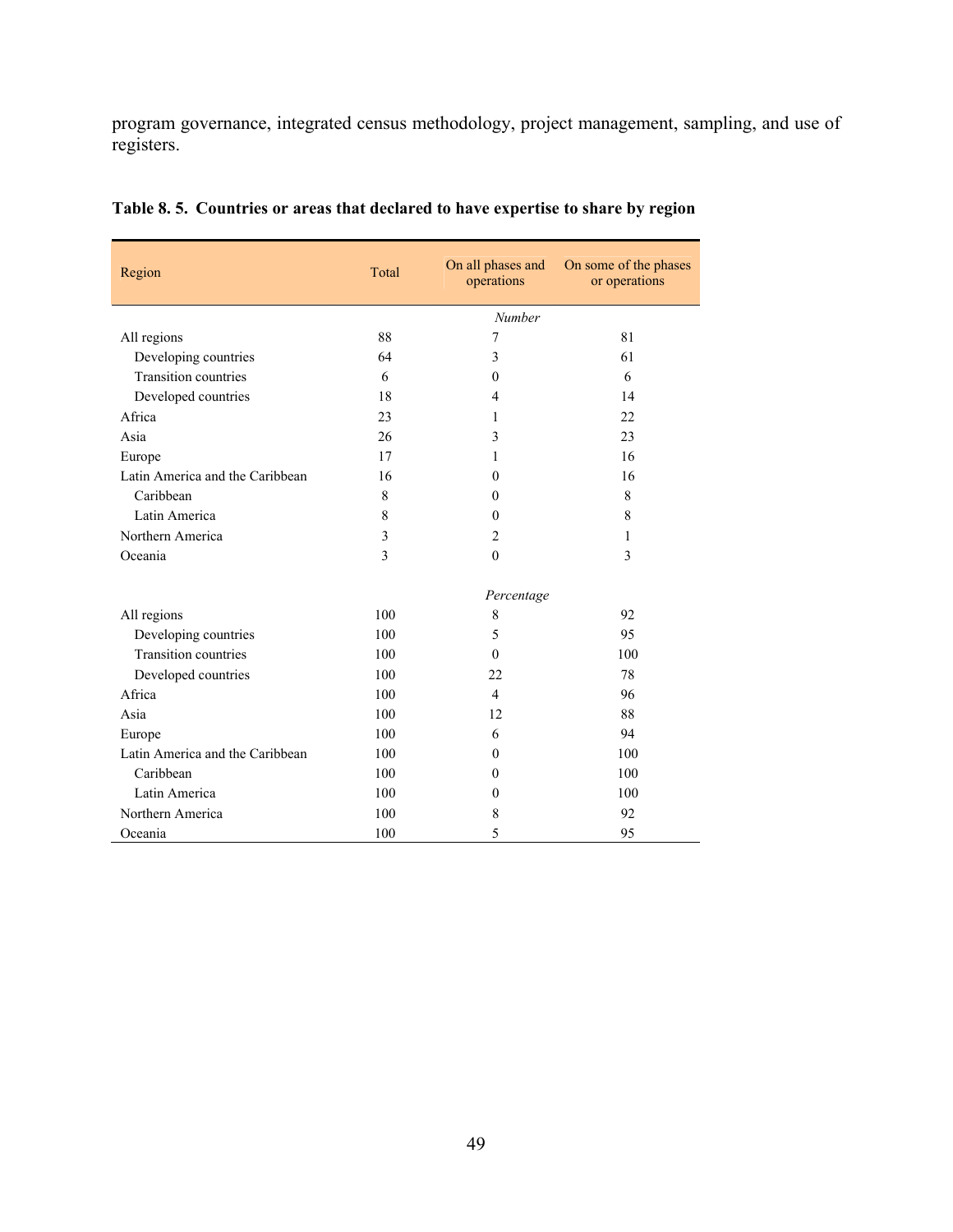program governance, integrated census methodology, project management, sampling, and use of registers.

**Table 8. 5. Countries or areas that declared to have expertise to share by region**

| Region | Total | On all phases and operations | On some of the phases or operations |
|---|---|---|---|
| | | *Number* | |
| All regions | 88 | 7 | 81 |
| Developing countries | 64 | 3 | 61 |
| Transition countries | 6 | 0 | 6 |
| Developed countries | 18 | 4 | 14 |
| Africa | 23 | 1 | 22 |
| Asia | 26 | 3 | 23 |
| Europe | 17 | 1 | 16 |
| Latin America and the Caribbean | 16 | 0 | 16 |
| Caribbean | 8 | 0 | 8 |
| Latin America | 8 | 0 | 8 |
| Northern America | 3 | 2 | 1 |
| Oceania | 3 | 0 | 3 |
| | | *Percentage* | |
| All regions | 100 | 8 | 92 |
| Developing countries | 100 | 5 | 95 |
| Transition countries | 100 | 0 | 100 |
| Developed countries | 100 | 22 | 78 |
| Africa | 100 | 4 | 96 |
| Asia | 100 | 12 | 88 |
| Europe | 100 | 6 | 94 |
| Latin America and the Caribbean | 100 | 0 | 100 |
| Caribbean | 100 | 0 | 100 |
| Latin America | 100 | 0 | 100 |
| Northern America | 100 | 8 | 92 |
| Oceania | 100 | 5 | 95 |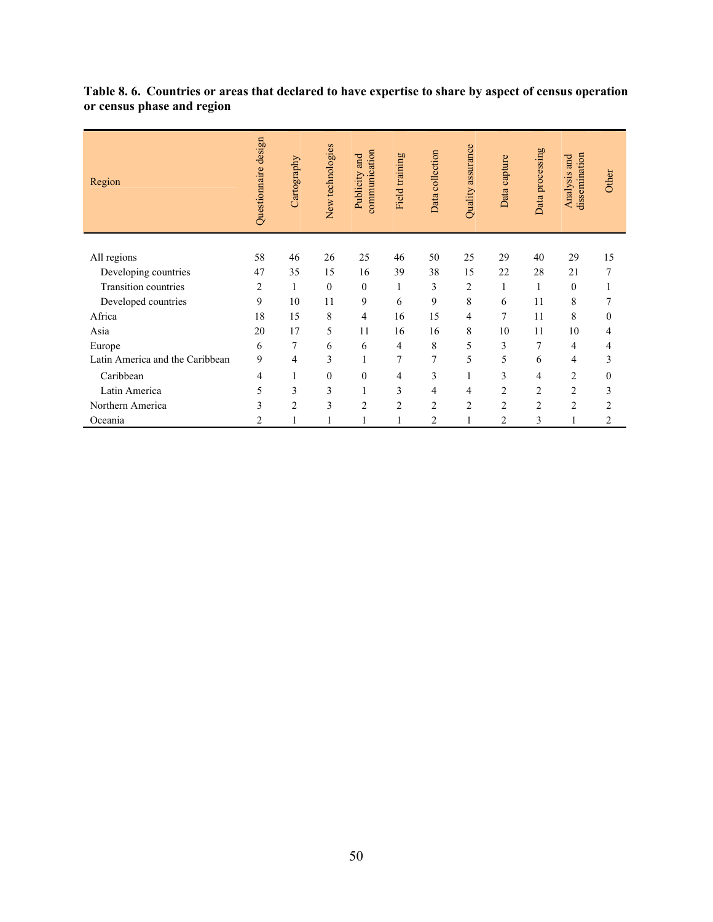**Table 8. 6. Countries or areas that declared to have expertise to share by aspect of census operation or census phase and region**

| Region | Questionnaire design | Cartography | New technologies | Publicity and communication | Field training | Data collection | Quality assurance | Data capture | Data processing | Analysis and dissemination | Other |
|---|---|---|---|---|---|---|---|---|---|---|---|
| All regions | 58 | 46 | 26 | 25 | 46 | 50 | 25 | 29 | 40 | 29 | 15 |
| Developing countries | 47 | 35 | 15 | 16 | 39 | 38 | 15 | 22 | 28 | 21 | 7 |
| Transition countries | 2 | 1 | 0 | 0 | 1 | 3 | 2 | 1 | 1 | 0 | 1 |
| Developed countries | 9 | 10 | 11 | 9 | 6 | 9 | 8 | 6 | 11 | 8 | 7 |
| Africa | 18 | 15 | 8 | 4 | 16 | 15 | 4 | 7 | 11 | 8 | 0 |
| Asia | 20 | 17 | 5 | 11 | 16 | 16 | 8 | 10 | 11 | 10 | 4 |
| Europe | 6 | 7 | 6 | 6 | 4 | 8 | 5 | 3 | 7 | 4 | 4 |
| Latin America and the Caribbean | 9 | 4 | 3 | 1 | 7 | 7 | 5 | 5 | 6 | 4 | 3 |
| Caribbean | 4 | 1 | 0 | 0 | 4 | 3 | 1 | 3 | 4 | 2 | 0 |
| Latin America | 5 | 3 | 3 | 1 | 3 | 4 | 4 | 2 | 2 | 2 | 3 |
| Northern America | 3 | 2 | 3 | 2 | 2 | 2 | 2 | 2 | 2 | 2 | 2 |
| Oceania | 2 | 1 | 1 | 1 | 1 | 2 | 1 | 2 | 3 | 1 | 2 |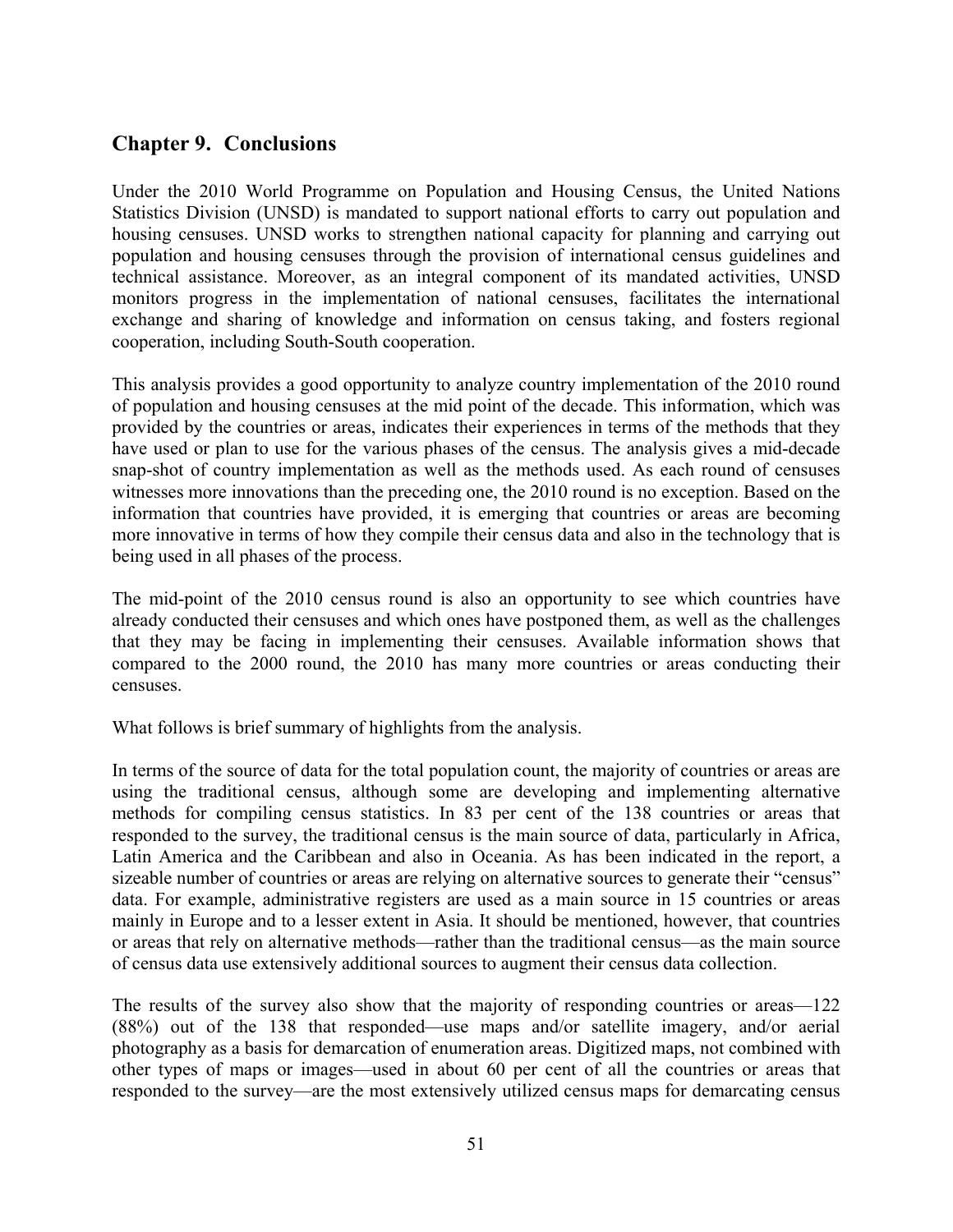## Chapter 9. Conclusions

Under the 2010 World Programme on Population and Housing Census, the United Nations Statistics Division (UNSD) is mandated to support national efforts to carry out population and housing censuses. UNSD works to strengthen national capacity for planning and carrying out population and housing censuses through the provision of international census guidelines and technical assistance. Moreover, as an integral component of its mandated activities, UNSD monitors progress in the implementation of national censuses, facilitates the international exchange and sharing of knowledge and information on census taking, and fosters regional cooperation, including South-South cooperation.

This analysis provides a good opportunity to analyze country implementation of the 2010 round of population and housing censuses at the mid point of the decade. This information, which was provided by the countries or areas, indicates their experiences in terms of the methods that they have used or plan to use for the various phases of the census. The analysis gives a mid-decade snap-shot of country implementation as well as the methods used. As each round of censuses witnesses more innovations than the preceding one, the 2010 round is no exception. Based on the information that countries have provided, it is emerging that countries or areas are becoming more innovative in terms of how they compile their census data and also in the technology that is being used in all phases of the process.

The mid-point of the 2010 census round is also an opportunity to see which countries have already conducted their censuses and which ones have postponed them, as well as the challenges that they may be facing in implementing their censuses. Available information shows that compared to the 2000 round, the 2010 has many more countries or areas conducting their censuses.

What follows is brief summary of highlights from the analysis.

In terms of the source of data for the total population count, the majority of countries or areas are using the traditional census, although some are developing and implementing alternative methods for compiling census statistics. In 83 per cent of the 138 countries or areas that responded to the survey, the traditional census is the main source of data, particularly in Africa, Latin America and the Caribbean and also in Oceania. As has been indicated in the report, a sizeable number of countries or areas are relying on alternative sources to generate their "census" data. For example, administrative registers are used as a main source in 15 countries or areas mainly in Europe and to a lesser extent in Asia. It should be mentioned, however, that countries or areas that rely on alternative methods—rather than the traditional census—as the main source of census data use extensively additional sources to augment their census data collection.

The results of the survey also show that the majority of responding countries or areas—122 (88%) out of the 138 that responded—use maps and/or satellite imagery, and/or aerial photography as a basis for demarcation of enumeration areas. Digitized maps, not combined with other types of maps or images—used in about 60 per cent of all the countries or areas that responded to the survey—are the most extensively utilized census maps for demarcating census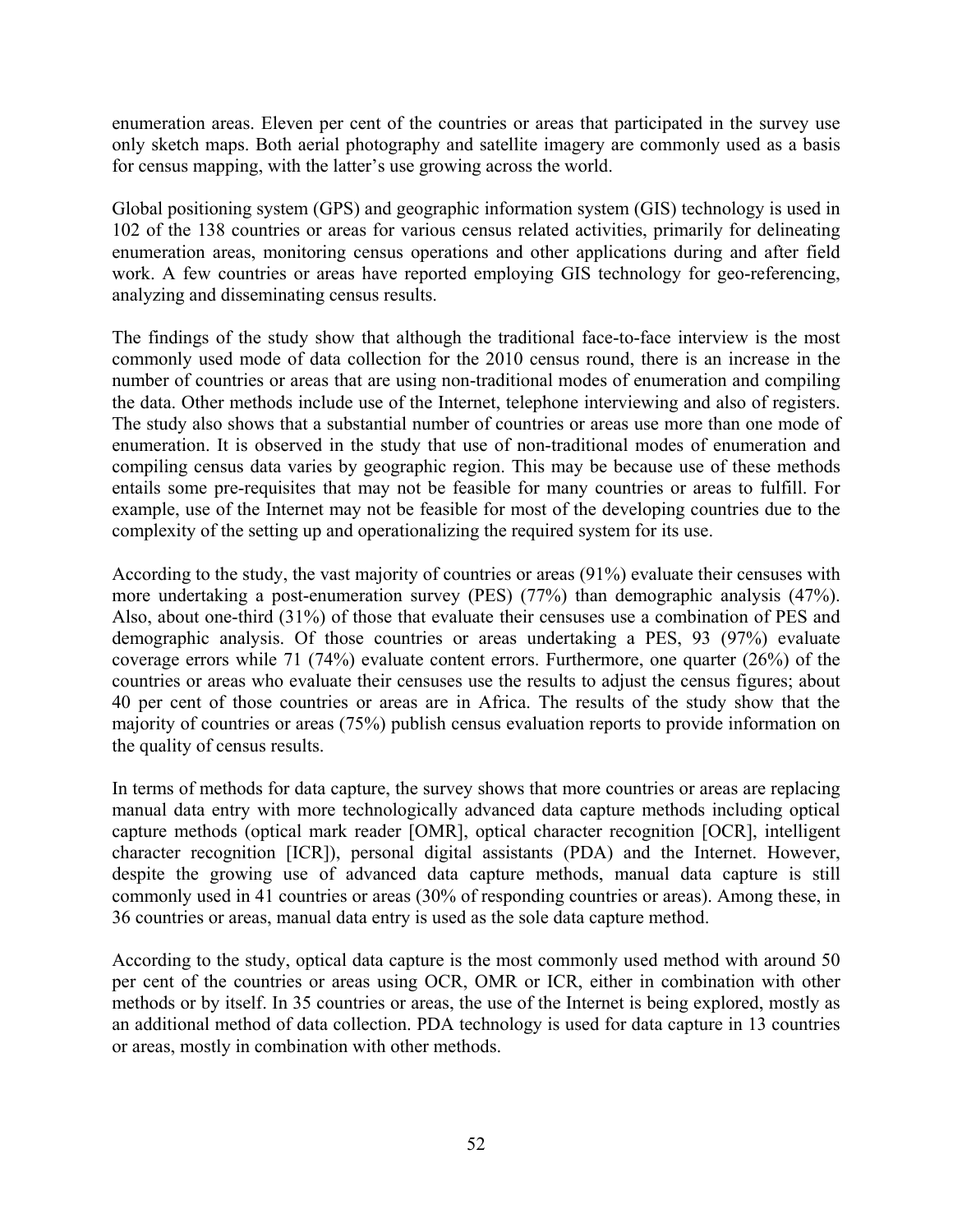enumeration areas. Eleven per cent of the countries or areas that participated in the survey use only sketch maps. Both aerial photography and satellite imagery are commonly used as a basis for census mapping, with the latter's use growing across the world.

Global positioning system (GPS) and geographic information system (GIS) technology is used in 102 of the 138 countries or areas for various census related activities, primarily for delineating enumeration areas, monitoring census operations and other applications during and after field work. A few countries or areas have reported employing GIS technology for geo-referencing, analyzing and disseminating census results.

The findings of the study show that although the traditional face-to-face interview is the most commonly used mode of data collection for the 2010 census round, there is an increase in the number of countries or areas that are using non-traditional modes of enumeration and compiling the data. Other methods include use of the Internet, telephone interviewing and also of registers. The study also shows that a substantial number of countries or areas use more than one mode of enumeration. It is observed in the study that use of non-traditional modes of enumeration and compiling census data varies by geographic region. This may be because use of these methods entails some pre-requisites that may not be feasible for many countries or areas to fulfill. For example, use of the Internet may not be feasible for most of the developing countries due to the complexity of the setting up and operationalizing the required system for its use.

According to the study, the vast majority of countries or areas (91%) evaluate their censuses with more undertaking a post-enumeration survey (PES) (77%) than demographic analysis (47%). Also, about one-third (31%) of those that evaluate their censuses use a combination of PES and demographic analysis. Of those countries or areas undertaking a PES, 93 (97%) evaluate coverage errors while 71 (74%) evaluate content errors. Furthermore, one quarter (26%) of the countries or areas who evaluate their censuses use the results to adjust the census figures; about 40 per cent of those countries or areas are in Africa. The results of the study show that the majority of countries or areas (75%) publish census evaluation reports to provide information on the quality of census results.

In terms of methods for data capture, the survey shows that more countries or areas are replacing manual data entry with more technologically advanced data capture methods including optical capture methods (optical mark reader [OMR], optical character recognition [OCR], intelligent character recognition [ICR]), personal digital assistants (PDA) and the Internet. However, despite the growing use of advanced data capture methods, manual data capture is still commonly used in 41 countries or areas (30% of responding countries or areas). Among these, in 36 countries or areas, manual data entry is used as the sole data capture method.

According to the study, optical data capture is the most commonly used method with around 50 per cent of the countries or areas using OCR, OMR or ICR, either in combination with other methods or by itself. In 35 countries or areas, the use of the Internet is being explored, mostly as an additional method of data collection. PDA technology is used for data capture in 13 countries or areas, mostly in combination with other methods.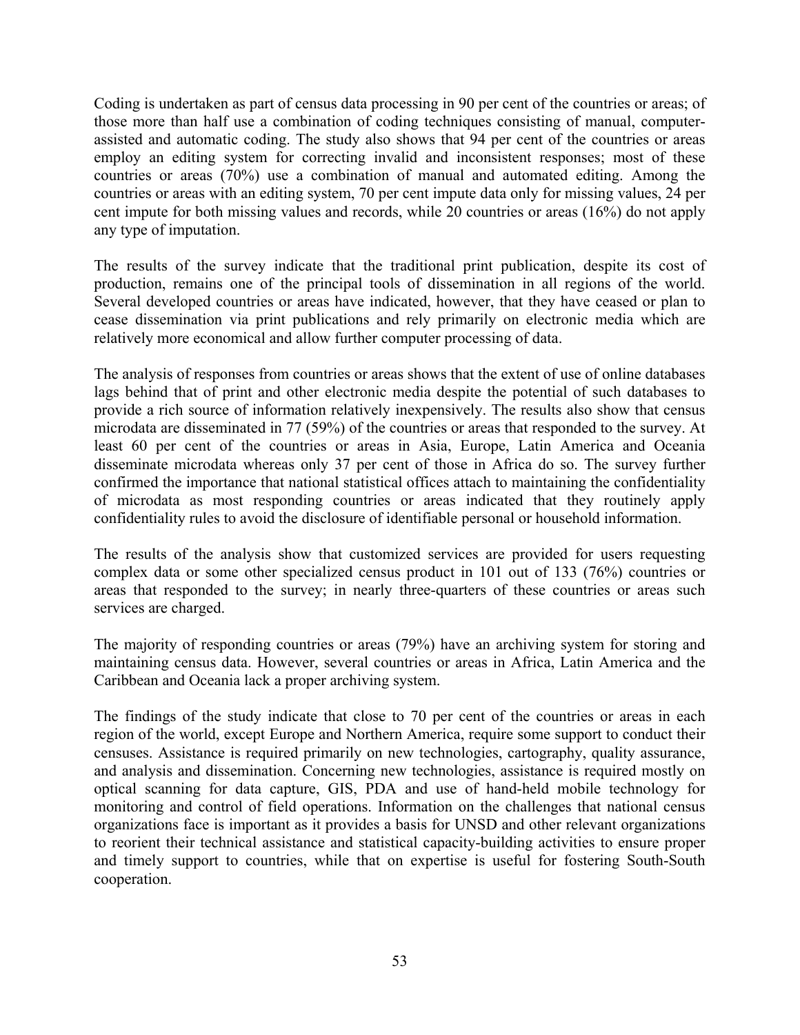Coding is undertaken as part of census data processing in 90 per cent of the countries or areas; of those more than half use a combination of coding techniques consisting of manual, computer-assisted and automatic coding. The study also shows that 94 per cent of the countries or areas employ an editing system for correcting invalid and inconsistent responses; most of these countries or areas (70%) use a combination of manual and automated editing. Among the countries or areas with an editing system, 70 per cent impute data only for missing values, 24 per cent impute for both missing values and records, while 20 countries or areas (16%) do not apply any type of imputation.

The results of the survey indicate that the traditional print publication, despite its cost of production, remains one of the principal tools of dissemination in all regions of the world. Several developed countries or areas have indicated, however, that they have ceased or plan to cease dissemination via print publications and rely primarily on electronic media which are relatively more economical and allow further computer processing of data.

The analysis of responses from countries or areas shows that the extent of use of online databases lags behind that of print and other electronic media despite the potential of such databases to provide a rich source of information relatively inexpensively. The results also show that census microdata are disseminated in 77 (59%) of the countries or areas that responded to the survey. At least 60 per cent of the countries or areas in Asia, Europe, Latin America and Oceania disseminate microdata whereas only 37 per cent of those in Africa do so. The survey further confirmed the importance that national statistical offices attach to maintaining the confidentiality of microdata as most responding countries or areas indicated that they routinely apply confidentiality rules to avoid the disclosure of identifiable personal or household information.

The results of the analysis show that customized services are provided for users requesting complex data or some other specialized census product in 101 out of 133 (76%) countries or areas that responded to the survey; in nearly three-quarters of these countries or areas such services are charged.

The majority of responding countries or areas (79%) have an archiving system for storing and maintaining census data. However, several countries or areas in Africa, Latin America and the Caribbean and Oceania lack a proper archiving system.

The findings of the study indicate that close to 70 per cent of the countries or areas in each region of the world, except Europe and Northern America, require some support to conduct their censuses. Assistance is required primarily on new technologies, cartography, quality assurance, and analysis and dissemination. Concerning new technologies, assistance is required mostly on optical scanning for data capture, GIS, PDA and use of hand-held mobile technology for monitoring and control of field operations. Information on the challenges that national census organizations face is important as it provides a basis for UNSD and other relevant organizations to reorient their technical assistance and statistical capacity-building activities to ensure proper and timely support to countries, while that on expertise is useful for fostering South-South cooperation.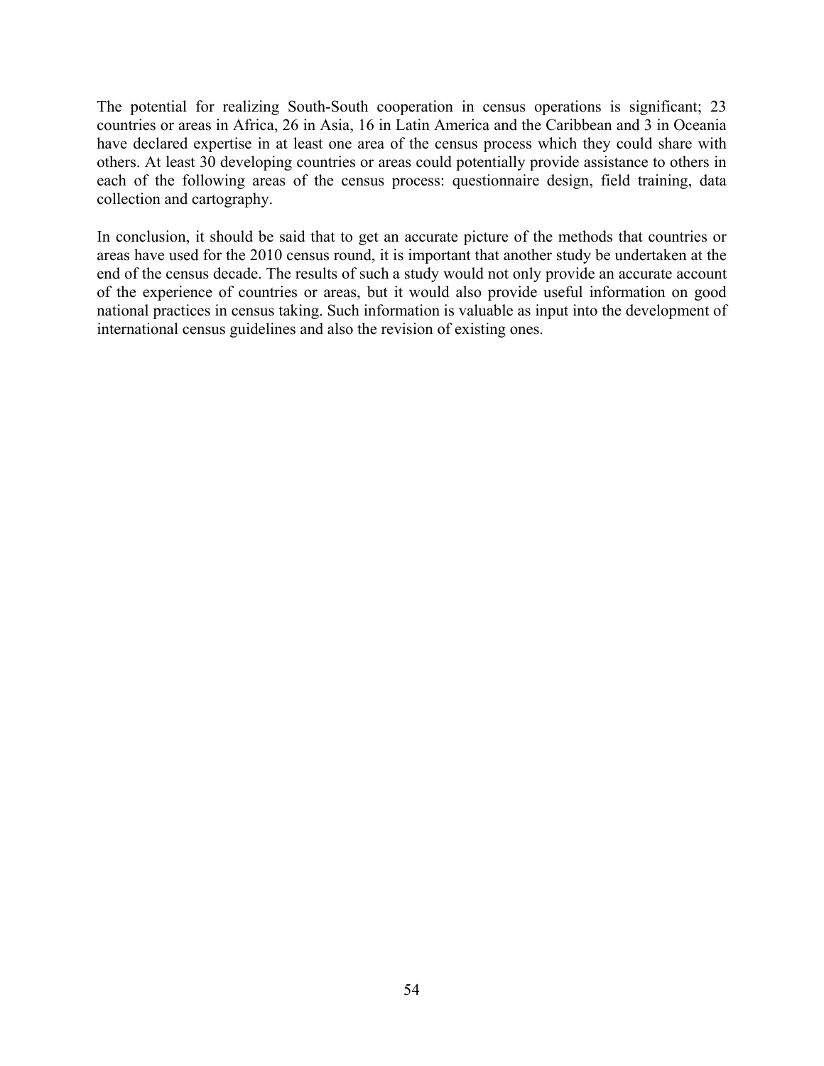The potential for realizing South-South cooperation in census operations is significant; 23 countries or areas in Africa, 26 in Asia, 16 in Latin America and the Caribbean and 3 in Oceania have declared expertise in at least one area of the census process which they could share with others. At least 30 developing countries or areas could potentially provide assistance to others in each of the following areas of the census process: questionnaire design, field training, data collection and cartography.

In conclusion, it should be said that to get an accurate picture of the methods that countries or areas have used for the 2010 census round, it is important that another study be undertaken at the end of the census decade. The results of such a study would not only provide an accurate account of the experience of countries or areas, but it would also provide useful information on good national practices in census taking. Such information is valuable as input into the development of international census guidelines and also the revision of existing ones.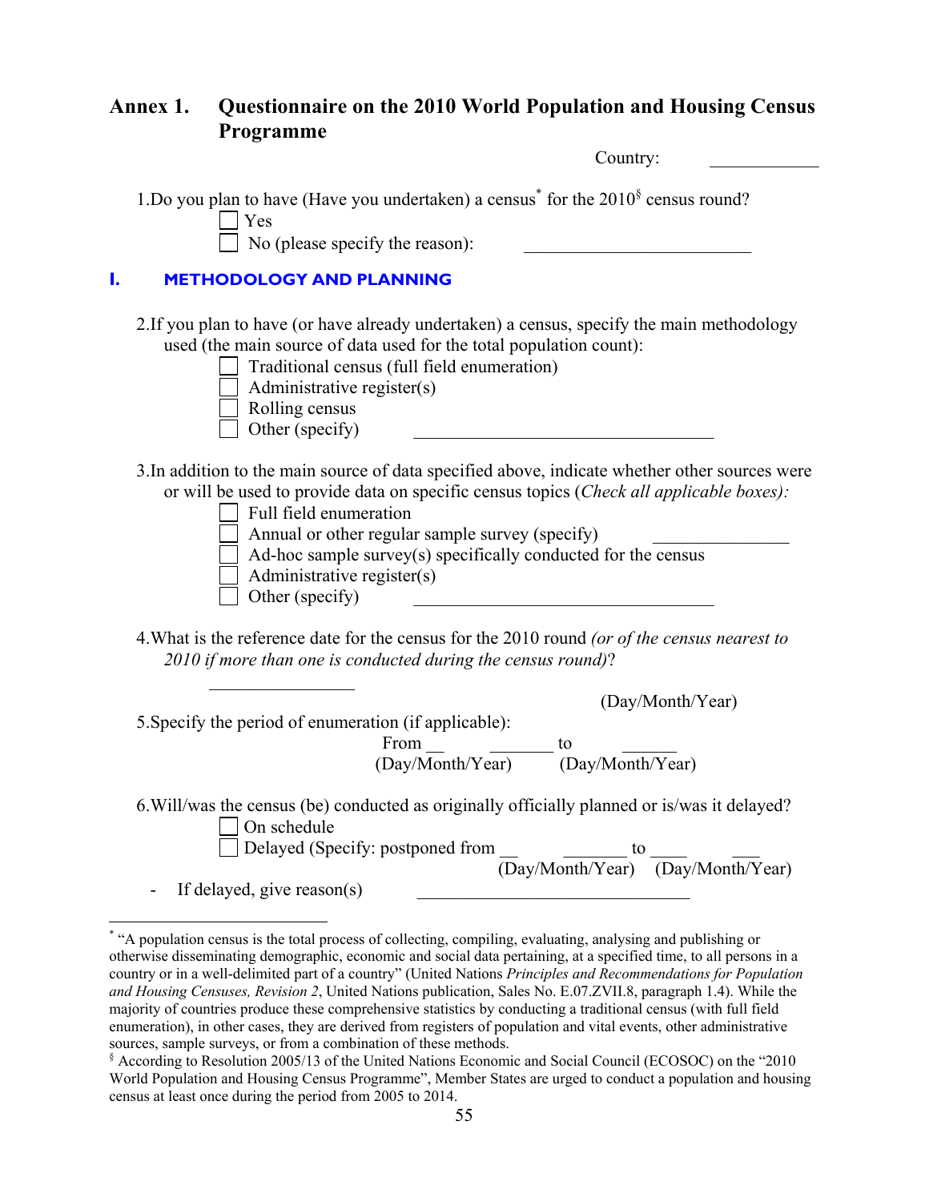# Annex 1. Questionnaire on the 2010 World Population and Housing Census Programme

Country: ____________

1. Do you plan to have (Have you undertaken) a census[*] for the 2010[§] census round?

   - [ ] Yes
   - [ ] No (please specify the reason): _________________________

## I. METHODOLOGY AND PLANNING

2. If you plan to have (or have already undertaken) a census, specify the main methodology used (the main source of data used for the total population count):

   - [ ] Traditional census (full field enumeration)
   - [ ] Administrative register(s)
   - [ ] Rolling census
   - [ ] Other (specify) __________________________________

3. In addition to the main source of data specified above, indicate whether other sources were or will be used to provide data on specific census topics (*Check all applicable boxes):*

   - [ ] Full field enumeration
   - [ ] Annual or other regular sample survey (specify) _______________
   - [ ] Ad-hoc sample survey(s) specifically conducted for the census
   - [ ] Administrative register(s)
   - [ ] Other (specify) __________________________________

4. What is the reference date for the census for the 2010 round *(or of the census nearest to 2010 if more than one is conducted during the census round)*?

   ________________ (Day/Month/Year)

5. Specify the period of enumeration (if applicable):

   From __ _______ to ______
   (Day/Month/Year) (Day/Month/Year)

6. Will/was the census (be) conducted as originally officially planned or is/was it delayed?

   - [ ] On schedule
   - [ ] Delayed (Specify: postponed from __ _______ to ____ ___
     (Day/Month/Year) (Day/Month/Year)

   - If delayed, give reason(s) ______________________________

---

[*] "A population census is the total process of collecting, compiling, evaluating, analysing and publishing or otherwise disseminating demographic, economic and social data pertaining, at a specified time, to all persons in a country or in a well-delimited part of a country" (United Nations *Principles and Recommendations for Population and Housing Censuses, Revision 2*, United Nations publication, Sales No. E.07.ZVII.8, paragraph 1.4). While the majority of countries produce these comprehensive statistics by conducting a traditional census (with full field enumeration), in other cases, they are derived from registers of population and vital events, other administrative sources, sample surveys, or from a combination of these methods.

[§] According to Resolution 2005/13 of the United Nations Economic and Social Council (ECOSOC) on the "2010 World Population and Housing Census Programme", Member States are urged to conduct a population and housing census at least once during the period from 2005 to 2014.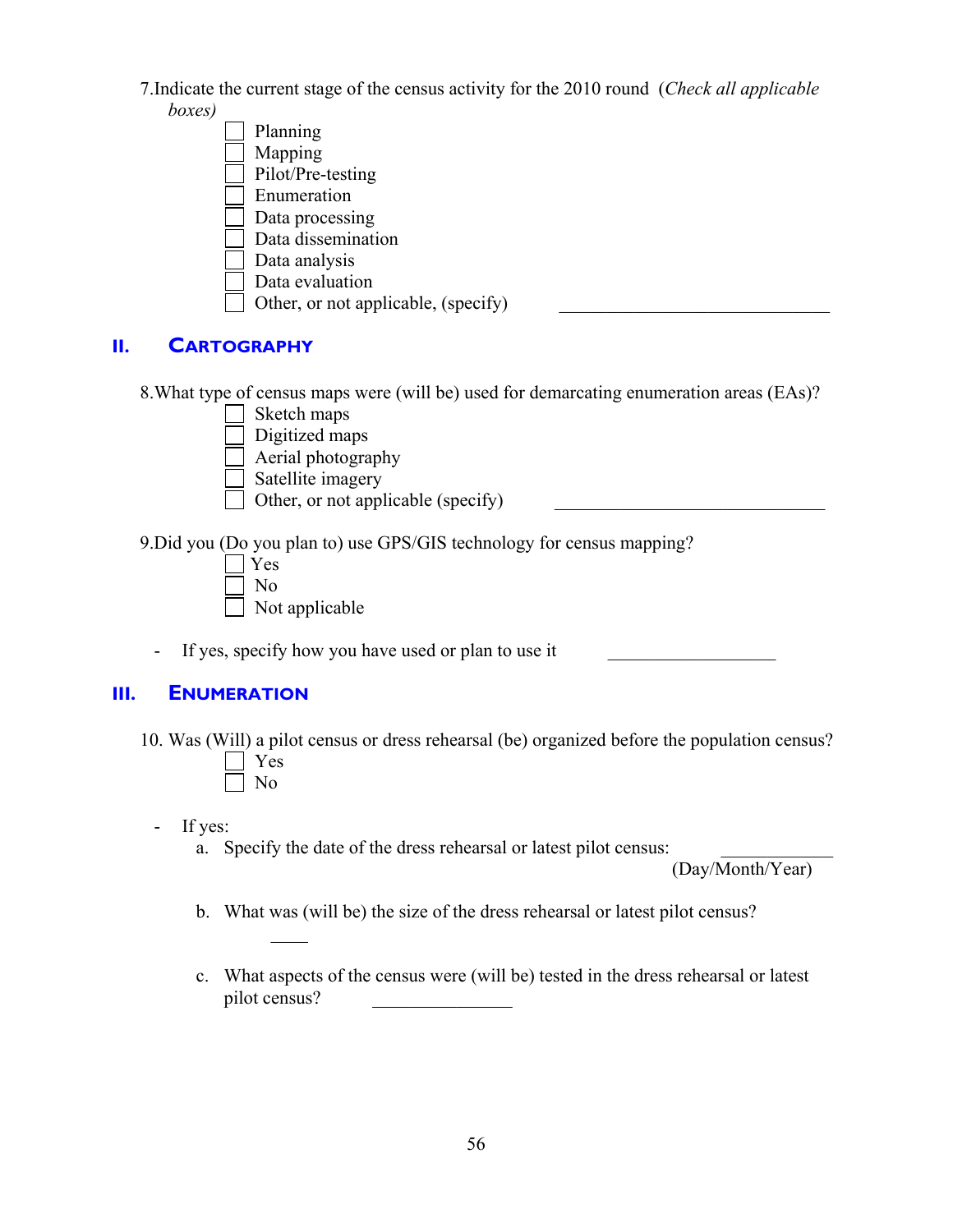7. Indicate the current stage of the census activity for the 2010 round (*Check all applicable boxes)*

- ☐ Planning
- ☐ Mapping
- ☐ Pilot/Pre-testing
- ☐ Enumeration
- ☐ Data processing
- ☐ Data dissemination
- ☐ Data analysis
- ☐ Data evaluation
- ☐ Other, or not applicable, (specify) ______________________________

## II. CARTOGRAPHY

8. What type of census maps were (will be) used for demarcating enumeration areas (EAs)?

- ☐ Sketch maps
- ☐ Digitized maps
- ☐ Aerial photography
- ☐ Satellite imagery
- ☐ Other, or not applicable (specify) ______________________________

9. Did you (Do you plan to) use GPS/GIS technology for census mapping?

- ☐ Yes
- ☐ No
- ☐ Not applicable

- If yes, specify how you have used or plan to use it ___________________

## III. ENUMERATION

10. Was (Will) a pilot census or dress rehearsal (be) organized before the population census?

- ☐ Yes
- ☐ No

- If yes:
  a. Specify the date of the dress rehearsal or latest pilot census: ____________ (Day/Month/Year)

  b. What was (will be) the size of the dress rehearsal or latest pilot census? ____

  c. What aspects of the census were (will be) tested in the dress rehearsal or latest pilot census? ________________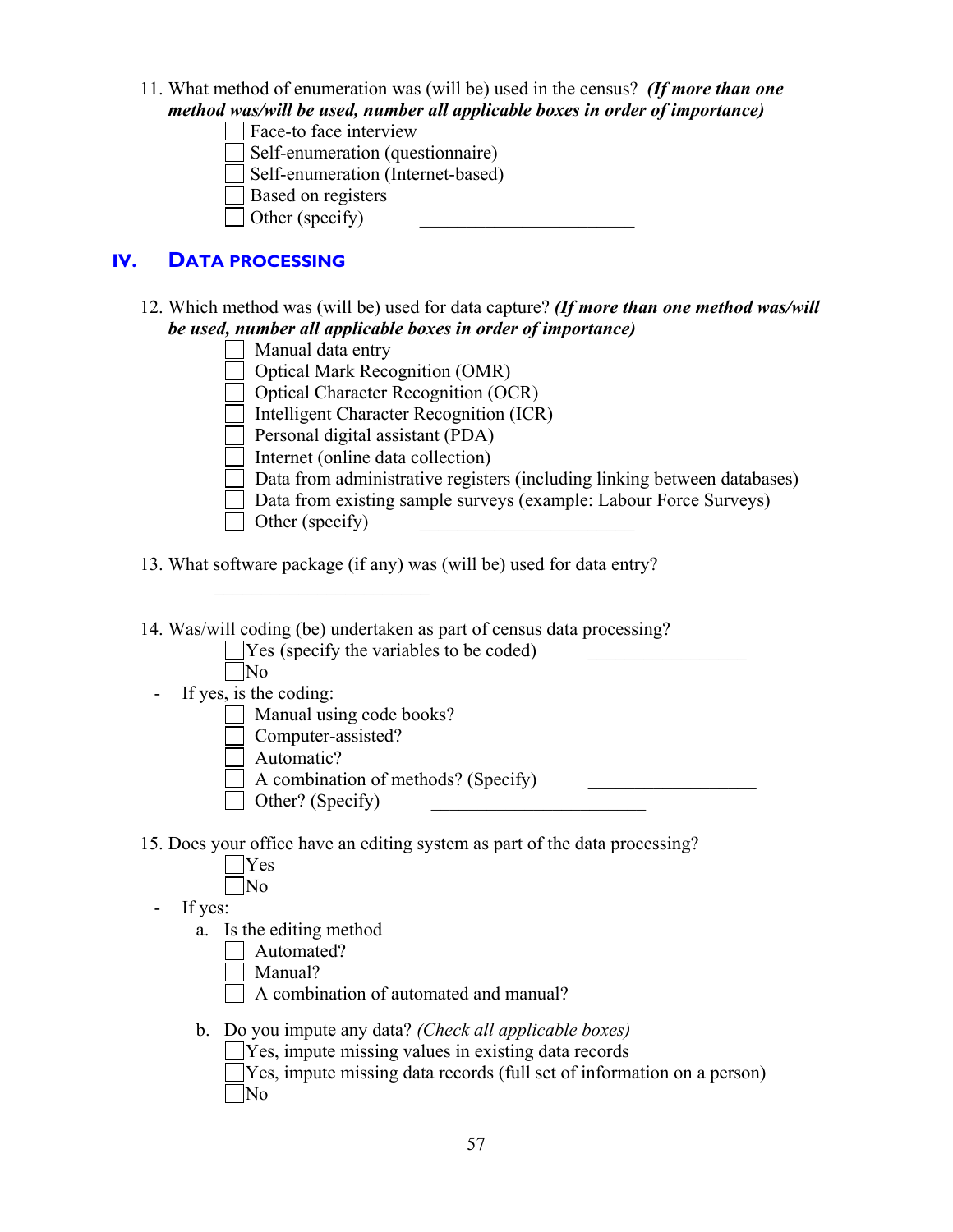11. What method of enumeration was (will be) used in the census? ***(If more than one method was/will be used, number all applicable boxes in order of importance)***

    ☐ Face-to face interview
    ☐ Self-enumeration (questionnaire)
    ☐ Self-enumeration (Internet-based)
    ☐ Based on registers
    ☐ Other (specify) ______________________

## IV. DATA PROCESSING

12. Which method was (will be) used for data capture? ***(If more than one method was/will be used, number all applicable boxes in order of importance)***

    ☐ Manual data entry
    ☐ Optical Mark Recognition (OMR)
    ☐ Optical Character Recognition (OCR)
    ☐ Intelligent Character Recognition (ICR)
    ☐ Personal digital assistant (PDA)
    ☐ Internet (online data collection)
    ☐ Data from administrative registers (including linking between databases)
    ☐ Data from existing sample surveys (example: Labour Force Surveys)
    ☐ Other (specify) ______________________

13. What software package (if any) was (will be) used for data entry?

    ______________________

14. Was/will coding (be) undertaken as part of census data processing?

    ☐ Yes (specify the variables to be coded) ________________
    ☐ No

    - If yes, is the coding:
      ☐ Manual using code books?
      ☐ Computer-assisted?
      ☐ Automatic?
      ☐ A combination of methods? (Specify) ________________
      ☐ Other? (Specify) ______________________

15. Does your office have an editing system as part of the data processing?

    ☐ Yes
    ☐ No

    - If yes:
      a. Is the editing method
         ☐ Automated?
         ☐ Manual?
         ☐ A combination of automated and manual?

      b. Do you impute any data? *(Check all applicable boxes)*
         ☐ Yes, impute missing values in existing data records
         ☐ Yes, impute missing data records (full set of information on a person)
         ☐ No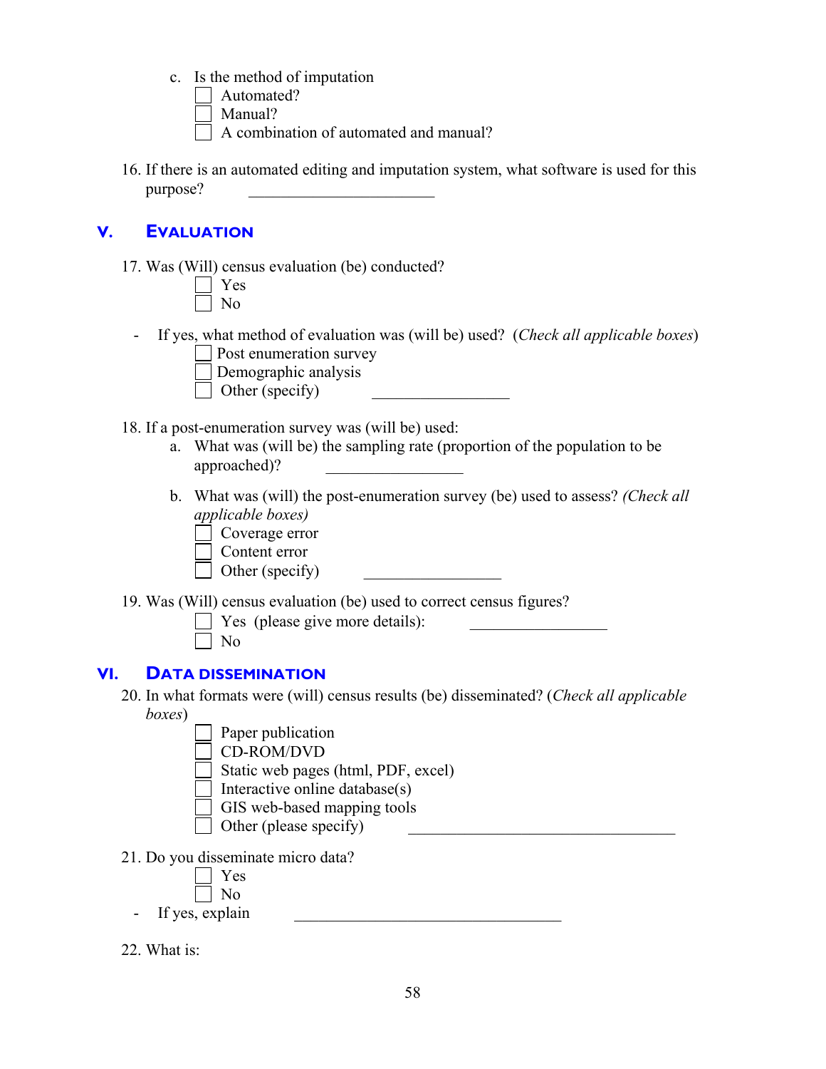c. Is the method of imputation
   - [ ] Automated?
   - [ ] Manual?
   - [ ] A combination of automated and manual?

16. If there is an automated editing and imputation system, what software is used for this purpose? ______________________

## V. Evaluation

17. Was (Will) census evaluation (be) conducted?
   - [ ] Yes
   - [ ] No

- If yes, what method of evaluation was (will be) used? (*Check all applicable boxes*)
   - [ ] Post enumeration survey
   - [ ] Demographic analysis
   - [ ] Other (specify) ________________

18. If a post-enumeration survey was (will be) used:
   a. What was (will be) the sampling rate (proportion of the population to be approached)? ________________

   b. What was (will) the post-enumeration survey (be) used to assess? *(Check all applicable boxes)*
   - [ ] Coverage error
   - [ ] Content error
   - [ ] Other (specify) ________________

19. Was (Will) census evaluation (be) used to correct census figures?
   - [ ] Yes (please give more details): ________________
   - [ ] No

## VI. Data dissemination

20. In what formats were (will) census results (be) disseminated? (*Check all applicable boxes*)
   - [ ] Paper publication
   - [ ] CD-ROM/DVD
   - [ ] Static web pages (html, PDF, excel)
   - [ ] Interactive online database(s)
   - [ ] GIS web-based mapping tools
   - [ ] Other (please specify) ________________________________

21. Do you disseminate micro data?
   - [ ] Yes
   - [ ] No

- If yes, explain ________________________________

22. What is: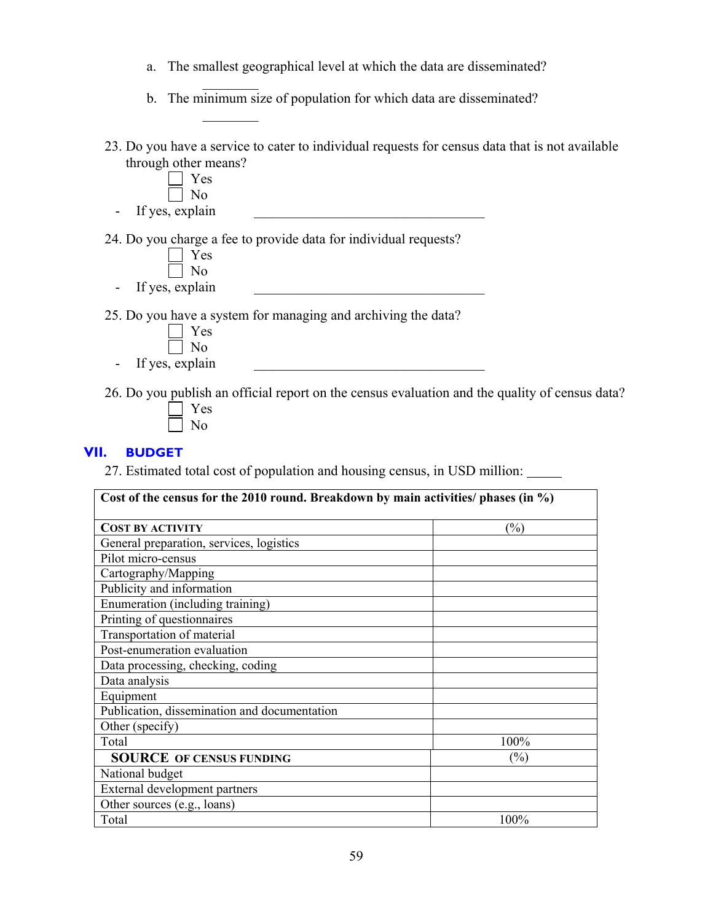a. The smallest geographical level at which the data are disseminated? ________

b. The minimum size of population for which data are disseminated? ________

23. Do you have a service to cater to individual requests for census data that is not available through other means?
    - ☐ Yes
    - ☐ No
    - If yes, explain ________________________________

24. Do you charge a fee to provide data for individual requests?
    - ☐ Yes
    - ☐ No
    - If yes, explain ________________________________

25. Do you have a system for managing and archiving the data?
    - ☐ Yes
    - ☐ No
    - If yes, explain ________________________________

26. Do you publish an official report on the census evaluation and the quality of census data?
    - ☐ Yes
    - ☐ No

## VII. BUDGET

27. Estimated total cost of population and housing census, in USD million: _____

| Cost of the census for the 2010 round. Breakdown by main activities/ phases (in %) | |
|---|---|
| **COST BY ACTIVITY** | (%) |
| General preparation, services, logistics | |
| Pilot micro-census | |
| Cartography/Mapping | |
| Publicity and information | |
| Enumeration (including training) | |
| Printing of questionnaires | |
| Transportation of material | |
| Post-enumeration evaluation | |
| Data processing, checking, coding | |
| Data analysis | |
| Equipment | |
| Publication, dissemination and documentation | |
| Other (specify) | |
| Total | 100% |
| **SOURCE OF CENSUS FUNDING** | (%) |
| National budget | |
| External development partners | |
| Other sources (e.g., loans) | |
| Total | 100% |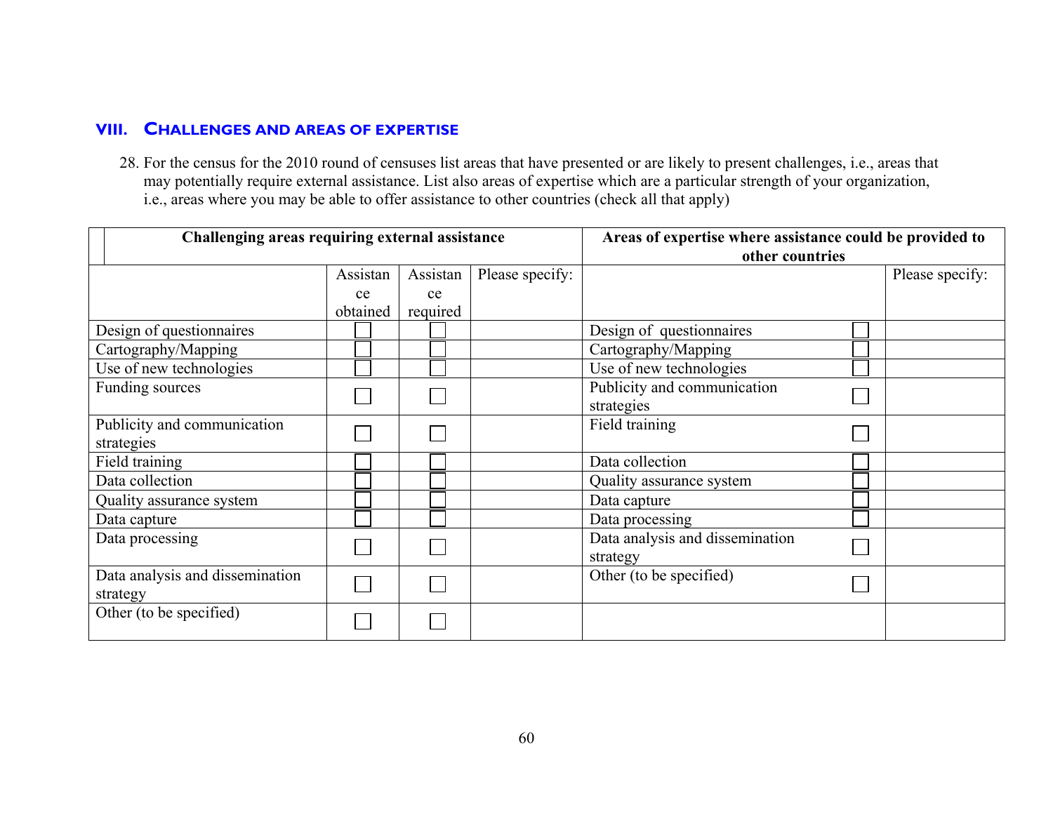## VIII. CHALLENGES AND AREAS OF EXPERTISE

28. For the census for the 2010 round of censuses list areas that have presented or are likely to present challenges, i.e., areas that may potentially require external assistance. List also areas of expertise which are a particular strength of your organization, i.e., areas where you may be able to offer assistance to other countries (check all that apply)

| Challenging areas requiring external assistance | | | | Areas of expertise where assistance could be provided to other countries | | |
|---|---|---|---|---|---|---|
| | Assistance obtained | Assistance required | Please specify: | | | Please specify: |
| Design of questionnaires | ☐ | ☐ | | Design of questionnaires | ☐ | |
| Cartography/Mapping | ☐ | ☐ | | Cartography/Mapping | ☐ | |
| Use of new technologies | ☐ | ☐ | | Use of new technologies | ☐ | |
| Funding sources | ☐ | ☐ | | Publicity and communication strategies | ☐ | |
| Publicity and communication strategies | ☐ | ☐ | | Field training | ☐ | |
| Field training | ☐ | ☐ | | Data collection | ☐ | |
| Data collection | ☐ | ☐ | | Quality assurance system | ☐ | |
| Quality assurance system | ☐ | ☐ | | Data capture | ☐ | |
| Data capture | ☐ | ☐ | | Data processing | ☐ | |
| Data processing | ☐ | ☐ | | Data analysis and dissemination strategy | ☐ | |
| Data analysis and dissemination strategy | ☐ | ☐ | | Other (to be specified) | ☐ | |
| Other (to be specified) | ☐ | ☐ | | | | |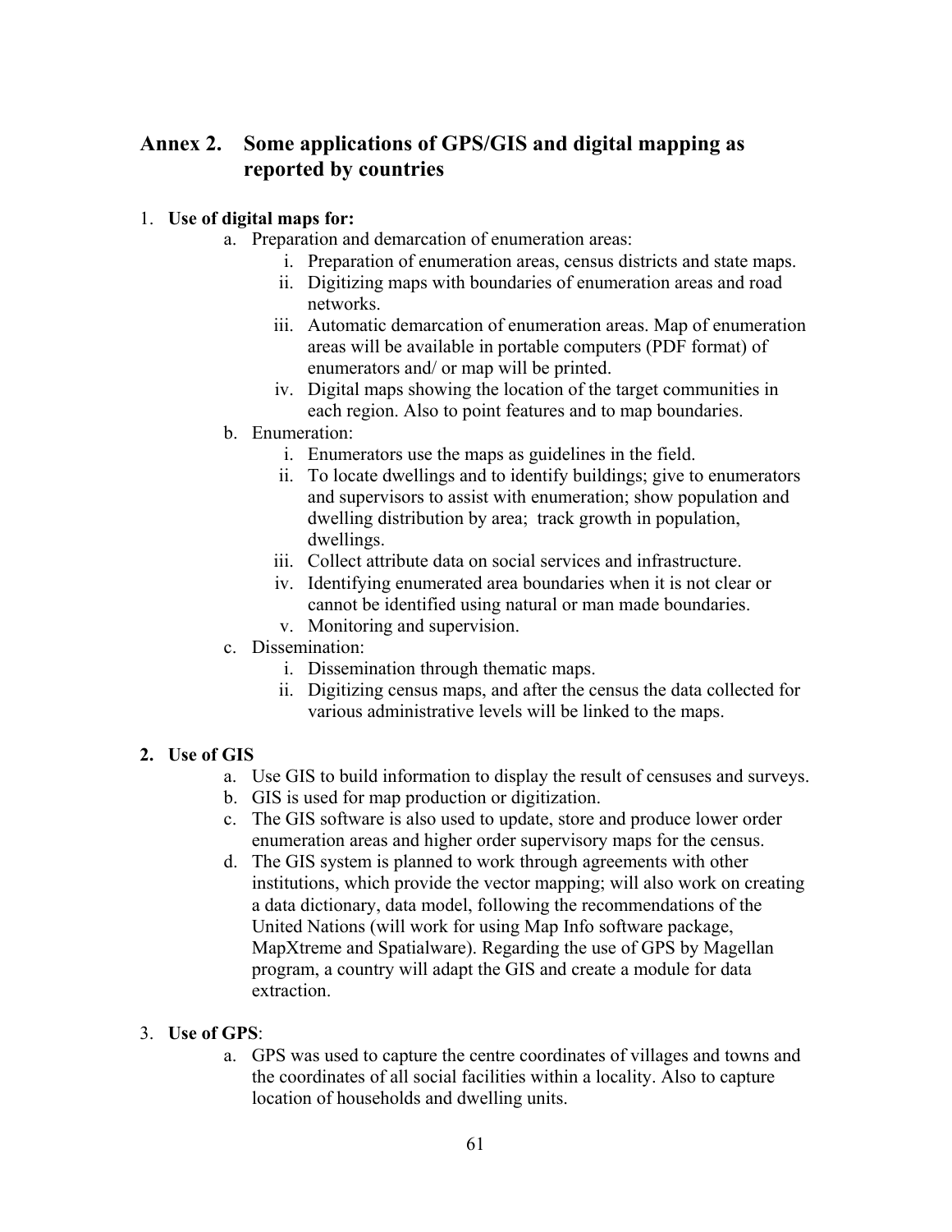## Annex 2. Some applications of GPS/GIS and digital mapping as reported by countries

1. **Use of digital maps for:**
   a. Preparation and demarcation of enumeration areas:
      i. Preparation of enumeration areas, census districts and state maps.
      ii. Digitizing maps with boundaries of enumeration areas and road networks.
      iii. Automatic demarcation of enumeration areas. Map of enumeration areas will be available in portable computers (PDF format) of enumerators and/ or map will be printed.
      iv. Digital maps showing the location of the target communities in each region. Also to point features and to map boundaries.

   b. Enumeration:
      i. Enumerators use the maps as guidelines in the field.
      ii. To locate dwellings and to identify buildings; give to enumerators and supervisors to assist with enumeration; show population and dwelling distribution by area; track growth in population, dwellings.
      iii. Collect attribute data on social services and infrastructure.
      iv. Identifying enumerated area boundaries when it is not clear or cannot be identified using natural or man made boundaries.
      v. Monitoring and supervision.

   c. Dissemination:
      i. Dissemination through thematic maps.
      ii. Digitizing census maps, and after the census the data collected for various administrative levels will be linked to the maps.

2. **Use of GIS**
   a. Use GIS to build information to display the result of censuses and surveys.
   b. GIS is used for map production or digitization.
   c. The GIS software is also used to update, store and produce lower order enumeration areas and higher order supervisory maps for the census.
   d. The GIS system is planned to work through agreements with other institutions, which provide the vector mapping; will also work on creating a data dictionary, data model, following the recommendations of the United Nations (will work for using Map Info software package, MapXtreme and Spatialware). Regarding the use of GPS by Magellan program, a country will adapt the GIS and create a module for data extraction.

3. **Use of GPS**:
   a. GPS was used to capture the centre coordinates of villages and towns and the coordinates of all social facilities within a locality. Also to capture location of households and dwelling units.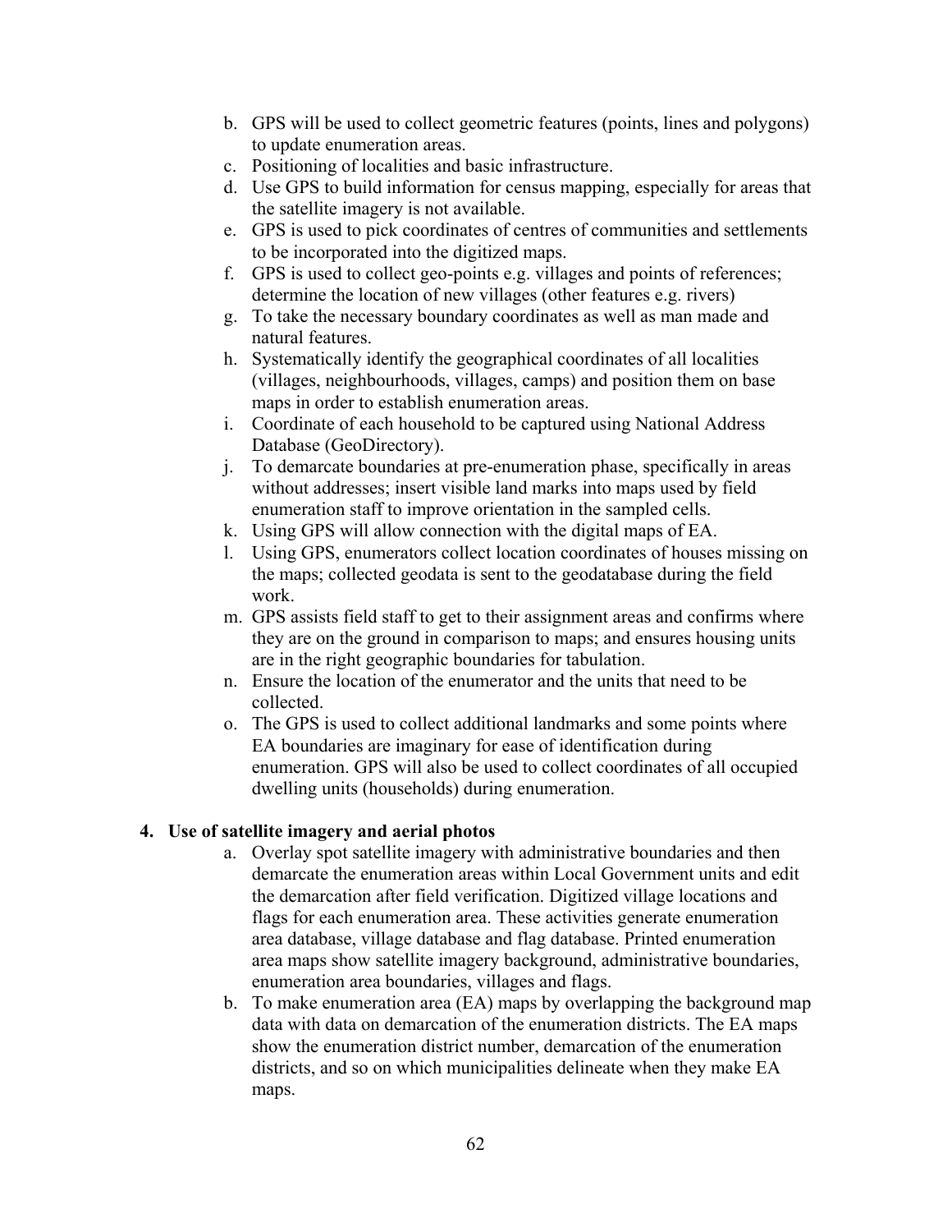b. GPS will be used to collect geometric features (points, lines and polygons) to update enumeration areas.
c. Positioning of localities and basic infrastructure.
d. Use GPS to build information for census mapping, especially for areas that the satellite imagery is not available.
e. GPS is used to pick coordinates of centres of communities and settlements to be incorporated into the digitized maps.
f. GPS is used to collect geo-points e.g. villages and points of references; determine the location of new villages (other features e.g. rivers)
g. To take the necessary boundary coordinates as well as man made and natural features.
h. Systematically identify the geographical coordinates of all localities (villages, neighbourhoods, villages, camps) and position them on base maps in order to establish enumeration areas.
i. Coordinate of each household to be captured using National Address Database (GeoDirectory).
j. To demarcate boundaries at pre-enumeration phase, specifically in areas without addresses; insert visible land marks into maps used by field enumeration staff to improve orientation in the sampled cells.
k. Using GPS will allow connection with the digital maps of EA.
l. Using GPS, enumerators collect location coordinates of houses missing on the maps; collected geodata is sent to the geodatabase during the field work.
m. GPS assists field staff to get to their assignment areas and confirms where they are on the ground in comparison to maps; and ensures housing units are in the right geographic boundaries for tabulation.
n. Ensure the location of the enumerator and the units that need to be collected.
o. The GPS is used to collect additional landmarks and some points where EA boundaries are imaginary for ease of identification during enumeration. GPS will also be used to collect coordinates of all occupied dwelling units (households) during enumeration.

**4. Use of satellite imagery and aerial photos**

a. Overlay spot satellite imagery with administrative boundaries and then demarcate the enumeration areas within Local Government units and edit the demarcation after field verification. Digitized village locations and flags for each enumeration area. These activities generate enumeration area database, village database and flag database. Printed enumeration area maps show satellite imagery background, administrative boundaries, enumeration area boundaries, villages and flags.
b. To make enumeration area (EA) maps by overlapping the background map data with data on demarcation of the enumeration districts. The EA maps show the enumeration district number, demarcation of the enumeration districts, and so on which municipalities delineate when they make EA maps.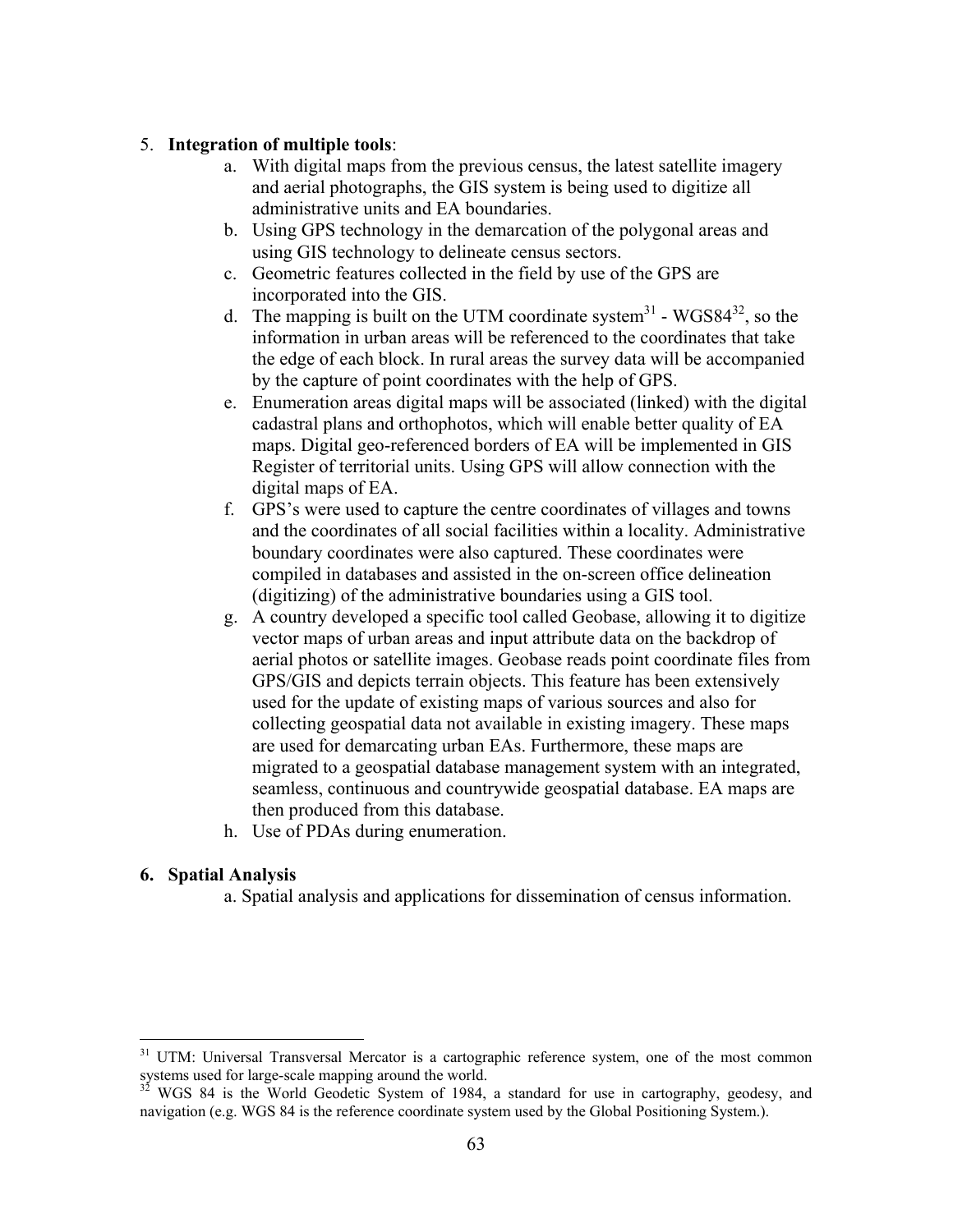5. **Integration of multiple tools**:
    a. With digital maps from the previous census, the latest satellite imagery and aerial photographs, the GIS system is being used to digitize all administrative units and EA boundaries.
    b. Using GPS technology in the demarcation of the polygonal areas and using GIS technology to delineate census sectors.
    c. Geometric features collected in the field by use of the GPS are incorporated into the GIS.
    d. The mapping is built on the UTM coordinate system[31] - WGS84[32], so the information in urban areas will be referenced to the coordinates that take the edge of each block. In rural areas the survey data will be accompanied by the capture of point coordinates with the help of GPS.
    e. Enumeration areas digital maps will be associated (linked) with the digital cadastral plans and orthophotos, which will enable better quality of EA maps. Digital geo-referenced borders of EA will be implemented in GIS Register of territorial units. Using GPS will allow connection with the digital maps of EA.
    f. GPS's were used to capture the centre coordinates of villages and towns and the coordinates of all social facilities within a locality. Administrative boundary coordinates were also captured. These coordinates were compiled in databases and assisted in the on-screen office delineation (digitizing) of the administrative boundaries using a GIS tool.
    g. A country developed a specific tool called Geobase, allowing it to digitize vector maps of urban areas and input attribute data on the backdrop of aerial photos or satellite images. Geobase reads point coordinate files from GPS/GIS and depicts terrain objects. This feature has been extensively used for the update of existing maps of various sources and also for collecting geospatial data not available in existing imagery. These maps are used for demarcating urban EAs. Furthermore, these maps are migrated to a geospatial database management system with an integrated, seamless, continuous and countrywide geospatial database. EA maps are then produced from this database.
    h. Use of PDAs during enumeration.

6. **Spatial Analysis**
    a. Spatial analysis and applications for dissemination of census information.

---

[31] UTM: Universal Transversal Mercator is a cartographic reference system, one of the most common systems used for large-scale mapping around the world.

[32] WGS 84 is the World Geodetic System of 1984, a standard for use in cartography, geodesy, and navigation (e.g. WGS 84 is the reference coordinate system used by the Global Positioning System.).